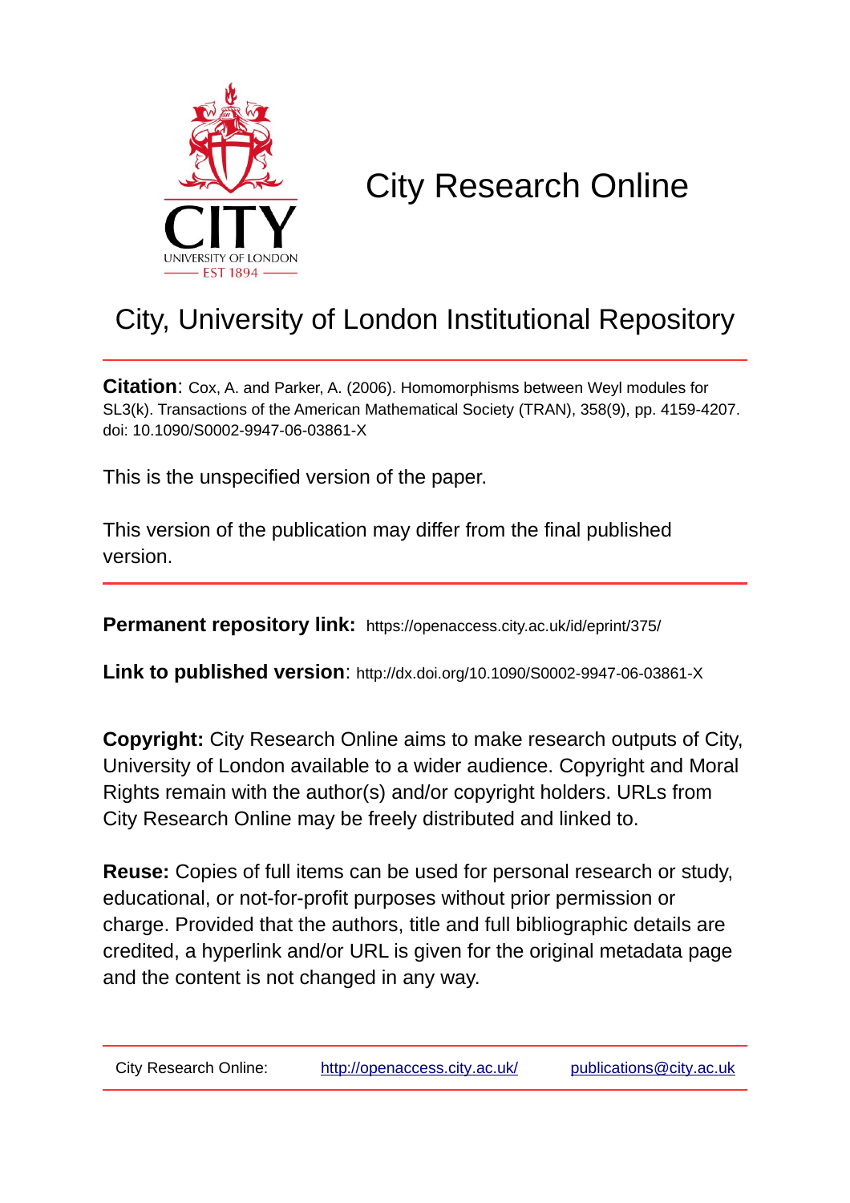# City Research Online

## City, University of London Institutional Repository

**Citation**: Cox, A. and Parker, A. (2006). Homomorphisms between Weyl modules for SL3(k). Transactions of the American Mathematical Society (TRAN), 358(9), pp. 4159-4207. doi: 10.1090/S0002-9947-06-03861-X

This is the unspecified version of the paper.

This version of the publication may differ from the final published version.

**Permanent repository link:** https://openaccess.city.ac.uk/id/eprint/375/

**Link to published version**: http://dx.doi.org/10.1090/S0002-9947-06-03861-X

**Copyright:** City Research Online aims to make research outputs of City, University of London available to a wider audience. Copyright and Moral Rights remain with the author(s) and/or copyright holders. URLs from City Research Online may be freely distributed and linked to.

**Reuse:** Copies of full items can be used for personal research or study, educational, or not-for-profit purposes without prior permission or charge. Provided that the authors, title and full bibliographic details are credited, a hyperlink and/or URL is given for the original metadata page and the content is not changed in any way.

City Research Online: http://openaccess.city.ac.uk/ publications@city.ac.uk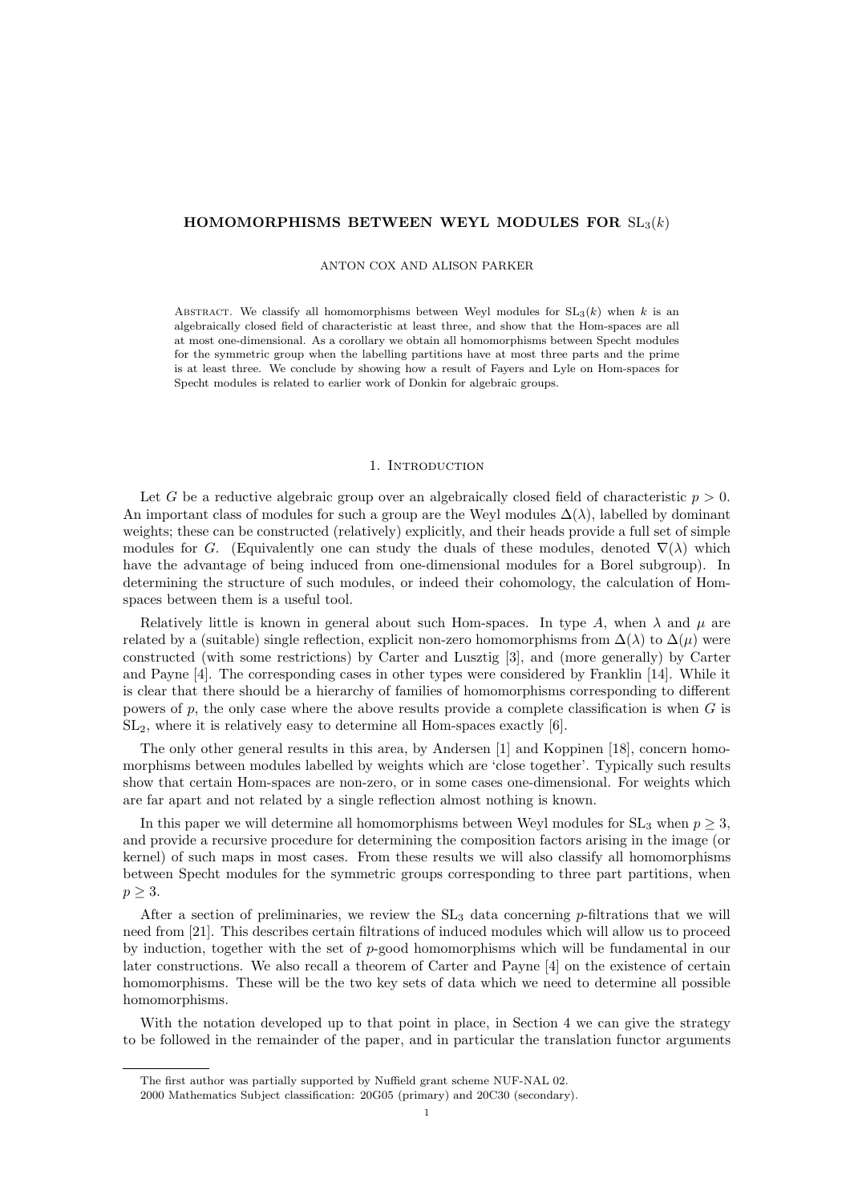**HOMOMORPHISMS BETWEEN WEYL MODULES FOR $\mathrm{SL}_3(k)$**

ANTON COX AND ALISON PARKER

Abstract. We classify all homomorphisms between Weyl modules for $\mathrm{SL}_3(k)$ when $k$ is an algebraically closed field of characteristic at least three, and show that the Hom-spaces are all at most one-dimensional. As a corollary we obtain all homomorphisms between Specht modules for the symmetric group when the labelling partitions have at most three parts and the prime is at least three. We conclude by showing how a result of Fayers and Lyle on Hom-spaces for Specht modules is related to earlier work of Donkin for algebraic groups.

## 1. Introduction

Let $G$ be a reductive algebraic group over an algebraically closed field of characteristic $p > 0$. An important class of modules for such a group are the Weyl modules $\Delta(\lambda)$, labelled by dominant weights; these can be constructed (relatively) explicitly, and their heads provide a full set of simple modules for $G$. (Equivalently one can study the duals of these modules, denoted $\nabla(\lambda)$ which have the advantage of being induced from one-dimensional modules for a Borel subgroup). In determining the structure of such modules, or indeed their cohomology, the calculation of Hom-spaces between them is a useful tool.

Relatively little is known in general about such Hom-spaces. In type $A$, when $\lambda$ and $\mu$ are related by a (suitable) single reflection, explicit non-zero homomorphisms from $\Delta(\lambda)$ to $\Delta(\mu)$ were constructed (with some restrictions) by Carter and Lusztig [3], and (more generally) by Carter and Payne [4]. The corresponding cases in other types were considered by Franklin [14]. While it is clear that there should be a hierarchy of families of homomorphisms corresponding to different powers of $p$, the only case where the above results provide a complete classification is when $G$ is $\mathrm{SL}_2$, where it is relatively easy to determine all Hom-spaces exactly [6].

The only other general results in this area, by Andersen [1] and Koppinen [18], concern homomorphisms between modules labelled by weights which are 'close together'. Typically such results show that certain Hom-spaces are non-zero, or in some cases one-dimensional. For weights which are far apart and not related by a single reflection almost nothing is known.

In this paper we will determine all homomorphisms between Weyl modules for $\mathrm{SL}_3$ when $p \geq 3$, and provide a recursive procedure for determining the composition factors arising in the image (or kernel) of such maps in most cases. From these results we will also classify all homomorphisms between Specht modules for the symmetric groups corresponding to three part partitions, when $p \geq 3$.

After a section of preliminaries, we review the $\mathrm{SL}_3$ data concerning $p$-filtrations that we will need from [21]. This describes certain filtrations of induced modules which will allow us to proceed by induction, together with the set of $p$-good homomorphisms which will be fundamental in our later constructions. We also recall a theorem of Carter and Payne [4] on the existence of certain homomorphisms. These will be the two key sets of data which we need to determine all possible homomorphisms.

With the notation developed up to that point in place, in Section 4 we can give the strategy to be followed in the remainder of the paper, and in particular the translation functor arguments

---

The first author was partially supported by Nuffield grant scheme NUF-NAL 02.

2000 Mathematics Subject classification: 20G05 (primary) and 20C30 (secondary).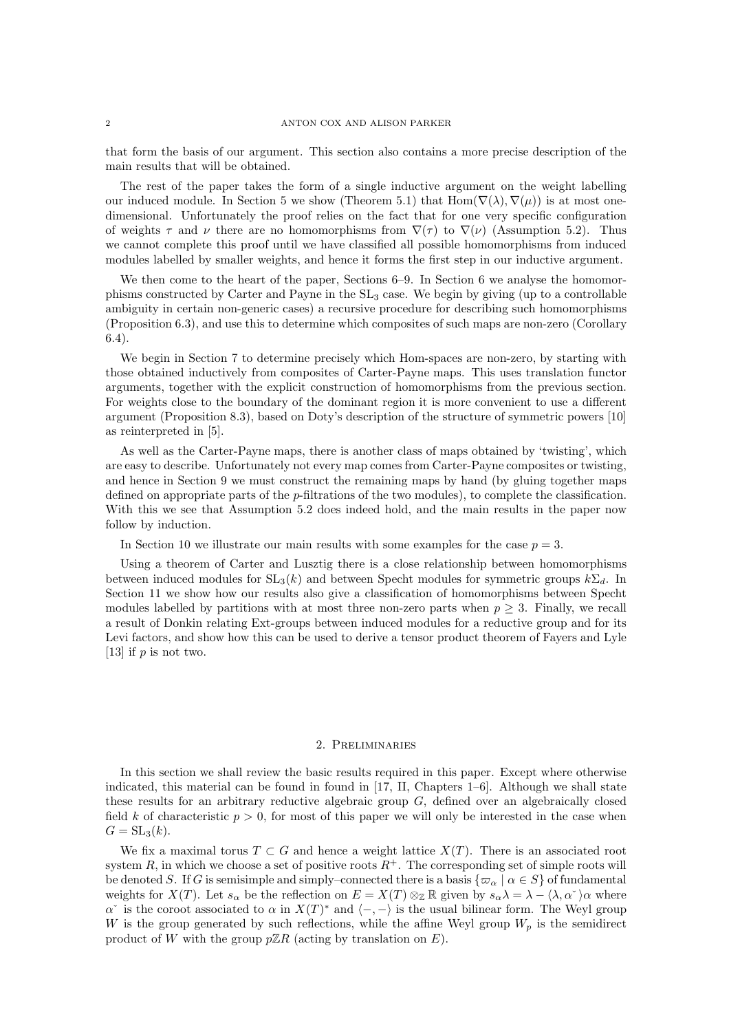that form the basis of our argument. This section also contains a more precise description of the main results that will be obtained.

The rest of the paper takes the form of a single inductive argument on the weight labelling our induced module. In Section 5 we show (Theorem 5.1) that $\mathrm{Hom}(\nabla(\lambda), \nabla(\mu))$ is at most one-dimensional. Unfortunately the proof relies on the fact that for one very specific configuration of weights $\tau$ and $\nu$ there are no homomorphisms from $\nabla(\tau)$ to $\nabla(\nu)$ (Assumption 5.2). Thus we cannot complete this proof until we have classified all possible homomorphisms from induced modules labelled by smaller weights, and hence it forms the first step in our inductive argument.

We then come to the heart of the paper, Sections 6–9. In Section 6 we analyse the homomorphisms constructed by Carter and Payne in the $\mathrm{SL}_3$ case. We begin by giving (up to a controllable ambiguity in certain non-generic cases) a recursive procedure for describing such homomorphisms (Proposition 6.3), and use this to determine which composites of such maps are non-zero (Corollary 6.4).

We begin in Section 7 to determine precisely which Hom-spaces are non-zero, by starting with those obtained inductively from composites of Carter-Payne maps. This uses translation functor arguments, together with the explicit construction of homomorphisms from the previous section. For weights close to the boundary of the dominant region it is more convenient to use a different argument (Proposition 8.3), based on Doty's description of the structure of symmetric powers [10] as reinterpreted in [5].

As well as the Carter-Payne maps, there is another class of maps obtained by 'twisting', which are easy to describe. Unfortunately not every map comes from Carter-Payne composites or twisting, and hence in Section 9 we must construct the remaining maps by hand (by gluing together maps defined on appropriate parts of the $p$-filtrations of the two modules), to complete the classification. With this we see that Assumption 5.2 does indeed hold, and the main results in the paper now follow by induction.

In Section 10 we illustrate our main results with some examples for the case $p = 3$.

Using a theorem of Carter and Lusztig there is a close relationship between homomorphisms between induced modules for $\mathrm{SL}_3(k)$ and between Specht modules for symmetric groups $k\Sigma_d$. In Section 11 we show how our results also give a classification of homomorphisms between Specht modules labelled by partitions with at most three non-zero parts when $p \geq 3$. Finally, we recall a result of Donkin relating Ext-groups between induced modules for a reductive group and for its Levi factors, and show how this can be used to derive a tensor product theorem of Fayers and Lyle [13] if $p$ is not two.

## 2. Preliminaries

In this section we shall review the basic results required in this paper. Except where otherwise indicated, this material can be found in found in [17, II, Chapters 1–6]. Although we shall state these results for an arbitrary reductive algebraic group $G$, defined over an algebraically closed field $k$ of characteristic $p > 0$, for most of this paper we will only be interested in the case when $G = \mathrm{SL}_3(k)$.

We fix a maximal torus $T \subset G$ and hence a weight lattice $X(T)$. There is an associated root system $R$, in which we choose a set of positive roots $R^+$. The corresponding set of simple roots will be denoted $S$. If $G$ is semisimple and simply–connected there is a basis $\{\varpi_\alpha \mid \alpha \in S\}$ of fundamental weights for $X(T)$. Let $s_\alpha$ be the reflection on $E = X(T) \otimes_{\mathbb{Z}} \mathbb{R}$ given by $s_\alpha \lambda = \lambda - \langle \lambda, \alpha^\vee \rangle \alpha$ where $\alpha^\vee$ is the coroot associated to $\alpha$ in $X(T)^*$ and $\langle -, - \rangle$ is the usual bilinear form. The Weyl group $W$ is the group generated by such reflections, while the affine Weyl group $W_p$ is the semidirect product of $W$ with the group $p\mathbb{Z}R$ (acting by translation on $E$).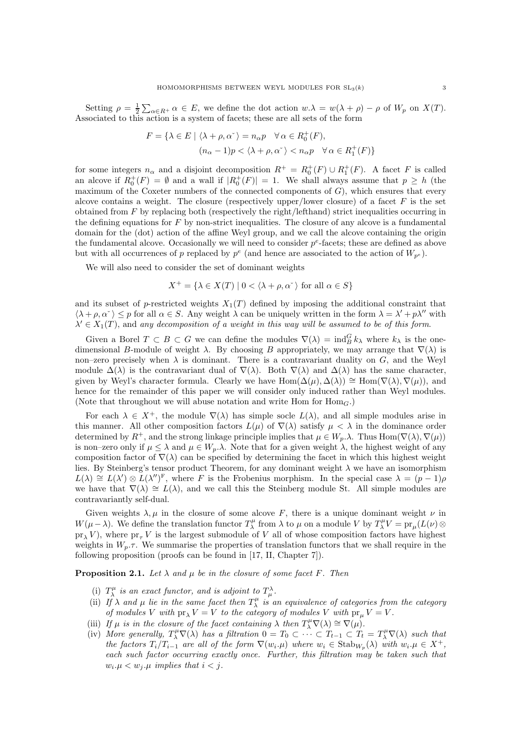Setting $\rho = \frac{1}{2}\sum_{\alpha\in R^+} \alpha \in E$, we define the dot action $w.\lambda = w(\lambda+\rho)-\rho$ of $W_p$ on $X(T)$. Associated to this action is a system of facets; these are all sets of the form

$$F = \{\lambda \in E \mid \langle \lambda+\rho, \alpha\check{}\,\rangle = n_\alpha p \quad \forall\, \alpha \in R_0^+(F),$$
$$(n_\alpha - 1)p < \langle \lambda+\rho, \alpha\check{}\,\rangle < n_\alpha p \quad \forall\, \alpha \in R_1^+(F)\}$$

for some integers $n_\alpha$ and a disjoint decomposition $R^+ = R_0^+(F) \cup R_1^+(F)$. A facet $F$ is called an alcove if $R_0^+(F) = \emptyset$ and a wall if $|R_0^+(F)| = 1$. We shall always assume that $p \geq h$ (the maximum of the Coxeter numbers of the connected components of $G$), which ensures that every alcove contains a weight. The closure (respectively upper/lower closure) of a facet $F$ is the set obtained from $F$ by replacing both (respectively the right/lefthand) strict inequalities occurring in the defining equations for $F$ by non-strict inequalities. The closure of any alcove is a fundamental domain for the (dot) action of the affine Weyl group, and we call the alcove containing the origin the fundamental alcove. Occasionally we will need to consider $p^e$-facets; these are defined as above but with all occurrences of $p$ replaced by $p^e$ (and hence are associated to the action of $W_{p^e}$).

We will also need to consider the set of dominant weights

$$X^+ = \{\lambda \in X(T) \mid 0 < \langle \lambda+\rho, \alpha\check{}\,\rangle \text{ for all } \alpha \in S\}$$

and its subset of $p$-restricted weights $X_1(T)$ defined by imposing the additional constraint that $\langle \lambda+\rho, \alpha\check{}\,\rangle \leq p$ for all $\alpha \in S$. Any weight $\lambda$ can be uniquely written in the form $\lambda = \lambda' + p\lambda''$ with $\lambda' \in X_1(T)$, and *any decomposition of a weight in this way will be assumed to be of this form.*

Given a Borel $T \subset B \subset G$ we can define the modules $\nabla(\lambda) = \operatorname{ind}_B^G k_\lambda$ where $k_\lambda$ is the one-dimensional $B$-module of weight $\lambda$. By choosing $B$ appropriately, we may arrange that $\nabla(\lambda)$ is non–zero precisely when $\lambda$ is dominant. There is a contravariant duality on $G$, and the Weyl module $\Delta(\lambda)$ is the contravariant dual of $\nabla(\lambda)$. Both $\nabla(\lambda)$ and $\Delta(\lambda)$ has the same character, given by Weyl's character formula. Clearly we have $\operatorname{Hom}(\Delta(\mu), \Delta(\lambda)) \cong \operatorname{Hom}(\nabla(\lambda), \nabla(\mu))$, and hence for the remainder of this paper we will consider only induced rather than Weyl modules. (Note that throughout we will abuse notation and write Hom for $\operatorname{Hom}_G$.)

For each $\lambda \in X^+$, the module $\nabla(\lambda)$ has simple socle $L(\lambda)$, and all simple modules arise in this manner. All other composition factors $L(\mu)$ of $\nabla(\lambda)$ satisfy $\mu < \lambda$ in the dominance order determined by $R^+$, and the strong linkage principle implies that $\mu \in W_p.\lambda$. Thus $\operatorname{Hom}(\nabla(\lambda), \nabla(\mu))$ is non–zero only if $\mu \leq \lambda$ and $\mu \in W_p.\lambda$. Note that for a given weight $\lambda$, the highest weight of any composition factor of $\nabla(\lambda)$ can be specified by determining the facet in which this highest weight lies. By Steinberg's tensor product Theorem, for any dominant weight $\lambda$ we have an isomorphism $L(\lambda) \cong L(\lambda') \otimes L(\lambda'')^{\mathrm{F}}$, where F is the Frobenius morphism. In the special case $\lambda = (p-1)\rho$ we have that $\nabla(\lambda) \cong L(\lambda)$, and we call this the Steinberg module St. All simple modules are contravariantly self-dual.

Given weights $\lambda, \mu$ in the closure of some alcove $F$, there is a unique dominant weight $\nu$ in $W(\mu-\lambda)$. We define the translation functor $T_\lambda^\mu$ from $\lambda$ to $\mu$ on a module $V$ by $T_\lambda^\mu V = \operatorname{pr}_\mu(L(\nu) \otimes \operatorname{pr}_\lambda V)$, where $\operatorname{pr}_\tau V$ is the largest submodule of $V$ all of whose composition factors have highest weights in $W_p.\tau$. We summarise the properties of translation functors that we shall require in the following proposition (proofs can be found in [17, II, Chapter 7]).

**Proposition 2.1.** *Let $\lambda$ and $\mu$ be in the closure of some facet $F$. Then*

- (i) *$T_\lambda^\mu$ is an exact functor, and is adjoint to $T_\mu^\lambda$.*
- (ii) *If $\lambda$ and $\mu$ lie in the same facet then $T_\lambda^\mu$ is an equivalence of categories from the category of modules $V$ with $\operatorname{pr}_\lambda V = V$ to the category of modules $V$ with $\operatorname{pr}_\mu V = V$.*
- (iii) *If $\mu$ is in the closure of the facet containing $\lambda$ then $T_\lambda^\mu \nabla(\lambda) \cong \nabla(\mu)$.*
- (iv) *More generally, $T_\lambda^\mu \nabla(\lambda)$ has a filtration $0 = T_0 \subset \cdots \subset T_{t-1} \subset T_t = T_\lambda^\mu \nabla(\lambda)$ such that the factors $T_i/T_{i-1}$ are all of the form $\nabla(w_i.\mu)$ where $w_i \in \operatorname{Stab}_{W_p}(\lambda)$ with $w_i.\mu \in X^+$, each such factor occurring exactly once. Further, this filtration may be taken such that $w_i.\mu < w_j.\mu$ implies that $i < j$.*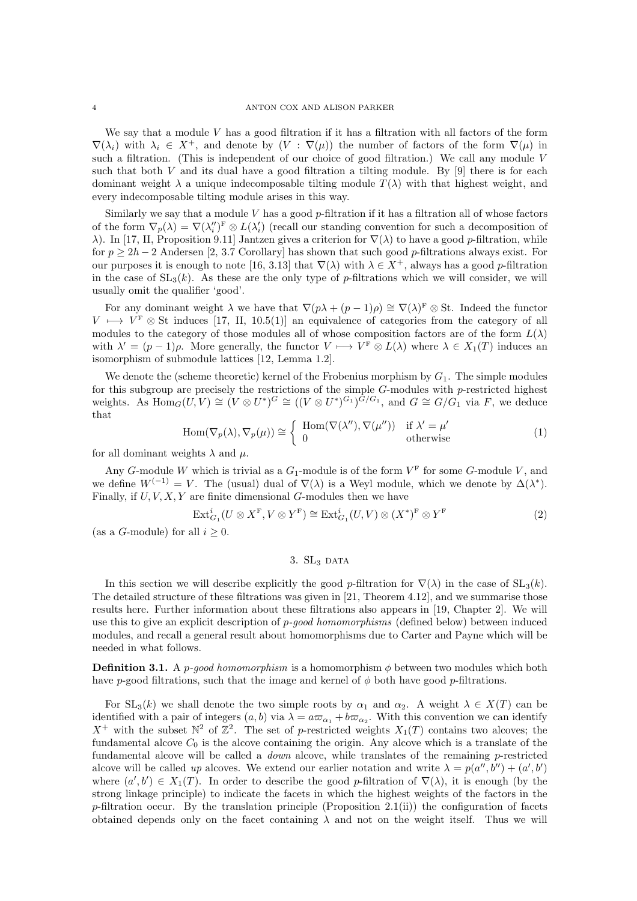We say that a module $V$ has a good filtration if it has a filtration with all factors of the form $\nabla(\lambda_i)$ with $\lambda_i \in X^+$, and denote by $(V : \nabla(\mu))$ the number of factors of the form $\nabla(\mu)$ in such a filtration. (This is independent of our choice of good filtration.) We call any module $V$ such that both $V$ and its dual have a good filtration a tilting module. By [9] there is for each dominant weight $\lambda$ a unique indecomposable tilting module $T(\lambda)$ with that highest weight, and every indecomposable tilting module arises in this way.

Similarly we say that a module $V$ has a good $p$-filtration if it has a filtration all of whose factors of the form $\nabla_p(\lambda) = \nabla(\lambda_i'')^{\mathrm{F}} \otimes L(\lambda_i')$ (recall our standing convention for such a decomposition of $\lambda$). In [17, II, Proposition 9.11] Jantzen gives a criterion for $\nabla(\lambda)$ to have a good $p$-filtration, while for $p \geq 2h-2$ Andersen [2, 3.7 Corollary] has shown that such good $p$-filtrations always exist. For our purposes it is enough to note [16, 3.13] that $\nabla(\lambda)$ with $\lambda \in X^+$, always has a good $p$-filtration in the case of $\mathrm{SL}_3(k)$. As these are the only type of $p$-filtrations which we will consider, we will usually omit the qualifier 'good'.

For any dominant weight $\lambda$ we have that $\nabla(p\lambda + (p-1)\rho) \cong \nabla(\lambda)^{\mathrm{F}} \otimes \mathrm{St}$. Indeed the functor $V \longmapsto V^{\mathrm{F}} \otimes \mathrm{St}$ induces [17, II, 10.5(1)] an equivalence of categories from the category of all modules to the category of those modules all of whose composition factors are of the form $L(\lambda)$ with $\lambda' = (p-1)\rho$. More generally, the functor $V \longmapsto V^{\mathrm{F}} \otimes L(\lambda)$ where $\lambda \in X_1(T)$ induces an isomorphism of submodule lattices [12, Lemma 1.2].

We denote the (scheme theoretic) kernel of the Frobenius morphism by $G_1$. The simple modules for this subgroup are precisely the restrictions of the simple $G$-modules with $p$-restricted highest weights. As $\mathrm{Hom}_G(U, V) \cong (V \otimes U^*)^G \cong ((V \otimes U^*)^{G_1})^{G/G_1}$, and $G \cong G/G_1$ via $F$, we deduce that

$$\mathrm{Hom}(\nabla_p(\lambda), \nabla_p(\mu)) \cong \begin{cases} \mathrm{Hom}(\nabla(\lambda''), \nabla(\mu'')) & \text{if } \lambda' = \mu' \\ 0 & \text{otherwise} \end{cases} \tag{1}$$

for all dominant weights $\lambda$ and $\mu$.

Any $G$-module $W$ which is trivial as a $G_1$-module is of the form $V^{\mathrm{F}}$ for some $G$-module $V$, and we define $W^{(-1)} = V$. The (usual) dual of $\nabla(\lambda)$ is a Weyl module, which we denote by $\Delta(\lambda^*)$. Finally, if $U, V, X, Y$ are finite dimensional $G$-modules then we have

$$\mathrm{Ext}^i_{G_1}(U \otimes X^{\mathrm{F}}, V \otimes Y^{\mathrm{F}}) \cong \mathrm{Ext}^i_{G_1}(U, V) \otimes (X^*)^{\mathrm{F}} \otimes Y^{\mathrm{F}} \tag{2}$$

(as a $G$-module) for all $i \geq 0$.

## 3. $\mathrm{SL}_3$ data

In this section we will describe explicitly the good $p$-filtration for $\nabla(\lambda)$ in the case of $\mathrm{SL}_3(k)$. The detailed structure of these filtrations was given in [21, Theorem 4.12], and we summarise those results here. Further information about these filtrations also appears in [19, Chapter 2]. We will use this to give an explicit description of *p-good homomorphisms* (defined below) between induced modules, and recall a general result about homomorphisms due to Carter and Payne which will be needed in what follows.

**Definition 3.1.** A *p-good homomorphism* is a homomorphism $\phi$ between two modules which both have $p$-good filtrations, such that the image and kernel of $\phi$ both have good $p$-filtrations.

For $\mathrm{SL}_3(k)$ we shall denote the two simple roots by $\alpha_1$ and $\alpha_2$. A weight $\lambda \in X(T)$ can be identified with a pair of integers $(a, b)$ via $\lambda = a\varpi_{\alpha_1} + b\varpi_{\alpha_2}$. With this convention we can identify $X^+$ with the subset $\mathbb{N}^2$ of $\mathbb{Z}^2$. The set of $p$-restricted weights $X_1(T)$ contains two alcoves; the fundamental alcove $C_0$ is the alcove containing the origin. Any alcove which is a translate of the fundamental alcove will be called a *down* alcove, while translates of the remaining $p$-restricted alcove will be called *up* alcoves. We extend our earlier notation and write $\lambda = p(a'', b'') + (a', b')$ where $(a', b') \in X_1(T)$. In order to describe the good $p$-filtration of $\nabla(\lambda)$, it is enough (by the strong linkage principle) to indicate the facets in which the highest weights of the factors in the $p$-filtration occur. By the translation principle (Proposition 2.1(ii)) the configuration of facets obtained depends only on the facet containing $\lambda$ and not on the weight itself. Thus we will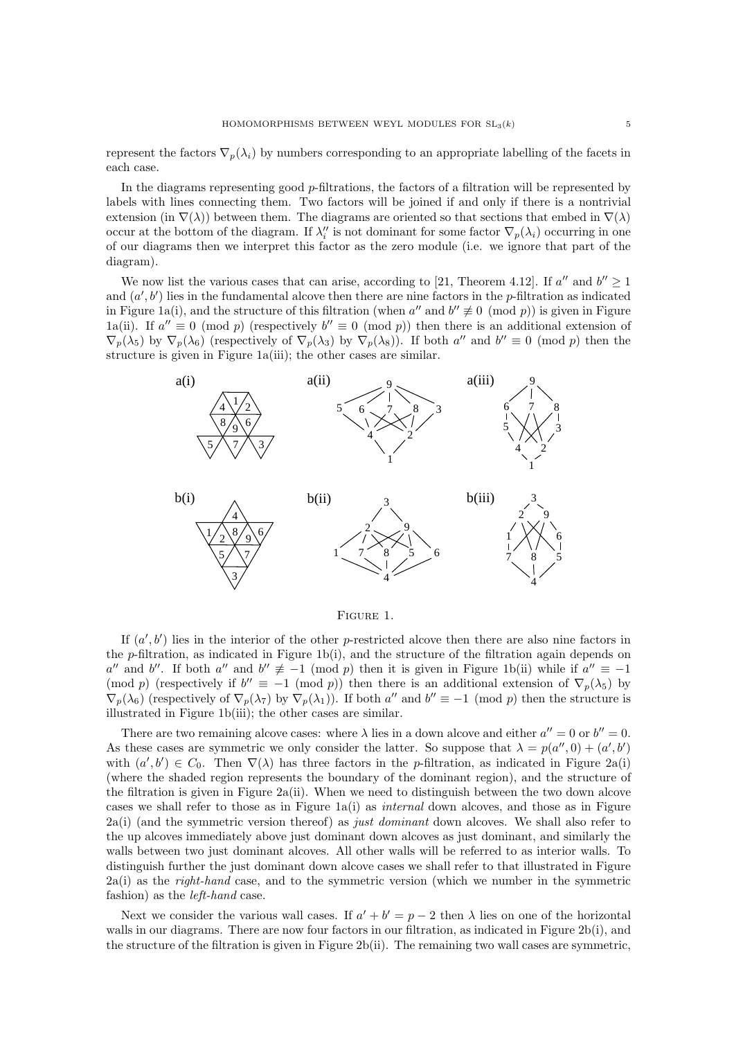represent the factors $\nabla_p(\lambda_i)$ by numbers corresponding to an appropriate labelling of the facets in each case.

In the diagrams representing good $p$-filtrations, the factors of a filtration will be represented by labels with lines connecting them. Two factors will be joined if and only if there is a nontrivial extension (in $\nabla(\lambda)$) between them. The diagrams are oriented so that sections that embed in $\nabla(\lambda)$ occur at the bottom of the diagram. If $\lambda_i''$ is not dominant for some factor $\nabla_p(\lambda_i)$ occurring in one of our diagrams then we interpret this factor as the zero module (i.e. we ignore that part of the diagram).

We now list the various cases that can arise, according to [21, Theorem 4.12]. If $a''$ and $b'' \geq 1$ and $(a', b')$ lies in the fundamental alcove then there are nine factors in the $p$-filtration as indicated in Figure 1a(i), and the structure of this filtration (when $a''$ and $b'' \not\equiv 0 \pmod p$) is given in Figure 1a(ii). If $a'' \equiv 0 \pmod p$ (respectively $b'' \equiv 0 \pmod p$) then there is an additional extension of $\nabla_p(\lambda_5)$ by $\nabla_p(\lambda_6)$ (respectively of $\nabla_p(\lambda_3)$ by $\nabla_p(\lambda_8)$). If both $a''$ and $b'' \equiv 0 \pmod p$ then the structure is given in Figure 1a(iii); the other cases are similar.

Figure 1.

If $(a', b')$ lies in the interior of the other $p$-restricted alcove then there are also nine factors in the $p$-filtration, as indicated in Figure 1b(i), and the structure of the filtration again depends on $a''$ and $b''$. If both $a''$ and $b'' \not\equiv -1 \pmod p$ then it is given in Figure 1b(ii) while if $a'' \equiv -1 \pmod p$ (respectively if $b'' \equiv -1 \pmod p$) then there is an additional extension of $\nabla_p(\lambda_5)$ by $\nabla_p(\lambda_6)$ (respectively of $\nabla_p(\lambda_7)$ by $\nabla_p(\lambda_1)$). If both $a''$ and $b'' \equiv -1 \pmod p$ then the structure is illustrated in Figure 1b(iii); the other cases are similar.

There are two remaining alcove cases: where $\lambda$ lies in a down alcove and either $a'' = 0$ or $b'' = 0$. As these cases are symmetric we only consider the latter. So suppose that $\lambda = p(a'', 0) + (a', b')$ with $(a', b') \in C_0$. Then $\nabla(\lambda)$ has three factors in the $p$-filtration, as indicated in Figure 2a(i) (where the shaded region represents the boundary of the dominant region), and the structure of the filtration is given in Figure 2a(ii). When we need to distinguish between the two down alcove cases we shall refer to those as in Figure 1a(i) as *internal* down alcoves, and those as in Figure 2a(i) (and the symmetric version thereof) as *just dominant* down alcoves. We shall also refer to the up alcoves immediately above just dominant down alcoves as just dominant, and similarly the walls between two just dominant alcoves. All other walls will be referred to as interior walls. To distinguish further the just dominant down alcove cases we shall refer to that illustrated in Figure 2a(i) as the *right-hand* case, and to the symmetric version (which we number in the symmetric fashion) as the *left-hand* case.

Next we consider the various wall cases. If $a' + b' = p - 2$ then $\lambda$ lies on one of the horizontal walls in our diagrams. There are now four factors in our filtration, as indicated in Figure 2b(i), and the structure of the filtration is given in Figure 2b(ii). The remaining two wall cases are symmetric,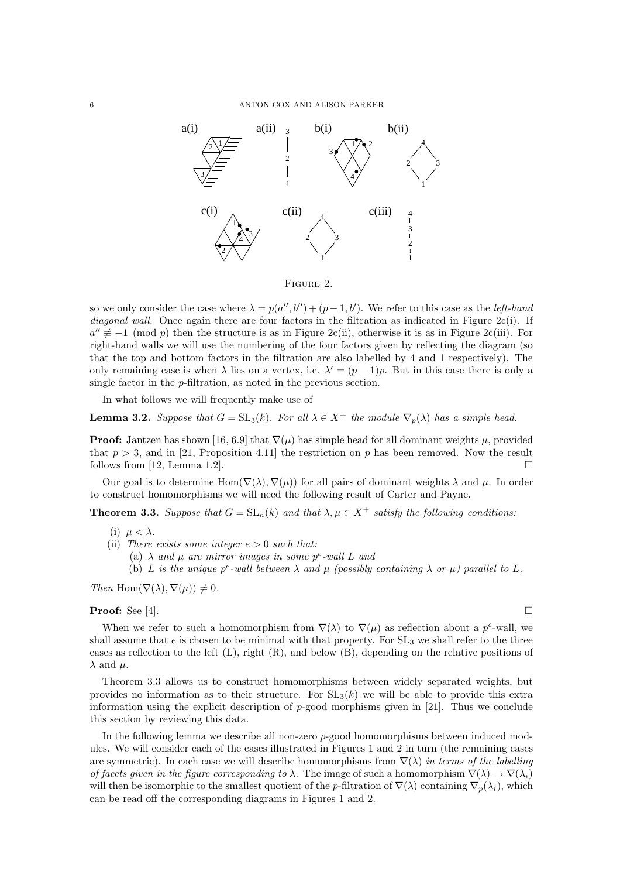FIGURE 2.

so we only consider the case where $\lambda = p(a'', b'') + (p-1, b')$. We refer to this case as the *left-hand diagonal wall*. Once again there are four factors in the filtration as indicated in Figure 2c(i). If $a'' \not\equiv -1 \pmod p$ then the structure is as in Figure 2c(ii), otherwise it is as in Figure 2c(iii). For right-hand walls we will use the numbering of the four factors given by reflecting the diagram (so that the top and bottom factors in the filtration are also labelled by 4 and 1 respectively). The only remaining case is when $\lambda$ lies on a vertex, i.e. $\lambda' = (p-1)\rho$. But in this case there is only a single factor in the $p$-filtration, as noted in the previous section.

In what follows we will frequently make use of

**Lemma 3.2.** *Suppose that $G = \mathrm{SL}_3(k)$. For all $\lambda \in X^+$ the module $\nabla_p(\lambda)$ has a simple head.*

**Proof:** Jantzen has shown [16, 6.9] that $\nabla(\mu)$ has simple head for all dominant weights $\mu$, provided that $p > 3$, and in [21, Proposition 4.11] the restriction on $p$ has been removed. Now the result follows from [12, Lemma 1.2]. □

Our goal is to determine $\mathrm{Hom}(\nabla(\lambda), \nabla(\mu))$ for all pairs of dominant weights $\lambda$ and $\mu$. In order to construct homomorphisms we will need the following result of Carter and Payne.

**Theorem 3.3.** *Suppose that $G = \mathrm{SL}_n(k)$ and that $\lambda, \mu \in X^+$ satisfy the following conditions:*

(i) $\mu < \lambda$.
(ii) *There exists some integer $e > 0$ such that:*
 (a) *$\lambda$ and $\mu$ are mirror images in some $p^e$-wall $L$ and*
 (b) *$L$ is the unique $p^e$-wall between $\lambda$ and $\mu$ (possibly containing $\lambda$ or $\mu$) parallel to $L$.*

*Then* $\mathrm{Hom}(\nabla(\lambda), \nabla(\mu)) \neq 0$.

**Proof:** See [4]. □

When we refer to such a homomorphism from $\nabla(\lambda)$ to $\nabla(\mu)$ as reflection about a $p^e$-wall, we shall assume that $e$ is chosen to be minimal with that property. For $\mathrm{SL}_3$ we shall refer to the three cases as reflection to the left (L), right (R), and below (B), depending on the relative positions of $\lambda$ and $\mu$.

Theorem 3.3 allows us to construct homomorphisms between widely separated weights, but provides no information as to their structure. For $\mathrm{SL}_3(k)$ we will be able to provide this extra information using the explicit description of $p$-good morphisms given in [21]. Thus we conclude this section by reviewing this data.

In the following lemma we describe all non-zero $p$-good homomorphisms between induced modules. We will consider each of the cases illustrated in Figures 1 and 2 in turn (the remaining cases are symmetric). In each case we will describe homomorphisms from $\nabla(\lambda)$ *in terms of the labelling of facets given in the figure corresponding to* $\lambda$. The image of such a homomorphism $\nabla(\lambda) \to \nabla(\lambda_i)$ will then be isomorphic to the smallest quotient of the $p$-filtration of $\nabla(\lambda)$ containing $\nabla_p(\lambda_i)$, which can be read off the corresponding diagrams in Figures 1 and 2.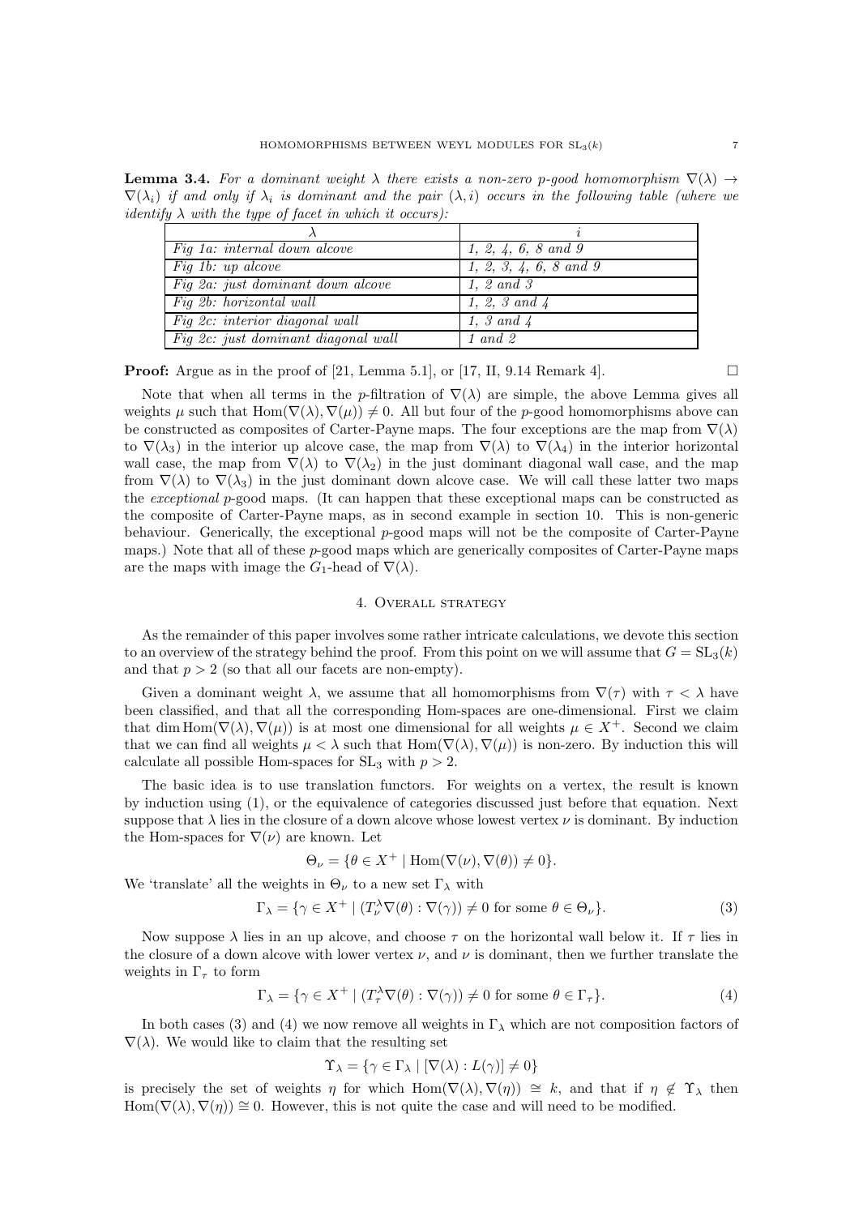**Lemma 3.4.** *For a dominant weight $\lambda$ there exists a non-zero $p$-good homomorphism $\nabla(\lambda) \to \nabla(\lambda_i)$ if and only if $\lambda_i$ is dominant and the pair $(\lambda, i)$ occurs in the following table (where we identify $\lambda$ with the type of facet in which it occurs):*

| $\lambda$ | $i$ |
|---|---|
| *Fig 1a: internal down alcove* | *1, 2, 4, 6, 8 and 9* |
| *Fig 1b: up alcove* | *1, 2, 3, 4, 6, 8 and 9* |
| *Fig 2a: just dominant down alcove* | *1, 2 and 3* |
| *Fig 2b: horizontal wall* | *1, 2, 3 and 4* |
| *Fig 2c: interior diagonal wall* | *1, 3 and 4* |
| *Fig 2c: just dominant diagonal wall* | *1 and 2* |

**Proof:** Argue as in the proof of [21, Lemma 5.1], or [17, II, 9.14 Remark 4]. □

Note that when all terms in the $p$-filtration of $\nabla(\lambda)$ are simple, the above Lemma gives all weights $\mu$ such that $\mathrm{Hom}(\nabla(\lambda), \nabla(\mu)) \neq 0$. All but four of the $p$-good homomorphisms above can be constructed as composites of Carter-Payne maps. The four exceptions are the map from $\nabla(\lambda)$ to $\nabla(\lambda_3)$ in the interior up alcove case, the map from $\nabla(\lambda)$ to $\nabla(\lambda_4)$ in the interior horizontal wall case, the map from $\nabla(\lambda)$ to $\nabla(\lambda_2)$ in the just dominant diagonal wall case, and the map from $\nabla(\lambda)$ to $\nabla(\lambda_3)$ in the just dominant down alcove case. We will call these latter two maps the *exceptional* $p$-good maps. (It can happen that these exceptional maps can be constructed as the composite of Carter-Payne maps, as in second example in section 10. This is non-generic behaviour. Generically, the exceptional $p$-good maps will not be the composite of Carter-Payne maps.) Note that all of these $p$-good maps which are generically composites of Carter-Payne maps are the maps with image the $G_1$-head of $\nabla(\lambda)$.

## 4. Overall strategy

As the remainder of this paper involves some rather intricate calculations, we devote this section to an overview of the strategy behind the proof. From this point on we will assume that $G = \mathrm{SL}_3(k)$ and that $p > 2$ (so that all our facets are non-empty).

Given a dominant weight $\lambda$, we assume that all homomorphisms from $\nabla(\tau)$ with $\tau < \lambda$ have been classified, and that all the corresponding Hom-spaces are one-dimensional. First we claim that $\dim \mathrm{Hom}(\nabla(\lambda), \nabla(\mu))$ is at most one dimensional for all weights $\mu \in X^+$. Second we claim that we can find all weights $\mu < \lambda$ such that $\mathrm{Hom}(\nabla(\lambda), \nabla(\mu))$ is non-zero. By induction this will calculate all possible Hom-spaces for $\mathrm{SL}_3$ with $p > 2$.

The basic idea is to use translation functors. For weights on a vertex, the result is known by induction using (1), or the equivalence of categories discussed just before that equation. Next suppose that $\lambda$ lies in the closure of a down alcove whose lowest vertex $\nu$ is dominant. By induction the Hom-spaces for $\nabla(\nu)$ are known. Let

$$\Theta_\nu = \{\theta \in X^+ \mid \mathrm{Hom}(\nabla(\nu), \nabla(\theta)) \neq 0\}.$$

We 'translate' all the weights in $\Theta_\nu$ to a new set $\Gamma_\lambda$ with

$$\Gamma_\lambda = \{\gamma \in X^+ \mid (T_\nu^\lambda \nabla(\theta) : \nabla(\gamma)) \neq 0 \text{ for some } \theta \in \Theta_\nu\}. \tag{3}$$

Now suppose $\lambda$ lies in an up alcove, and choose $\tau$ on the horizontal wall below it. If $\tau$ lies in the closure of a down alcove with lower vertex $\nu$, and $\nu$ is dominant, then we further translate the weights in $\Gamma_\tau$ to form

$$\Gamma_\lambda = \{\gamma \in X^+ \mid (T_\tau^\lambda \nabla(\theta) : \nabla(\gamma)) \neq 0 \text{ for some } \theta \in \Gamma_\tau\}. \tag{4}$$

In both cases (3) and (4) we now remove all weights in $\Gamma_\lambda$ which are not composition factors of $\nabla(\lambda)$. We would like to claim that the resulting set

$$\Upsilon_\lambda = \{\gamma \in \Gamma_\lambda \mid [\nabla(\lambda) : L(\gamma)] \neq 0\}$$

is precisely the set of weights $\eta$ for which $\mathrm{Hom}(\nabla(\lambda), \nabla(\eta)) \cong k$, and that if $\eta \notin \Upsilon_\lambda$ then $\mathrm{Hom}(\nabla(\lambda), \nabla(\eta)) \cong 0$. However, this is not quite the case and will need to be modified.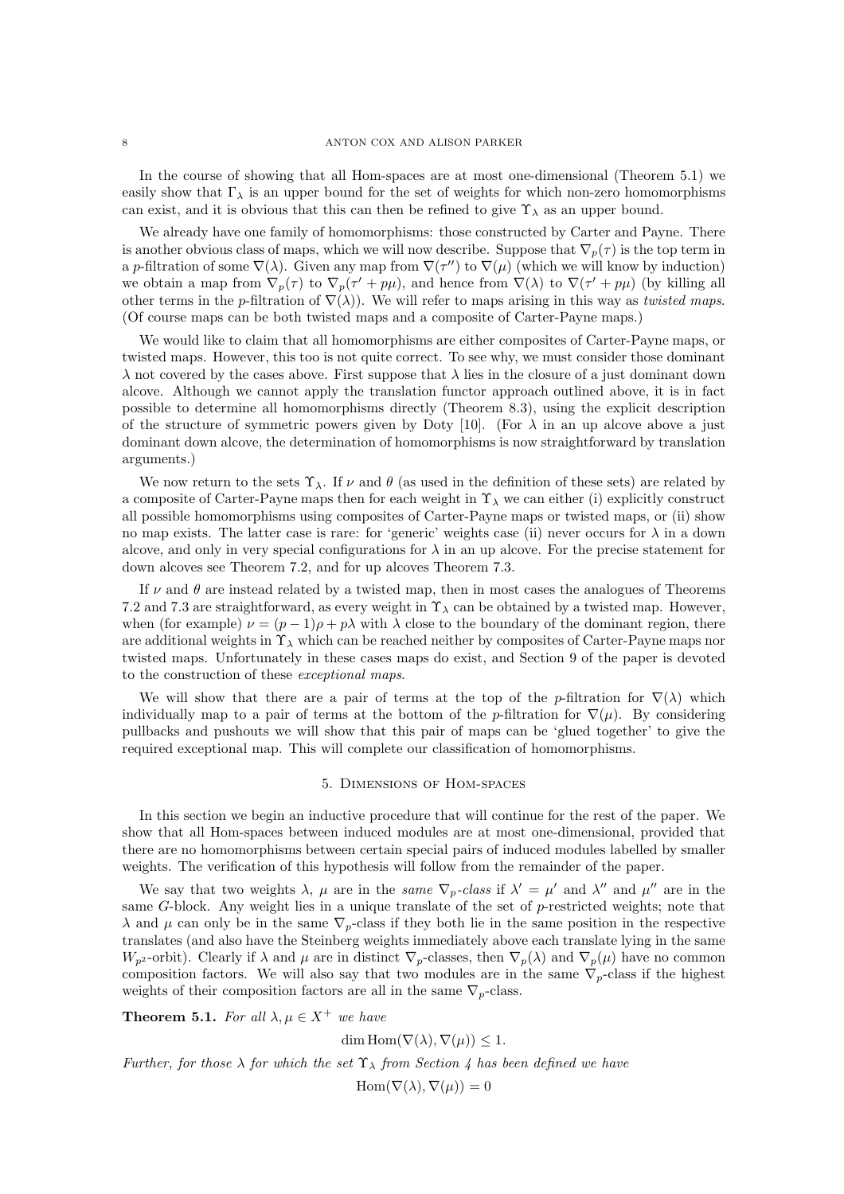In the course of showing that all Hom-spaces are at most one-dimensional (Theorem 5.1) we easily show that $\Gamma_\lambda$ is an upper bound for the set of weights for which non-zero homomorphisms can exist, and it is obvious that this can then be refined to give $\Upsilon_\lambda$ as an upper bound.

We already have one family of homomorphisms: those constructed by Carter and Payne. There is another obvious class of maps, which we will now describe. Suppose that $\nabla_p(\tau)$ is the top term in a $p$-filtration of some $\nabla(\lambda)$. Given any map from $\nabla(\tau'')$ to $\nabla(\mu)$ (which we will know by induction) we obtain a map from $\nabla_p(\tau)$ to $\nabla_p(\tau' + p\mu)$, and hence from $\nabla(\lambda)$ to $\nabla(\tau' + p\mu)$ (by killing all other terms in the $p$-filtration of $\nabla(\lambda)$). We will refer to maps arising in this way as *twisted maps*. (Of course maps can be both twisted maps and a composite of Carter-Payne maps.)

We would like to claim that all homomorphisms are either composites of Carter-Payne maps, or twisted maps. However, this too is not quite correct. To see why, we must consider those dominant $\lambda$ not covered by the cases above. First suppose that $\lambda$ lies in the closure of a just dominant down alcove. Although we cannot apply the translation functor approach outlined above, it is in fact possible to determine all homomorphisms directly (Theorem 8.3), using the explicit description of the structure of symmetric powers given by Doty [10]. (For $\lambda$ in an up alcove above a just dominant down alcove, the determination of homomorphisms is now straightforward by translation arguments.)

We now return to the sets $\Upsilon_\lambda$. If $\nu$ and $\theta$ (as used in the definition of these sets) are related by a composite of Carter-Payne maps then for each weight in $\Upsilon_\lambda$ we can either (i) explicitly construct all possible homomorphisms using composites of Carter-Payne maps or twisted maps, or (ii) show no map exists. The latter case is rare: for 'generic' weights case (ii) never occurs for $\lambda$ in a down alcove, and only in very special configurations for $\lambda$ in an up alcove. For the precise statement for down alcoves see Theorem 7.2, and for up alcoves Theorem 7.3.

If $\nu$ and $\theta$ are instead related by a twisted map, then in most cases the analogues of Theorems 7.2 and 7.3 are straightforward, as every weight in $\Upsilon_\lambda$ can be obtained by a twisted map. However, when (for example) $\nu = (p-1)\rho + p\lambda$ with $\lambda$ close to the boundary of the dominant region, there are additional weights in $\Upsilon_\lambda$ which can be reached neither by composites of Carter-Payne maps nor twisted maps. Unfortunately in these cases maps do exist, and Section 9 of the paper is devoted to the construction of these *exceptional maps*.

We will show that there are a pair of terms at the top of the $p$-filtration for $\nabla(\lambda)$ which individually map to a pair of terms at the bottom of the $p$-filtration for $\nabla(\mu)$. By considering pullbacks and pushouts we will show that this pair of maps can be 'glued together' to give the required exceptional map. This will complete our classification of homomorphisms.

## 5. Dimensions of Hom-spaces

In this section we begin an inductive procedure that will continue for the rest of the paper. We show that all Hom-spaces between induced modules are at most one-dimensional, provided that there are no homomorphisms between certain special pairs of induced modules labelled by smaller weights. The verification of this hypothesis will follow from the remainder of the paper.

We say that two weights $\lambda$, $\mu$ are in the *same* $\nabla_p$*-class* if $\lambda' = \mu'$ and $\lambda''$ and $\mu''$ are in the same $G$-block. Any weight lies in a unique translate of the set of $p$-restricted weights; note that $\lambda$ and $\mu$ can only be in the same $\nabla_p$-class if they both lie in the same position in the respective translates (and also have the Steinberg weights immediately above each translate lying in the same $W_{p^2}$-orbit). Clearly if $\lambda$ and $\mu$ are in distinct $\nabla_p$-classes, then $\nabla_p(\lambda)$ and $\nabla_p(\mu)$ have no common composition factors. We will also say that two modules are in the same $\nabla_p$-class if the highest weights of their composition factors are all in the same $\nabla_p$-class.

**Theorem 5.1.** *For all $\lambda, \mu \in X^+$ we have*

$$\dim \operatorname{Hom}(\nabla(\lambda), \nabla(\mu)) \leq 1.$$

*Further, for those $\lambda$ for which the set $\Upsilon_\lambda$ from Section 4 has been defined we have*

$$\operatorname{Hom}(\nabla(\lambda), \nabla(\mu)) = 0$$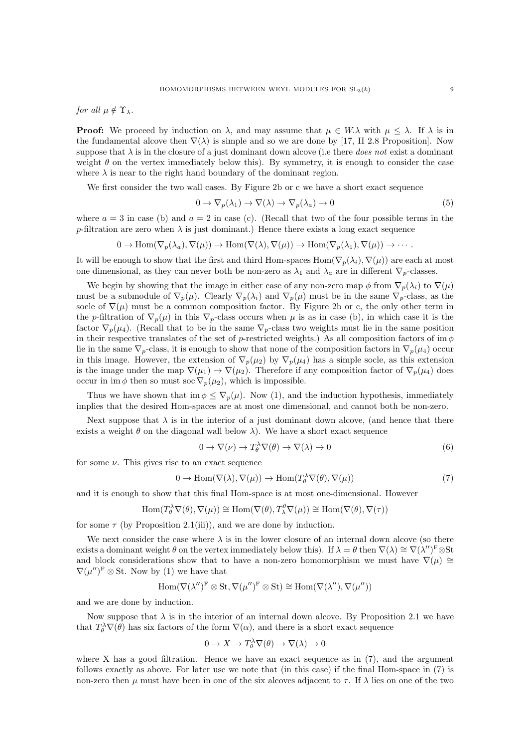*for all $\mu \notin \Upsilon_\lambda$.*

**Proof:** We proceed by induction on $\lambda$, and may assume that $\mu \in W.\lambda$ with $\mu \leq \lambda$. If $\lambda$ is in the fundamental alcove then $\nabla(\lambda)$ is simple and so we are done by [17, II 2.8 Proposition]. Now suppose that $\lambda$ is in the closure of a just dominant down alcove (i.e there *does not* exist a dominant weight $\theta$ on the vertex immediately below this). By symmetry, it is enough to consider the case where $\lambda$ is near to the right hand boundary of the dominant region.

We first consider the two wall cases. By Figure 2b or c we have a short exact sequence

$$0 \to \nabla_p(\lambda_1) \to \nabla(\lambda) \to \nabla_p(\lambda_a) \to 0 \tag{5}$$

where $a = 3$ in case (b) and $a = 2$ in case (c). (Recall that two of the four possible terms in the $p$-filtration are zero when $\lambda$ is just dominant.) Hence there exists a long exact sequence

$$0 \to \mathrm{Hom}(\nabla_p(\lambda_a), \nabla(\mu)) \to \mathrm{Hom}(\nabla(\lambda), \nabla(\mu)) \to \mathrm{Hom}(\nabla_p(\lambda_1), \nabla(\mu)) \to \cdots .$$

It will be enough to show that the first and third Hom-spaces $\mathrm{Hom}(\nabla_p(\lambda_i), \nabla(\mu))$ are each at most one dimensional, as they can never both be non-zero as $\lambda_1$ and $\lambda_a$ are in different $\nabla_p$-classes.

We begin by showing that the image in either case of any non-zero map $\phi$ from $\nabla_p(\lambda_i)$ to $\nabla(\mu)$ must be a submodule of $\nabla_p(\mu)$. Clearly $\nabla_p(\lambda_i)$ and $\nabla_p(\mu)$ must be in the same $\nabla_p$-class, as the socle of $\nabla(\mu)$ must be a common composition factor. By Figure 2b or c, the only other term in the $p$-filtration of $\nabla_p(\mu)$ in this $\nabla_p$-class occurs when $\mu$ is as in case (b), in which case it is the factor $\nabla_p(\mu_4)$. (Recall that to be in the same $\nabla_p$-class two weights must lie in the same position in their respective translates of the set of $p$-restricted weights.) As all composition factors of $\mathrm{im}\,\phi$ lie in the same $\nabla_p$-class, it is enough to show that none of the composition factors in $\nabla_p(\mu_4)$ occur in this image. However, the extension of $\nabla_p(\mu_2)$ by $\nabla_p(\mu_4)$ has a simple socle, as this extension is the image under the map $\nabla(\mu_1) \to \nabla(\mu_2)$. Therefore if any composition factor of $\nabla_p(\mu_4)$ does occur in $\mathrm{im}\,\phi$ then so must $\mathrm{soc}\,\nabla_p(\mu_2)$, which is impossible.

Thus we have shown that $\mathrm{im}\,\phi \leq \nabla_p(\mu)$. Now (1), and the induction hypothesis, immediately implies that the desired Hom-spaces are at most one dimensional, and cannot both be non-zero.

Next suppose that $\lambda$ is in the interior of a just dominant down alcove, (and hence that there exists a weight $\theta$ on the diagonal wall below $\lambda$). We have a short exact sequence

$$0 \to \nabla(\nu) \to T_\theta^\lambda \nabla(\theta) \to \nabla(\lambda) \to 0 \tag{6}$$

for some $\nu$. This gives rise to an exact sequence

$$0 \to \mathrm{Hom}(\nabla(\lambda), \nabla(\mu)) \to \mathrm{Hom}(T_\theta^\lambda \nabla(\theta), \nabla(\mu)) \tag{7}$$

and it is enough to show that this final Hom-space is at most one-dimensional. However

$$\mathrm{Hom}(T_\theta^\lambda \nabla(\theta), \nabla(\mu)) \cong \mathrm{Hom}(\nabla(\theta), T_\lambda^\theta \nabla(\mu)) \cong \mathrm{Hom}(\nabla(\theta), \nabla(\tau))$$

for some $\tau$ (by Proposition 2.1(iii)), and we are done by induction.

We next consider the case where $\lambda$ is in the lower closure of an internal down alcove (so there exists a dominant weight $\theta$ on the vertex immediately below this). If $\lambda = \theta$ then $\nabla(\lambda) \cong \nabla(\lambda'')^{\mathrm{F}} \otimes \mathrm{St}$ and block considerations show that to have a non-zero homomorphism we must have $\nabla(\mu) \cong \nabla(\mu'')^{\mathrm{F}} \otimes \mathrm{St}$. Now by (1) we have that

$$\mathrm{Hom}(\nabla(\lambda'')^{\mathrm{F}} \otimes \mathrm{St}, \nabla(\mu'')^{\mathrm{F}} \otimes \mathrm{St}) \cong \mathrm{Hom}(\nabla(\lambda''), \nabla(\mu''))$$

and we are done by induction.

Now suppose that $\lambda$ is in the interior of an internal down alcove. By Proposition 2.1 we have that $T_\theta^\lambda \nabla(\theta)$ has six factors of the form $\nabla(\alpha)$, and there is a short exact sequence

$$0 \to X \to T_\theta^\lambda \nabla(\theta) \to \nabla(\lambda) \to 0$$

where X has a good filtration. Hence we have an exact sequence as in (7), and the argument follows exactly as above. For later use we note that (in this case) if the final Hom-space in (7) is non-zero then $\mu$ must have been in one of the six alcoves adjacent to $\tau$. If $\lambda$ lies on one of the two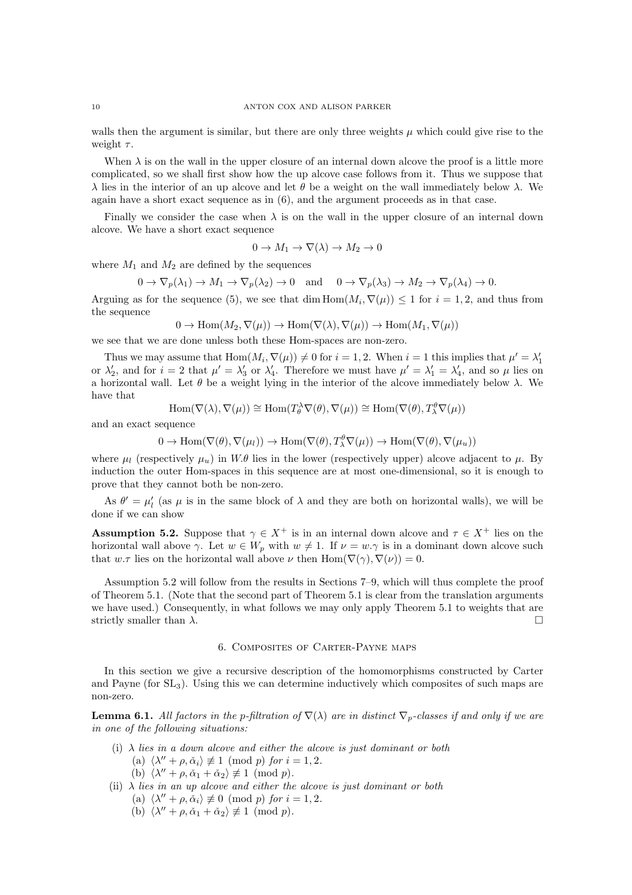walls then the argument is similar, but there are only three weights $\mu$ which could give rise to the weight $\tau$.

When $\lambda$ is on the wall in the upper closure of an internal down alcove the proof is a little more complicated, so we shall first show how the up alcove case follows from it. Thus we suppose that $\lambda$ lies in the interior of an up alcove and let $\theta$ be a weight on the wall immediately below $\lambda$. We again have a short exact sequence as in (6), and the argument proceeds as in that case.

Finally we consider the case when $\lambda$ is on the wall in the upper closure of an internal down alcove. We have a short exact sequence

$$0 \to M_1 \to \nabla(\lambda) \to M_2 \to 0$$

where $M_1$ and $M_2$ are defined by the sequences

$$0 \to \nabla_p(\lambda_1) \to M_1 \to \nabla_p(\lambda_2) \to 0 \quad \text{and} \quad 0 \to \nabla_p(\lambda_3) \to M_2 \to \nabla_p(\lambda_4) \to 0.$$

Arguing as for the sequence (5), we see that $\dim \mathrm{Hom}(M_i, \nabla(\mu)) \leq 1$ for $i = 1, 2$, and thus from the sequence

$$0 \to \mathrm{Hom}(M_2, \nabla(\mu)) \to \mathrm{Hom}(\nabla(\lambda), \nabla(\mu)) \to \mathrm{Hom}(M_1, \nabla(\mu))$$

we see that we are done unless both these Hom-spaces are non-zero.

Thus we may assume that $\mathrm{Hom}(M_i, \nabla(\mu)) \neq 0$ for $i = 1, 2$. When $i = 1$ this implies that $\mu' = \lambda_1'$ or $\lambda_2'$, and for $i = 2$ that $\mu' = \lambda_3'$ or $\lambda_4'$. Therefore we must have $\mu' = \lambda_1' = \lambda_4'$, and so $\mu$ lies on a horizontal wall. Let $\theta$ be a weight lying in the interior of the alcove immediately below $\lambda$. We have that

$$\mathrm{Hom}(\nabla(\lambda), \nabla(\mu)) \cong \mathrm{Hom}(T_\theta^\lambda \nabla(\theta), \nabla(\mu)) \cong \mathrm{Hom}(\nabla(\theta), T_\lambda^\theta \nabla(\mu))$$

and an exact sequence

$$0 \to \mathrm{Hom}(\nabla(\theta), \nabla(\mu_l)) \to \mathrm{Hom}(\nabla(\theta), T_\lambda^\theta \nabla(\mu)) \to \mathrm{Hom}(\nabla(\theta), \nabla(\mu_u))$$

where $\mu_l$ (respectively $\mu_u$) in $W.\theta$ lies in the lower (respectively upper) alcove adjacent to $\mu$. By induction the outer Hom-spaces in this sequence are at most one-dimensional, so it is enough to prove that they cannot both be non-zero.

As $\theta' = \mu_l'$ (as $\mu$ is in the same block of $\lambda$ and they are both on horizontal walls), we will be done if we can show

**Assumption 5.2.** Suppose that $\gamma \in X^+$ is in an internal down alcove and $\tau \in X^+$ lies on the horizontal wall above $\gamma$. Let $w \in W_p$ with $w \neq 1$. If $\nu = w.\gamma$ is in a dominant down alcove such that $w.\tau$ lies on the horizontal wall above $\nu$ then $\mathrm{Hom}(\nabla(\gamma), \nabla(\nu)) = 0$.

Assumption 5.2 will follow from the results in Sections 7–9, which will thus complete the proof of Theorem 5.1. (Note that the second part of Theorem 5.1 is clear from the translation arguments we have used.) Consequently, in what follows we may only apply Theorem 5.1 to weights that are strictly smaller than $\lambda$. □

## 6. Composites of Carter-Payne maps

In this section we give a recursive description of the homomorphisms constructed by Carter and Payne (for $\mathrm{SL}_3$). Using this we can determine inductively which composites of such maps are non-zero.

**Lemma 6.1.** *All factors in the p-filtration of $\nabla(\lambda)$ are in distinct $\nabla_p$-classes if and only if we are in one of the following situations:*

(i) *$\lambda$ lies in a down alcove and either the alcove is just dominant or both*
   (a) $\langle \lambda'' + \rho, \check{\alpha}_i \rangle \not\equiv 1 \pmod{p}$ *for* $i = 1, 2$.
   (b) $\langle \lambda'' + \rho, \check{\alpha}_1 + \check{\alpha}_2 \rangle \not\equiv 1 \pmod{p}$.

(ii) *$\lambda$ lies in an up alcove and either the alcove is just dominant or both*
   (a) $\langle \lambda'' + \rho, \check{\alpha}_i \rangle \not\equiv 0 \pmod{p}$ *for* $i = 1, 2$.
   (b) $\langle \lambda'' + \rho, \check{\alpha}_1 + \check{\alpha}_2 \rangle \not\equiv 1 \pmod{p}$.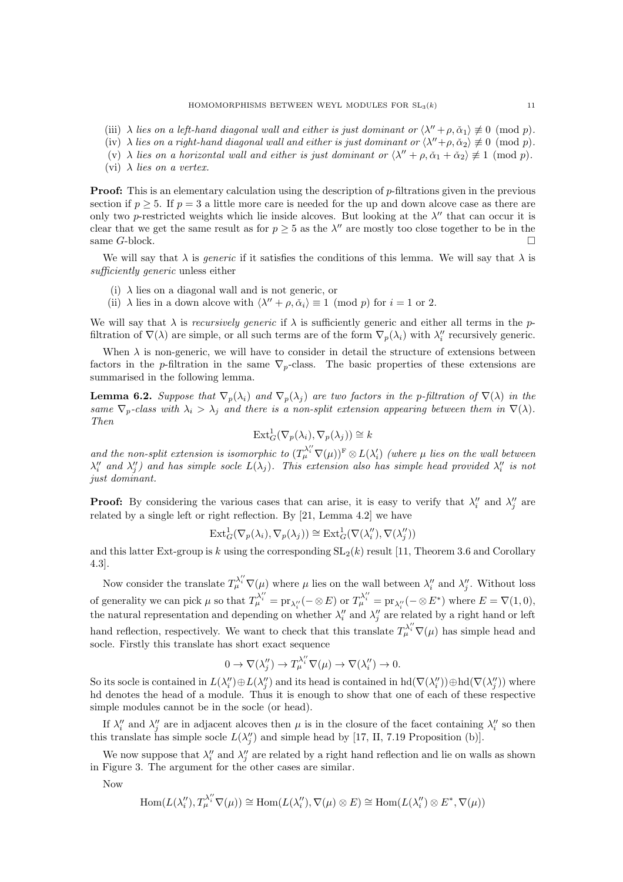(iii) *$\lambda$ lies on a left-hand diagonal wall and either is just dominant or $\langle\lambda''+\rho,\check{\alpha}_1\rangle \not\equiv 0 \pmod p$.*

(iv) *$\lambda$ lies on a right-hand diagonal wall and either is just dominant or $\langle\lambda''+\rho,\check{\alpha}_2\rangle \not\equiv 0 \pmod p$.*

(v) *$\lambda$ lies on a horizontal wall and either is just dominant or $\langle\lambda''+\rho,\check{\alpha}_1+\check{\alpha}_2\rangle \not\equiv 1 \pmod p$.*

(vi) *$\lambda$ lies on a vertex.*

**Proof:** This is an elementary calculation using the description of $p$-filtrations given in the previous section if $p \geq 5$. If $p = 3$ a little more care is needed for the up and down alcove case as there are only two $p$-restricted weights which lie inside alcoves. But looking at the $\lambda''$ that can occur it is clear that we get the same result as for $p \geq 5$ as the $\lambda''$ are mostly too close together to be in the same $G$-block. □

We will say that $\lambda$ is *generic* if it satisfies the conditions of this lemma. We will say that $\lambda$ is *sufficiently generic* unless either

(i) $\lambda$ lies on a diagonal wall and is not generic, or

(ii) $\lambda$ lies in a down alcove with $\langle\lambda''+\rho,\check{\alpha}_i\rangle \equiv 1 \pmod p$ for $i = 1$ or $2$.

We will say that $\lambda$ is *recursively generic* if $\lambda$ is sufficiently generic and either all terms in the $p$-filtration of $\nabla(\lambda)$ are simple, or all such terms are of the form $\nabla_p(\lambda_i)$ with $\lambda_i''$ recursively generic.

When $\lambda$ is non-generic, we will have to consider in detail the structure of extensions between factors in the $p$-filtration in the same $\nabla_p$-class. The basic properties of these extensions are summarised in the following lemma.

**Lemma 6.2.** *Suppose that $\nabla_p(\lambda_i)$ and $\nabla_p(\lambda_j)$ are two factors in the $p$-filtration of $\nabla(\lambda)$ in the same $\nabla_p$-class with $\lambda_i > \lambda_j$ and there is a non-split extension appearing between them in $\nabla(\lambda)$. Then*

$$\mathrm{Ext}^1_G(\nabla_p(\lambda_i),\nabla_p(\lambda_j)) \cong k$$

*and the non-split extension is isomorphic to $(T_\mu^{\lambda_i''}\nabla(\mu))^{\mathrm{F}} \otimes L(\lambda_i')$ (where $\mu$ lies on the wall between $\lambda_i''$ and $\lambda_j''$) and has simple socle $L(\lambda_j)$. This extension also has simple head provided $\lambda_i''$ is not just dominant.*

**Proof:** By considering the various cases that can arise, it is easy to verify that $\lambda_i''$ and $\lambda_j''$ are related by a single left or right reflection. By [21, Lemma 4.2] we have

$$\mathrm{Ext}^1_G(\nabla_p(\lambda_i),\nabla_p(\lambda_j)) \cong \mathrm{Ext}^1_G(\nabla(\lambda_i''),\nabla(\lambda_j''))$$

and this latter Ext-group is $k$ using the corresponding $\mathrm{SL}_2(k)$ result [11, Theorem 3.6 and Corollary 4.3].

Now consider the translate $T_\mu^{\lambda_i''}\nabla(\mu)$ where $\mu$ lies on the wall between $\lambda_i''$ and $\lambda_j''$. Without loss of generality we can pick $\mu$ so that $T_\mu^{\lambda_i''} = \mathrm{pr}_{\lambda_i''}(-\otimes E)$ or $T_\mu^{\lambda_i''} = \mathrm{pr}_{\lambda_i''}(-\otimes E^*)$ where $E = \nabla(1,0)$, the natural representation and depending on whether $\lambda_i''$ and $\lambda_j''$ are related by a right hand or left hand reflection, respectively. We want to check that this translate $T_\mu^{\lambda_i''}\nabla(\mu)$ has simple head and socle. Firstly this translate has short exact sequence

$$0 \to \nabla(\lambda_j'') \to T_\mu^{\lambda_i''}\nabla(\mu) \to \nabla(\lambda_i'') \to 0.$$

So its socle is contained in $L(\lambda_i'')\oplus L(\lambda_j'')$ and its head is contained in $\mathrm{hd}(\nabla(\lambda_i''))\oplus\mathrm{hd}(\nabla(\lambda_j''))$ where hd denotes the head of a module. Thus it is enough to show that one of each of these respective simple modules cannot be in the socle (or head).

If $\lambda_i''$ and $\lambda_j''$ are in adjacent alcoves then $\mu$ is in the closure of the facet containing $\lambda_i''$ so then this translate has simple socle $L(\lambda_j'')$ and simple head by [17, II, 7.19 Proposition (b)].

We now suppose that $\lambda_i''$ and $\lambda_j''$ are related by a right hand reflection and lie on walls as shown in Figure 3. The argument for the other cases are similar.

Now

$$\mathrm{Hom}(L(\lambda_i''),T_\mu^{\lambda_i''}\nabla(\mu)) \cong \mathrm{Hom}(L(\lambda_i''),\nabla(\mu)\otimes E) \cong \mathrm{Hom}(L(\lambda_i'')\otimes E^*,\nabla(\mu))$$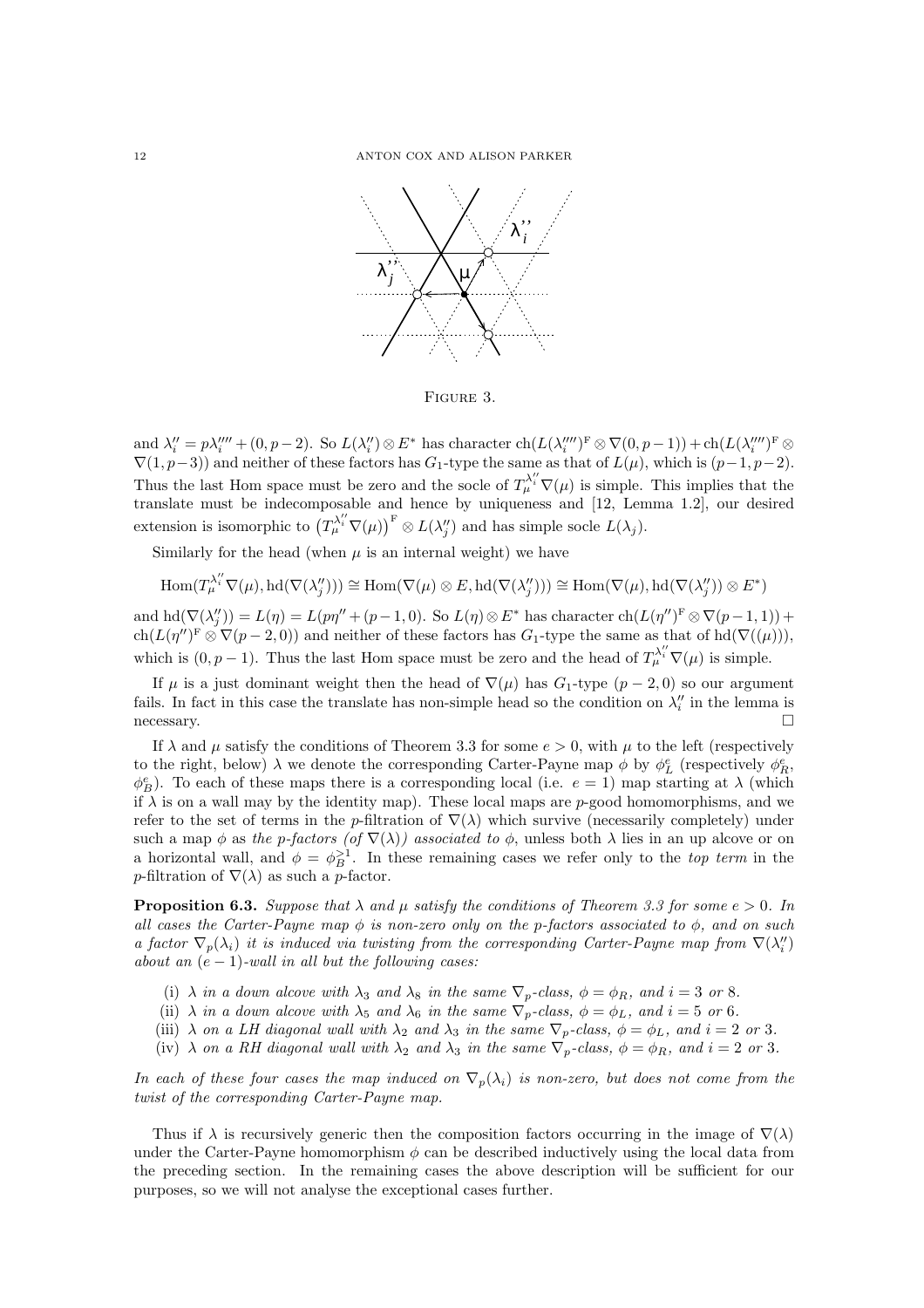Figure 3.

and $\lambda_i'' = p\lambda_i''' + (0, p-2)$. So $L(\lambda_i'') \otimes E^*$ has character $\mathrm{ch}(L(\lambda_i''')^{\mathrm{F}} \otimes \nabla(0, p-1)) + \mathrm{ch}(L(\lambda_i''')^{\mathrm{F}} \otimes \nabla(1, p-3))$ and neither of these factors has $G_1$-type the same as that of $L(\mu)$, which is $(p-1, p-2)$. Thus the last Hom space must be zero and the socle of $T_\mu^{\lambda_i''}\nabla(\mu)$ is simple. This implies that the translate must be indecomposable and hence by uniqueness and [12, Lemma 1.2], our desired extension is isomorphic to $\left(T_\mu^{\lambda_i''}\nabla(\mu)\right)^{\mathrm{F}} \otimes L(\lambda_j'')$ and has simple socle $L(\lambda_j)$.

Similarly for the head (when $\mu$ is an internal weight) we have

$$\mathrm{Hom}(T_\mu^{\lambda_i''}\nabla(\mu), \mathrm{hd}(\nabla(\lambda_j''))) \cong \mathrm{Hom}(\nabla(\mu) \otimes E, \mathrm{hd}(\nabla(\lambda_j''))) \cong \mathrm{Hom}(\nabla(\mu), \mathrm{hd}(\nabla(\lambda_j'')) \otimes E^*)$$

and $\mathrm{hd}(\nabla(\lambda_j'')) = L(\eta) = L(p\eta'' + (p-1, 0)$. So $L(\eta) \otimes E^*$ has character $\mathrm{ch}(L(\eta'')^{\mathrm{F}} \otimes \nabla(p-1, 1)) + \mathrm{ch}(L(\eta'')^{\mathrm{F}} \otimes \nabla(p-2, 0))$ and neither of these factors has $G_1$-type the same as that of $\mathrm{hd}(\nabla((\mu)))$, which is $(0, p-1)$. Thus the last Hom space must be zero and the head of $T_\mu^{\lambda_i''}\nabla(\mu)$ is simple.

If $\mu$ is a just dominant weight then the head of $\nabla(\mu)$ has $G_1$-type $(p-2, 0)$ so our argument fails. In fact in this case the translate has non-simple head so the condition on $\lambda_i''$ in the lemma is necessary. □

If $\lambda$ and $\mu$ satisfy the conditions of Theorem 3.3 for some $e > 0$, with $\mu$ to the left (respectively to the right, below) $\lambda$ we denote the corresponding Carter-Payne map $\phi$ by $\phi_L^e$ (respectively $\phi_R^e$, $\phi_B^e$). To each of these maps there is a corresponding local (i.e. $e = 1$) map starting at $\lambda$ (which if $\lambda$ is on a wall may by the identity map). These local maps are $p$-good homomorphisms, and we refer to the set of terms in the $p$-filtration of $\nabla(\lambda)$ which survive (necessarily completely) under such a map $\phi$ as *the p-factors (of* $\nabla(\lambda)$*) associated to* $\phi$, unless both $\lambda$ lies in an up alcove or on a horizontal wall, and $\phi = \phi_B^{>1}$. In these remaining cases we refer only to the *top term* in the $p$-filtration of $\nabla(\lambda)$ as such a $p$-factor.

**Proposition 6.3.** *Suppose that $\lambda$ and $\mu$ satisfy the conditions of Theorem 3.3 for some $e > 0$. In all cases the Carter-Payne map $\phi$ is non-zero only on the p-factors associated to $\phi$, and on such a factor $\nabla_p(\lambda_i)$ it is induced via twisting from the corresponding Carter-Payne map from $\nabla(\lambda_i'')$ about an $(e-1)$-wall in all but the following cases:*

(i) *$\lambda$ in a down alcove with $\lambda_3$ and $\lambda_8$ in the same $\nabla_p$-class, $\phi = \phi_R$, and $i = 3$ or $8$.*
(ii) *$\lambda$ in a down alcove with $\lambda_5$ and $\lambda_6$ in the same $\nabla_p$-class, $\phi = \phi_L$, and $i = 5$ or $6$.*
(iii) *$\lambda$ on a LH diagonal wall with $\lambda_2$ and $\lambda_3$ in the same $\nabla_p$-class, $\phi = \phi_L$, and $i = 2$ or $3$.*
(iv) *$\lambda$ on a RH diagonal wall with $\lambda_2$ and $\lambda_3$ in the same $\nabla_p$-class, $\phi = \phi_R$, and $i = 2$ or $3$.*

*In each of these four cases the map induced on $\nabla_p(\lambda_i)$ is non-zero, but does not come from the twist of the corresponding Carter-Payne map.*

Thus if $\lambda$ is recursively generic then the composition factors occurring in the image of $\nabla(\lambda)$ under the Carter-Payne homomorphism $\phi$ can be described inductively using the local data from the preceding section. In the remaining cases the above description will be sufficient for our purposes, so we will not analyse the exceptional cases further.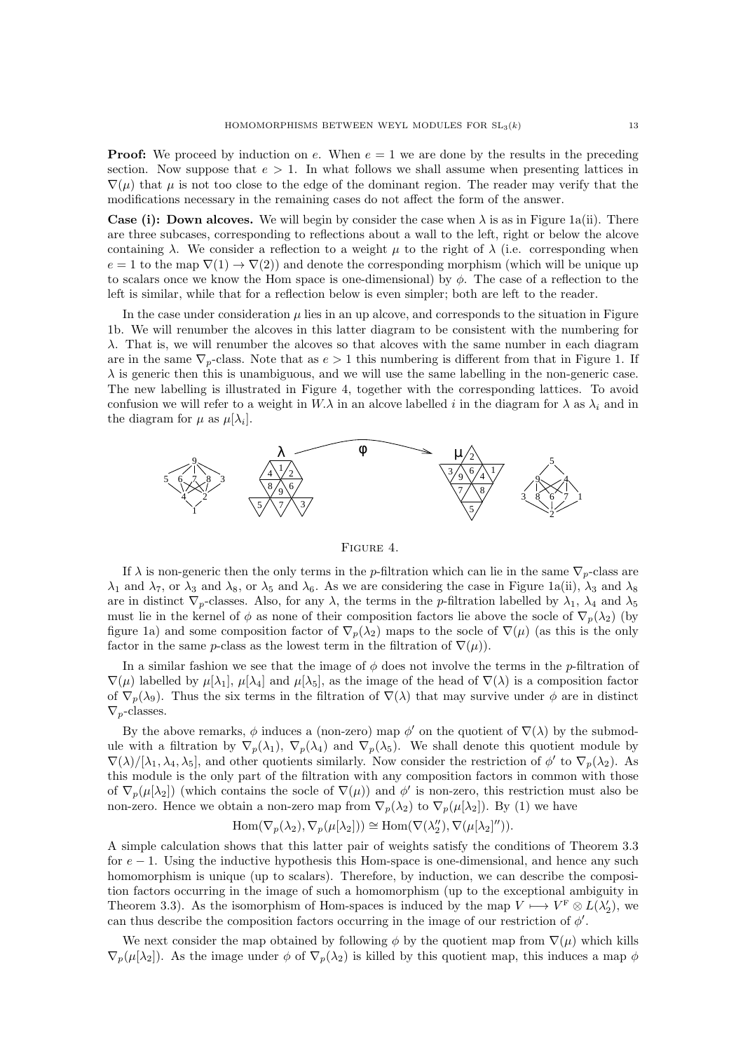**Proof:** We proceed by induction on $e$. When $e = 1$ we are done by the results in the preceding section. Now suppose that $e > 1$. In what follows we shall assume when presenting lattices in $\nabla(\mu)$ that $\mu$ is not too close to the edge of the dominant region. The reader may verify that the modifications necessary in the remaining cases do not affect the form of the answer.

**Case (i): Down alcoves.** We will begin by consider the case when $\lambda$ is as in Figure 1a(ii). There are three subcases, corresponding to reflections about a wall to the left, right or below the alcove containing $\lambda$. We consider a reflection to a weight $\mu$ to the right of $\lambda$ (i.e. corresponding when $e = 1$ to the map $\nabla(1) \to \nabla(2)$) and denote the corresponding morphism (which will be unique up to scalars once we know the Hom space is one-dimensional) by $\phi$. The case of a reflection to the left is similar, while that for a reflection below is even simpler; both are left to the reader.

In the case under consideration $\mu$ lies in an up alcove, and corresponds to the situation in Figure 1b. We will renumber the alcoves in this latter diagram to be consistent with the numbering for $\lambda$. That is, we will renumber the alcoves so that alcoves with the same number in each diagram are in the same $\nabla_p$-class. Note that as $e > 1$ this numbering is different from that in Figure 1. If $\lambda$ is generic then this is unambiguous, and we will use the same labelling in the non-generic case. The new labelling is illustrated in Figure 4, together with the corresponding lattices. To avoid confusion we will refer to a weight in $W.\lambda$ in an alcove labelled $i$ in the diagram for $\lambda$ as $\lambda_i$ and in the diagram for $\mu$ as $\mu[\lambda_i]$.

FIGURE 4.

If $\lambda$ is non-generic then the only terms in the $p$-filtration which can lie in the same $\nabla_p$-class are $\lambda_1$ and $\lambda_7$, or $\lambda_3$ and $\lambda_8$, or $\lambda_5$ and $\lambda_6$. As we are considering the case in Figure 1a(ii), $\lambda_3$ and $\lambda_8$ are in distinct $\nabla_p$-classes. Also, for any $\lambda$, the terms in the $p$-filtration labelled by $\lambda_1$, $\lambda_4$ and $\lambda_5$ must lie in the kernel of $\phi$ as none of their composition factors lie above the socle of $\nabla_p(\lambda_2)$ (by figure 1a) and some composition factor of $\nabla_p(\lambda_2)$ maps to the socle of $\nabla(\mu)$ (as this is the only factor in the same $p$-class as the lowest term in the filtration of $\nabla(\mu)$).

In a similar fashion we see that the image of $\phi$ does not involve the terms in the $p$-filtration of $\nabla(\mu)$ labelled by $\mu[\lambda_1]$, $\mu[\lambda_4]$ and $\mu[\lambda_5]$, as the image of the head of $\nabla(\lambda)$ is a composition factor of $\nabla_p(\lambda_9)$. Thus the six terms in the filtration of $\nabla(\lambda)$ that may survive under $\phi$ are in distinct $\nabla_p$-classes.

By the above remarks, $\phi$ induces a (non-zero) map $\phi'$ on the quotient of $\nabla(\lambda)$ by the submodule with a filtration by $\nabla_p(\lambda_1)$, $\nabla_p(\lambda_4)$ and $\nabla_p(\lambda_5)$. We shall denote this quotient module by $\nabla(\lambda)/[\lambda_1, \lambda_4, \lambda_5]$, and other quotients similarly. Now consider the restriction of $\phi'$ to $\nabla_p(\lambda_2)$. As this module is the only part of the filtration with any composition factors in common with those of $\nabla_p(\mu[\lambda_2])$ (which contains the socle of $\nabla(\mu)$) and $\phi'$ is non-zero, this restriction must also be non-zero. Hence we obtain a non-zero map from $\nabla_p(\lambda_2)$ to $\nabla_p(\mu[\lambda_2])$. By (1) we have

$$\mathrm{Hom}(\nabla_p(\lambda_2), \nabla_p(\mu[\lambda_2])) \cong \mathrm{Hom}(\nabla(\lambda_2''), \nabla(\mu[\lambda_2]'')).$$

A simple calculation shows that this latter pair of weights satisfy the conditions of Theorem 3.3 for $e-1$. Using the inductive hypothesis this Hom-space is one-dimensional, and hence any such homomorphism is unique (up to scalars). Therefore, by induction, we can describe the composition factors occurring in the image of such a homomorphism (up to the exceptional ambiguity in Theorem 3.3). As the isomorphism of Hom-spaces is induced by the map $V \longmapsto V^{\mathrm{F}} \otimes L(\lambda_2')$, we can thus describe the composition factors occurring in the image of our restriction of $\phi'$.

We next consider the map obtained by following $\phi$ by the quotient map from $\nabla(\mu)$ which kills $\nabla_p(\mu[\lambda_2])$. As the image under $\phi$ of $\nabla_p(\lambda_2)$ is killed by this quotient map, this induces a map $\phi$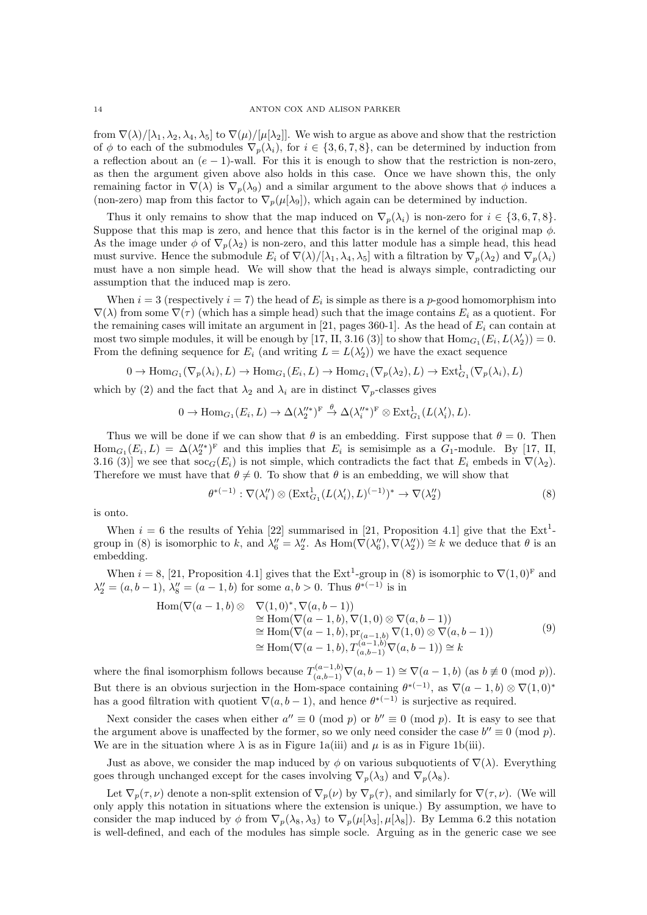from $\nabla(\lambda)/[\lambda_1, \lambda_2, \lambda_4, \lambda_5]$ to $\nabla(\mu)/[\mu[\lambda_2]]$. We wish to argue as above and show that the restriction of $\phi$ to each of the submodules $\nabla_p(\lambda_i)$, for $i \in \{3, 6, 7, 8\}$, can be determined by induction from a reflection about an $(e-1)$-wall. For this it is enough to show that the restriction is non-zero, as then the argument given above also holds in this case. Once we have shown this, the only remaining factor in $\nabla(\lambda)$ is $\nabla_p(\lambda_9)$ and a similar argument to the above shows that $\phi$ induces a (non-zero) map from this factor to $\nabla_p(\mu[\lambda_9])$, which again can be determined by induction.

Thus it only remains to show that the map induced on $\nabla_p(\lambda_i)$ is non-zero for $i \in \{3, 6, 7, 8\}$. Suppose that this map is zero, and hence that this factor is in the kernel of the original map $\phi$. As the image under $\phi$ of $\nabla_p(\lambda_2)$ is non-zero, and this latter module has a simple head, this head must survive. Hence the submodule $E_i$ of $\nabla(\lambda)/[\lambda_1, \lambda_4, \lambda_5]$ with a filtration by $\nabla_p(\lambda_2)$ and $\nabla_p(\lambda_i)$ must have a non simple head. We will show that the head is always simple, contradicting our assumption that the induced map is zero.

When $i = 3$ (respectively $i = 7$) the head of $E_i$ is simple as there is a $p$-good homomorphism into $\nabla(\lambda)$ from some $\nabla(\tau)$ (which has a simple head) such that the image contains $E_i$ as a quotient. For the remaining cases will imitate an argument in [21, pages 360-1]. As the head of $E_i$ can contain at most two simple modules, it will be enough by [17, II, 3.16 (3)] to show that $\mathrm{Hom}_{G_1}(E_i, L(\lambda_2')) = 0$. From the defining sequence for $E_i$ (and writing $L = L(\lambda_2')$) we have the exact sequence

$$0 \to \mathrm{Hom}_{G_1}(\nabla_p(\lambda_i), L) \to \mathrm{Hom}_{G_1}(E_i, L) \to \mathrm{Hom}_{G_1}(\nabla_p(\lambda_2), L) \to \mathrm{Ext}^1_{G_1}(\nabla_p(\lambda_i), L)$$

which by (2) and the fact that $\lambda_2$ and $\lambda_i$ are in distinct $\nabla_p$-classes gives

$$0 \to \mathrm{Hom}_{G_1}(E_i, L) \to \Delta(\lambda_2''^*)^{\mathrm{F}} \xrightarrow{\theta} \Delta(\lambda_i''^*)^{\mathrm{F}} \otimes \mathrm{Ext}^1_{G_1}(L(\lambda_i'), L).$$

Thus we will be done if we can show that $\theta$ is an embedding. First suppose that $\theta = 0$. Then $\mathrm{Hom}_{G_1}(E_i, L) = \Delta(\lambda_2''^*)^{\mathrm{F}}$ and this implies that $E_i$ is semisimple as a $G_1$-module. By [17, II, 3.16 (3)] we see that $\mathrm{soc}_G(E_i)$ is not simple, which contradicts the fact that $E_i$ embeds in $\nabla(\lambda_2)$. Therefore we must have that $\theta \neq 0$. To show that $\theta$ is an embedding, we will show that

$$\theta^{*(-1)} : \nabla(\lambda_i'') \otimes (\mathrm{Ext}^1_{G_1}(L(\lambda_i'), L)^{(-1)})^* \to \nabla(\lambda_2'') \tag{8}$$

is onto.

When $i = 6$ the results of Yehia [22] summarised in [21, Proposition 4.1] give that the $\mathrm{Ext}^1$-group in (8) is isomorphic to $k$, and $\lambda_6'' = \lambda_2''$. As $\mathrm{Hom}(\nabla(\lambda_6''), \nabla(\lambda_2'')) \cong k$ we deduce that $\theta$ is an embedding.

When $i = 8$, [21, Proposition 4.1] gives that the $\mathrm{Ext}^1$-group in (8) is isomorphic to $\nabla(1,0)^{\mathrm{F}}$ and $\lambda_2'' = (a, b-1)$, $\lambda_8'' = (a-1, b)$ for some $a, b > 0$. Thus $\theta^{*(-1)}$ is in

$$\begin{aligned}
\mathrm{Hom}(\nabla(a-1,b) \otimes\ & \nabla(1,0)^*, \nabla(a, b-1)) \\
&\cong \mathrm{Hom}(\nabla(a-1,b), \nabla(1,0) \otimes \nabla(a, b-1)) \\
&\cong \mathrm{Hom}(\nabla(a-1,b), \mathrm{pr}_{(a-1,b)} \nabla(1,0) \otimes \nabla(a, b-1)) \\
&\cong \mathrm{Hom}(\nabla(a-1,b), T_{(a,b-1)}^{(a-1,b)} \nabla(a, b-1)) \cong k
\end{aligned} \tag{9}$$

where the final isomorphism follows because $T_{(a,b-1)}^{(a-1,b)} \nabla(a, b-1) \cong \nabla(a-1, b)$ (as $b \not\equiv 0 \pmod p$). But there is an obvious surjection in the Hom-space containing $\theta^{*(-1)}$, as $\nabla(a-1,b) \otimes \nabla(1,0)^*$ has a good filtration with quotient $\nabla(a, b-1)$, and hence $\theta^{*(-1)}$ is surjective as required.

Next consider the cases when either $a'' \equiv 0 \pmod p$ or $b'' \equiv 0 \pmod p$. It is easy to see that the argument above is unaffected by the former, so we only need consider the case $b'' \equiv 0 \pmod p$. We are in the situation where $\lambda$ is as in Figure 1a(iii) and $\mu$ is as in Figure 1b(iii).

Just as above, we consider the map induced by $\phi$ on various subquotients of $\nabla(\lambda)$. Everything goes through unchanged except for the cases involving $\nabla_p(\lambda_3)$ and $\nabla_p(\lambda_8)$.

Let $\nabla_p(\tau, \nu)$ denote a non-split extension of $\nabla_p(\nu)$ by $\nabla_p(\tau)$, and similarly for $\nabla(\tau, \nu)$. (We will only apply this notation in situations where the extension is unique.) By assumption, we have to consider the map induced by $\phi$ from $\nabla_p(\lambda_8, \lambda_3)$ to $\nabla_p(\mu[\lambda_3], \mu[\lambda_8])$. By Lemma 6.2 this notation is well-defined, and each of the modules has simple socle. Arguing as in the generic case we see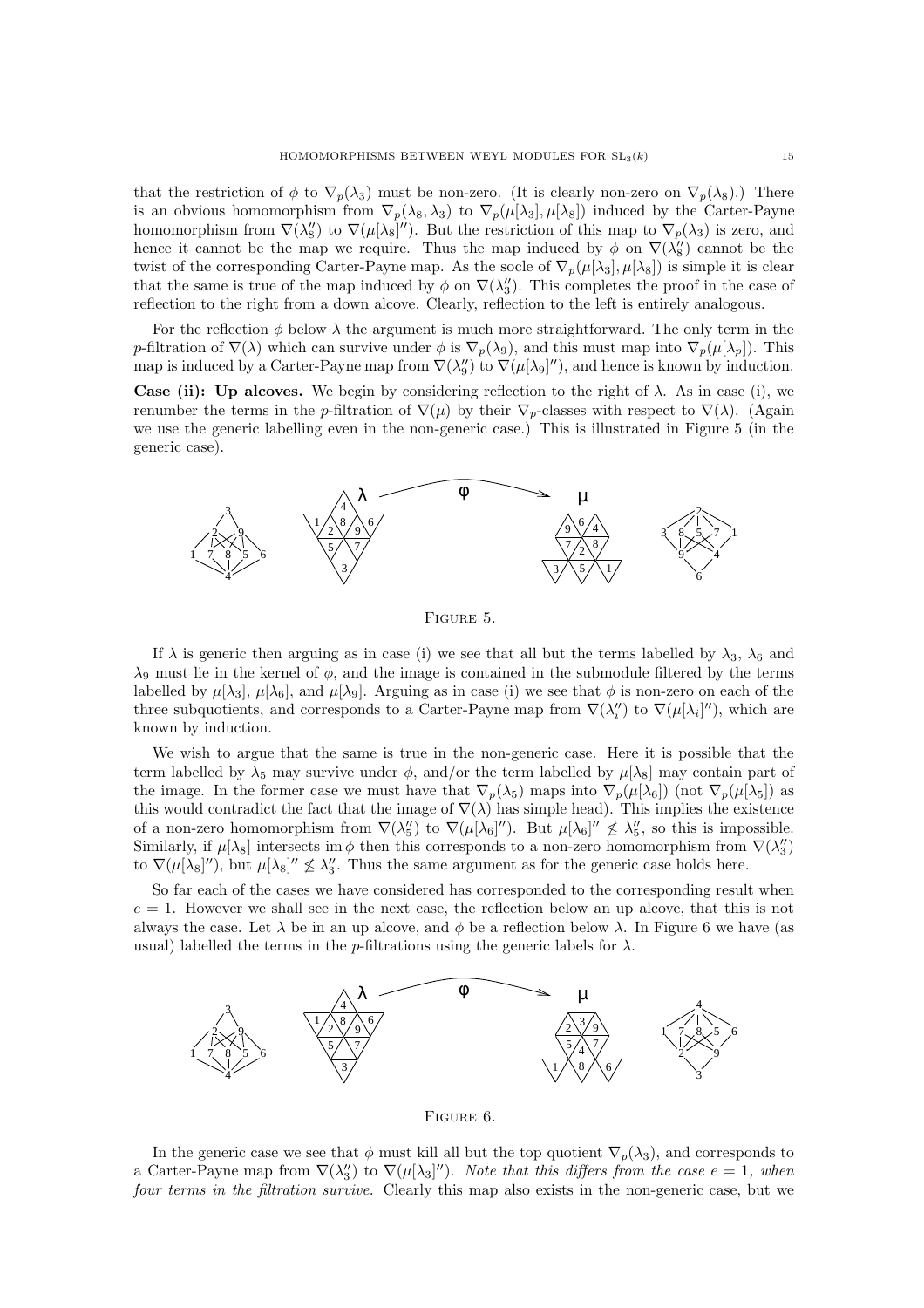that the restriction of $\phi$ to $\nabla_p(\lambda_3)$ must be non-zero. (It is clearly non-zero on $\nabla_p(\lambda_8)$.) There is an obvious homomorphism from $\nabla_p(\lambda_8, \lambda_3)$ to $\nabla_p(\mu[\lambda_3], \mu[\lambda_8])$ induced by the Carter-Payne homomorphism from $\nabla(\lambda_8'')$ to $\nabla(\mu[\lambda_8]'')$. But the restriction of this map to $\nabla_p(\lambda_3)$ is zero, and hence it cannot be the map we require. Thus the map induced by $\phi$ on $\nabla(\lambda_8'')$ cannot be the twist of the corresponding Carter-Payne map. As the socle of $\nabla_p(\mu[\lambda_3], \mu[\lambda_8])$ is simple it is clear that the same is true of the map induced by $\phi$ on $\nabla(\lambda_3'')$. This completes the proof in the case of reflection to the right from a down alcove. Clearly, reflection to the left is entirely analogous.

For the reflection $\phi$ below $\lambda$ the argument is much more straightforward. The only term in the $p$-filtration of $\nabla(\lambda)$ which can survive under $\phi$ is $\nabla_p(\lambda_9)$, and this must map into $\nabla_p(\mu[\lambda_p])$. This map is induced by a Carter-Payne map from $\nabla(\lambda_9'')$ to $\nabla(\mu[\lambda_9]'')$, and hence is known by induction.

**Case (ii): Up alcoves.** We begin by considering reflection to the right of $\lambda$. As in case (i), we renumber the terms in the $p$-filtration of $\nabla(\mu)$ by their $\nabla_p$-classes with respect to $\nabla(\lambda)$. (Again we use the generic labelling even in the non-generic case.) This is illustrated in Figure 5 (in the generic case).

FIGURE 5.

If $\lambda$ is generic then arguing as in case (i) we see that all but the terms labelled by $\lambda_3$, $\lambda_6$ and $\lambda_9$ must lie in the kernel of $\phi$, and the image is contained in the submodule filtered by the terms labelled by $\mu[\lambda_3]$, $\mu[\lambda_6]$, and $\mu[\lambda_9]$. Arguing as in case (i) we see that $\phi$ is non-zero on each of the three subquotients, and corresponds to a Carter-Payne map from $\nabla(\lambda_i'')$ to $\nabla(\mu[\lambda_i]'')$, which are known by induction.

We wish to argue that the same is true in the non-generic case. Here it is possible that the term labelled by $\lambda_5$ may survive under $\phi$, and/or the term labelled by $\mu[\lambda_8]$ may contain part of the image. In the former case we must have that $\nabla_p(\lambda_5)$ maps into $\nabla_p(\mu[\lambda_6])$ (not $\nabla_p(\mu[\lambda_5])$ as this would contradict the fact that the image of $\nabla(\lambda)$ has simple head). This implies the existence of a non-zero homomorphism from $\nabla(\lambda_5'')$ to $\nabla(\mu[\lambda_6]'')$. But $\mu[\lambda_6]'' \not\leq \lambda_5''$, so this is impossible. Similarly, if $\mu[\lambda_8]$ intersects $\operatorname{im}\phi$ then this corresponds to a non-zero homomorphism from $\nabla(\lambda_3'')$ to $\nabla(\mu[\lambda_8]'')$, but $\mu[\lambda_8]'' \not\leq \lambda_3''$. Thus the same argument as for the generic case holds here.

So far each of the cases we have considered has corresponded to the corresponding result when $e = 1$. However we shall see in the next case, the reflection below an up alcove, that this is not always the case. Let $\lambda$ be in an up alcove, and $\phi$ be a reflection below $\lambda$. In Figure 6 we have (as usual) labelled the terms in the $p$-filtrations using the generic labels for $\lambda$.

FIGURE 6.

In the generic case we see that $\phi$ must kill all but the top quotient $\nabla_p(\lambda_3)$, and corresponds to a Carter-Payne map from $\nabla(\lambda_3'')$ to $\nabla(\mu[\lambda_3]'')$. *Note that this differs from the case $e = 1$, when four terms in the filtration survive.* Clearly this map also exists in the non-generic case, but we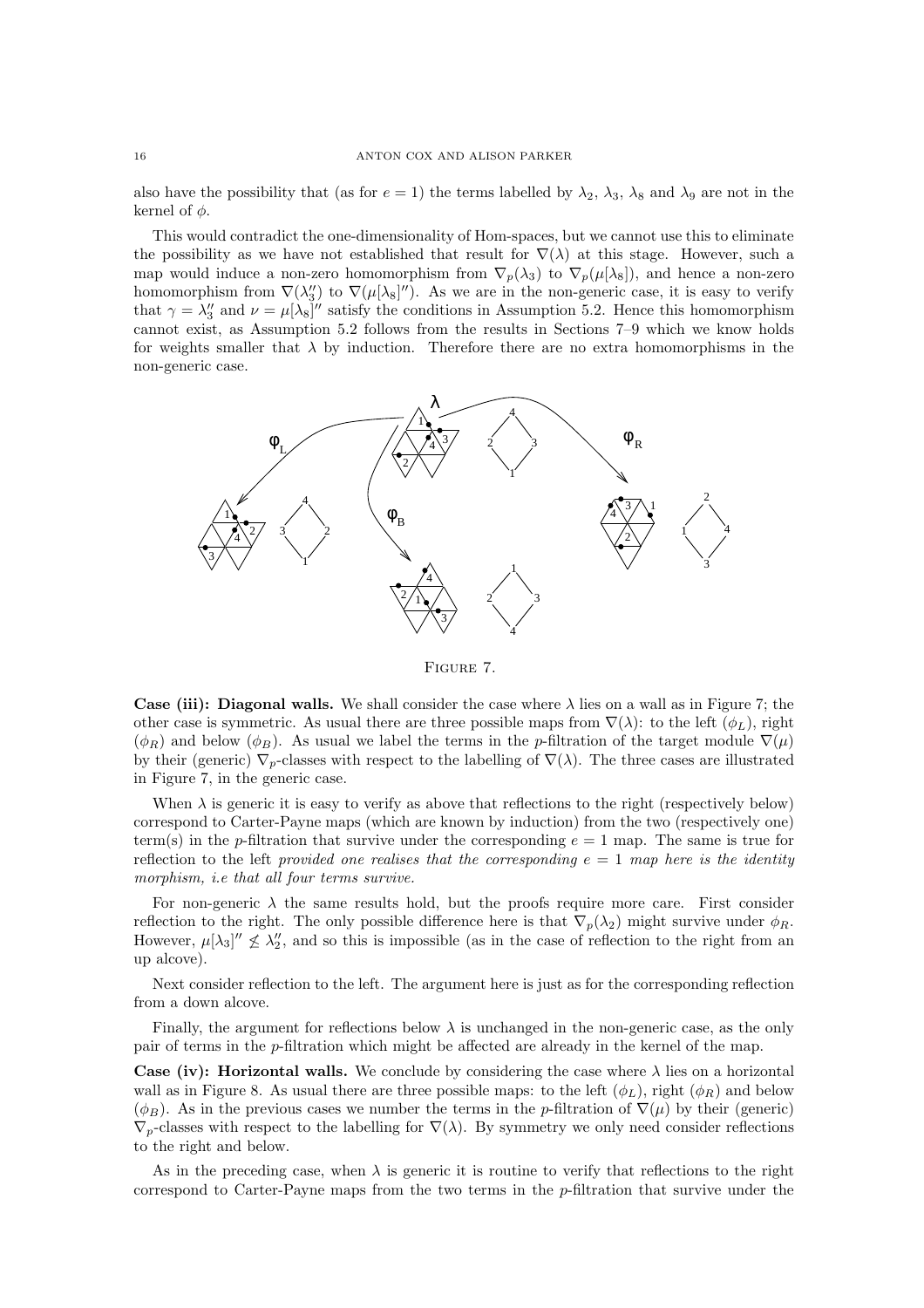also have the possibility that (as for $e = 1$) the terms labelled by $\lambda_2$, $\lambda_3$, $\lambda_8$ and $\lambda_9$ are not in the kernel of $\phi$.

This would contradict the one-dimensionality of Hom-spaces, but we cannot use this to eliminate the possibility as we have not established that result for $\nabla(\lambda)$ at this stage. However, such a map would induce a non-zero homomorphism from $\nabla_p(\lambda_3)$ to $\nabla_p(\mu[\lambda_8])$, and hence a non-zero homomorphism from $\nabla(\lambda_3'')$ to $\nabla(\mu[\lambda_8]'')$. As we are in the non-generic case, it is easy to verify that $\gamma = \lambda_3''$ and $\nu = \mu[\lambda_8]''$ satisfy the conditions in Assumption 5.2. Hence this homomorphism cannot exist, as Assumption 5.2 follows from the results in Sections 7–9 which we know holds for weights smaller that $\lambda$ by induction. Therefore there are no extra homomorphisms in the non-generic case.

FIGURE 7.

**Case (iii): Diagonal walls.** We shall consider the case where $\lambda$ lies on a wall as in Figure 7; the other case is symmetric. As usual there are three possible maps from $\nabla(\lambda)$: to the left ($\phi_L$), right ($\phi_R$) and below ($\phi_B$). As usual we label the terms in the $p$-filtration of the target module $\nabla(\mu)$ by their (generic) $\nabla_p$-classes with respect to the labelling of $\nabla(\lambda)$. The three cases are illustrated in Figure 7, in the generic case.

When $\lambda$ is generic it is easy to verify as above that reflections to the right (respectively below) correspond to Carter-Payne maps (which are known by induction) from the two (respectively one) term(s) in the $p$-filtration that survive under the corresponding $e = 1$ map. The same is true for reflection to the left *provided one realises that the corresponding $e = 1$ map here is the identity morphism, i.e that all four terms survive.*

For non-generic $\lambda$ the same results hold, but the proofs require more care. First consider reflection to the right. The only possible difference here is that $\nabla_p(\lambda_2)$ might survive under $\phi_R$. However, $\mu[\lambda_3]'' \not\leq \lambda_2''$, and so this is impossible (as in the case of reflection to the right from an up alcove).

Next consider reflection to the left. The argument here is just as for the corresponding reflection from a down alcove.

Finally, the argument for reflections below $\lambda$ is unchanged in the non-generic case, as the only pair of terms in the $p$-filtration which might be affected are already in the kernel of the map.

**Case (iv): Horizontal walls.** We conclude by considering the case where $\lambda$ lies on a horizontal wall as in Figure 8. As usual there are three possible maps: to the left ($\phi_L$), right ($\phi_R$) and below ($\phi_B$). As in the previous cases we number the terms in the $p$-filtration of $\nabla(\mu)$ by their (generic) $\nabla_p$-classes with respect to the labelling for $\nabla(\lambda)$. By symmetry we only need consider reflections to the right and below.

As in the preceding case, when $\lambda$ is generic it is routine to verify that reflections to the right correspond to Carter-Payne maps from the two terms in the $p$-filtration that survive under the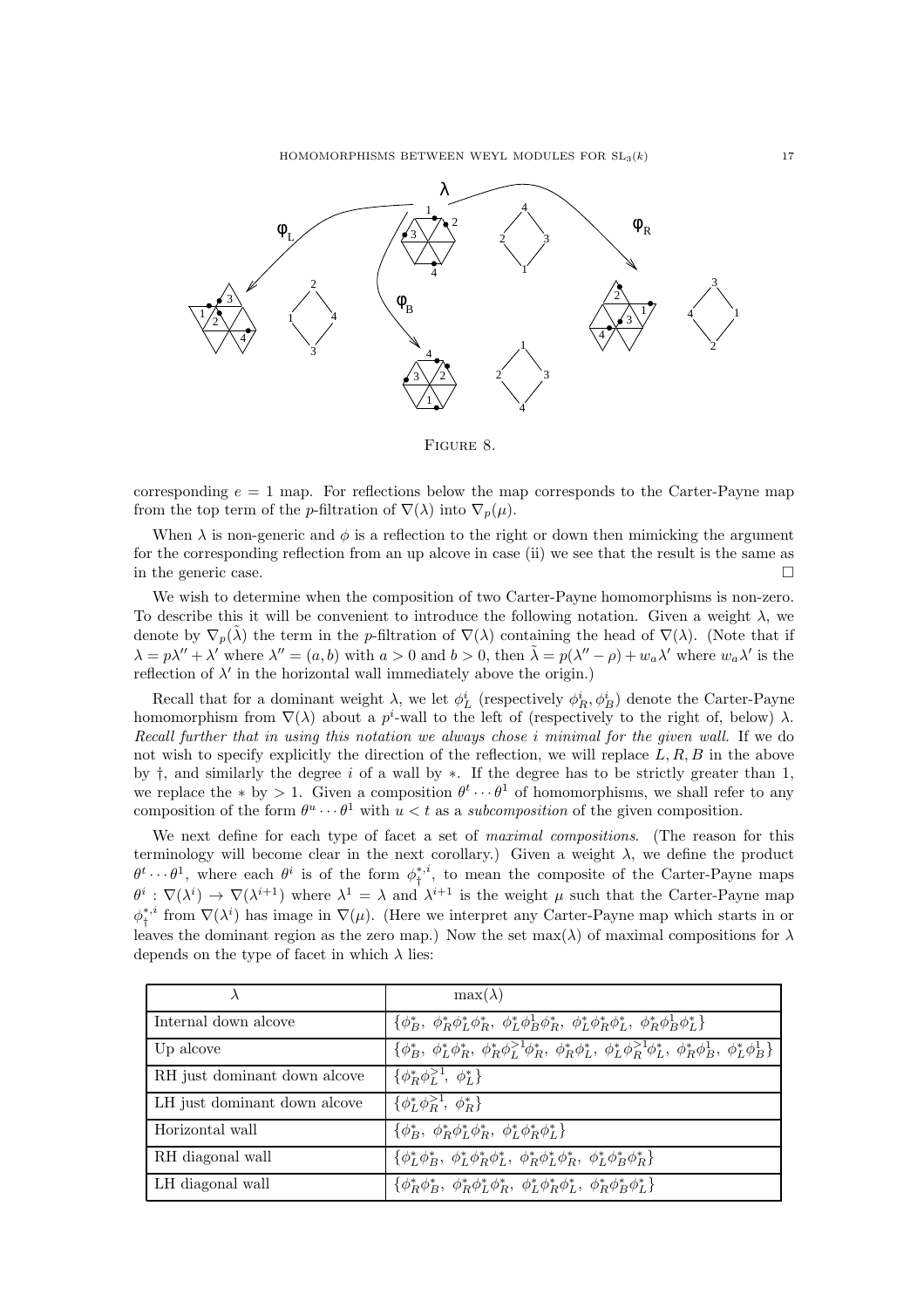FIGURE 8.

corresponding $e = 1$ map. For reflections below the map corresponds to the Carter-Payne map from the top term of the $p$-filtration of $\nabla(\lambda)$ into $\nabla_p(\mu)$.

When $\lambda$ is non-generic and $\phi$ is a reflection to the right or down then mimicking the argument for the corresponding reflection from an up alcove in case (ii) we see that the result is the same as in the generic case. $\square$

We wish to determine when the composition of two Carter-Payne homomorphisms is non-zero. To describe this it will be convenient to introduce the following notation. Given a weight $\lambda$, we denote by $\nabla_p(\tilde{\lambda})$ the term in the $p$-filtration of $\nabla(\lambda)$ containing the head of $\nabla(\lambda)$. (Note that if $\lambda = p\lambda'' + \lambda'$ where $\lambda'' = (a, b)$ with $a > 0$ and $b > 0$, then $\tilde{\lambda} = p(\lambda'' - \rho) + w_a\lambda'$ where $w_a\lambda'$ is the reflection of $\lambda'$ in the horizontal wall immediately above the origin.)

Recall that for a dominant weight $\lambda$, we let $\phi_L^i$ (respectively $\phi_R^i, \phi_B^i$) denote the Carter-Payne homomorphism from $\nabla(\lambda)$ about a $p^i$-wall to the left of (respectively to the right of, below) $\lambda$. *Recall further that in using this notation we always chose $i$ minimal for the given wall.* If we do not wish to specify explicitly the direction of the reflection, we will replace $L, R, B$ in the above by $\dagger$, and similarly the degree $i$ of a wall by $*$. If the degree has to be strictly greater than 1, we replace the $*$ by $>1$. Given a composition $\theta^t \cdots \theta^1$ of homomorphisms, we shall refer to any composition of the form $\theta^u \cdots \theta^1$ with $u < t$ as a *subcomposition* of the given composition.

We next define for each type of facet a set of *maximal compositions*. (The reason for this terminology will become clear in the next corollary.) Given a weight $\lambda$, we define the product $\theta^t \cdots \theta^1$, where each $\theta^i$ is of the form $\phi_\dagger^{*,i}$, to mean the composite of the Carter-Payne maps $\theta^i : \nabla(\lambda^i) \to \nabla(\lambda^{i+1})$ where $\lambda^1 = \lambda$ and $\lambda^{i+1}$ is the weight $\mu$ such that the Carter-Payne map $\phi_\dagger^{*,i}$ from $\nabla(\lambda^i)$ has image in $\nabla(\mu)$. (Here we interpret any Carter-Payne map which starts in or leaves the dominant region as the zero map.) Now the set $\max(\lambda)$ of maximal compositions for $\lambda$ depends on the type of facet in which $\lambda$ lies:

| $\lambda$ | $\max(\lambda)$ |
|---|---|
| Internal down alcove | $\{\phi_B^*,\ \phi_R^*\phi_L^*\phi_R^*,\ \phi_L^*\phi_B^1\phi_R^*,\ \phi_L^*\phi_R^*\phi_L^*,\ \phi_R^*\phi_B^1\phi_L^*\}$ |
| Up alcove | $\{\phi_B^*,\ \phi_L^*\phi_R^*,\ \phi_R^*\phi_L^{>1}\phi_R^*,\ \phi_R^*\phi_L^*,\ \phi_L^*\phi_R^{>1}\phi_L^*,\ \phi_R^*\phi_B^1,\ \phi_L^*\phi_B^1\}$ |
| RH just dominant down alcove | $\{\phi_R^*\phi_L^{>1},\ \phi_L^*\}$ |
| LH just dominant down alcove | $\{\phi_L^*\phi_R^{>1},\ \phi_R^*\}$ |
| Horizontal wall | $\{\phi_B^*,\ \phi_R^*\phi_L^*\phi_R^*,\ \phi_L^*\phi_R^*\phi_L^*\}$ |
| RH diagonal wall | $\{\phi_L^*\phi_B^*,\ \phi_L^*\phi_R^*\phi_L^*,\ \phi_R^*\phi_L^*\phi_R^*,\ \phi_L^*\phi_B^*\phi_R^*\}$ |
| LH diagonal wall | $\{\phi_R^*\phi_B^*,\ \phi_R^*\phi_L^*\phi_R^*,\ \phi_L^*\phi_R^*\phi_L^*,\ \phi_R^*\phi_B^*\phi_L^*\}$ |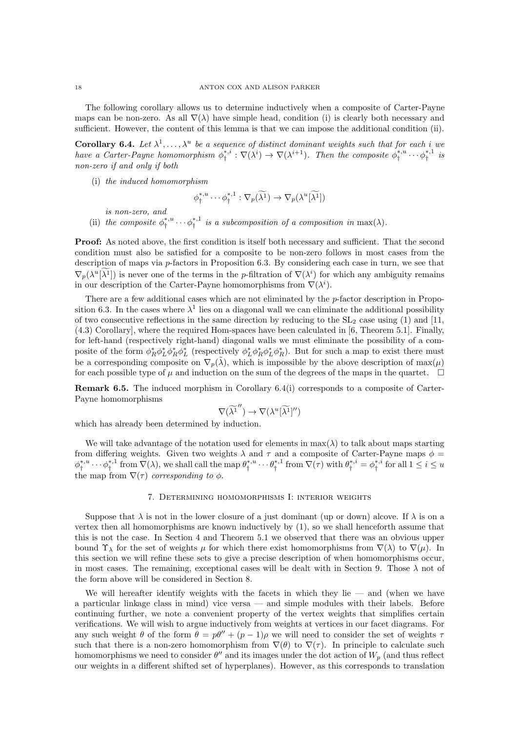The following corollary allows us to determine inductively when a composite of Carter-Payne maps can be non-zero. As all $\nabla(\lambda)$ have simple head, condition (i) is clearly both necessary and sufficient. However, the content of this lemma is that we can impose the additional condition (ii).

**Corollary 6.4.** *Let $\lambda^1, \ldots, \lambda^u$ be a sequence of distinct dominant weights such that for each $i$ we have a Carter-Payne homomorphism $\phi_\dagger^{*,i} : \nabla(\lambda^i) \to \nabla(\lambda^{i+1})$. Then the composite $\phi_\dagger^{*,u} \cdots \phi_\dagger^{*,1}$ is non-zero if and only if both*

(i) *the induced homomorphism*

$$\phi_\dagger^{*,u} \cdots \phi_\dagger^{*,1} : \nabla_p(\widetilde{\lambda^1}) \to \nabla_p(\lambda^u[\widetilde{\lambda^1}])$$

*is non-zero, and*

(ii) *the composite $\phi_\dagger^{*,u} \cdots \phi_\dagger^{*,1}$ is a subcomposition of a composition in $\max(\lambda)$.*

**Proof:** As noted above, the first condition is itself both necessary and sufficient. That the second condition must also be satisfied for a composite to be non-zero follows in most cases from the description of maps via $p$-factors in Proposition 6.3. By considering each case in turn, we see that $\nabla_p(\lambda^u[\widetilde{\lambda^1}])$ is never one of the terms in the $p$-filtration of $\nabla(\lambda^i)$ for which any ambiguity remains in our description of the Carter-Payne homomorphisms from $\nabla(\lambda^i)$.

There are a few additional cases which are not eliminated by the $p$-factor description in Proposition 6.3. In the cases where $\lambda^1$ lies on a diagonal wall we can eliminate the additional possibility of two consecutive reflections in the same direction by reducing to the $\mathrm{SL}_2$ case using (1) and [11, (4.3) Corollary], where the required Hom-spaces have been calculated in [6, Theorem 5.1]. Finally, for left-hand (respectively right-hand) diagonal walls we must eliminate the possibility of a composite of the form $\phi_R^*\phi_L^*\phi_R^*\phi_L^*$ (respectively $\phi_L^*\phi_R^*\phi_L^*\phi_R^*$). But for such a map to exist there must be a corresponding composite on $\nabla_p(\tilde{\lambda})$, which is impossible by the above description of $\max(\mu)$ for each possible type of $\mu$ and induction on the sum of the degrees of the maps in the quartet. $\square$

**Remark 6.5.** The induced morphism in Corollary 6.4(i) corresponds to a composite of Carter-Payne homomorphisms

$$\nabla(\widetilde{\lambda^1}'') \to \nabla(\lambda^u[\widetilde{\lambda^1}]'')$$

which has already been determined by induction.

We will take advantage of the notation used for elements in $\max(\lambda)$ to talk about maps starting from differing weights. Given two weights $\lambda$ and $\tau$ and a composite of Carter-Payne maps $\phi = \phi_\dagger^{*,u} \cdots \phi_\dagger^{*,1}$ from $\nabla(\lambda)$, we shall call the map $\theta_\dagger^{*,u} \cdots \theta_\dagger^{*,1}$ from $\nabla(\tau)$ with $\theta_\dagger^{*,i} = \phi_\dagger^{*,i}$ for all $1 \leq i \leq u$ the map from $\nabla(\tau)$ *corresponding to* $\phi$.

## 7. Determining homomorphisms I: interior weights

Suppose that $\lambda$ is not in the lower closure of a just dominant (up or down) alcove. If $\lambda$ is on a vertex then all homomorphisms are known inductively by (1), so we shall henceforth assume that this is not the case. In Section 4 and Theorem 5.1 we observed that there was an obvious upper bound $\Upsilon_\lambda$ for the set of weights $\mu$ for which there exist homomorphisms from $\nabla(\lambda)$ to $\nabla(\mu)$. In this section we will refine these sets to give a precise description of when homomorphisms occur, in most cases. The remaining, exceptional cases will be dealt with in Section 9. Those $\lambda$ not of the form above will be considered in Section 8.

We will hereafter identify weights with the facets in which they lie — and (when we have a particular linkage class in mind) vice versa — and simple modules with their labels. Before continuing further, we note a convenient property of the vertex weights that simplifies certain verifications. We will wish to argue inductively from weights at vertices in our facet diagrams. For any such weight $\theta$ of the form $\theta = p\theta'' + (p-1)\rho$ we will need to consider the set of weights $\tau$ such that there is a non-zero homomorphism from $\nabla(\theta)$ to $\nabla(\tau)$. In principle to calculate such homomorphisms we need to consider $\theta''$ and its images under the dot action of $W_p$ (and thus reflect our weights in a different shifted set of hyperplanes). However, as this corresponds to translation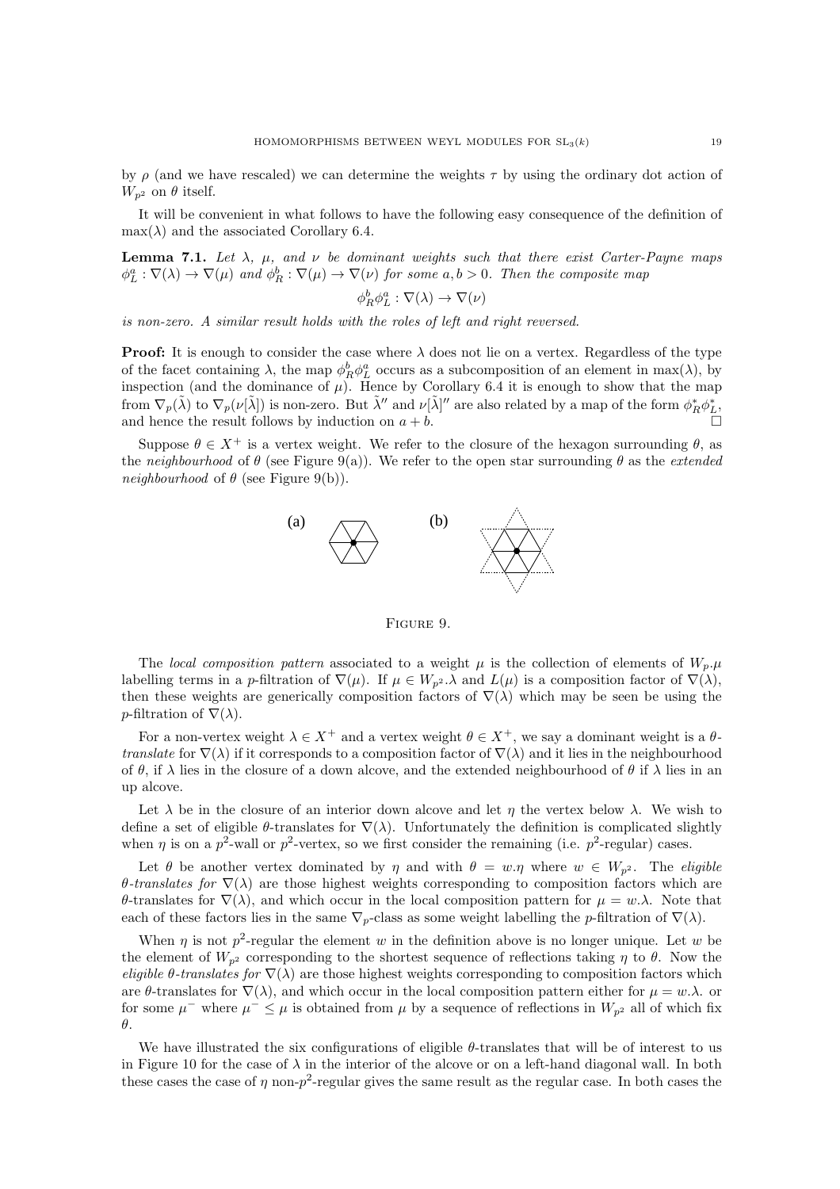by $\rho$ (and we have rescaled) we can determine the weights $\tau$ by using the ordinary dot action of $W_{p^2}$ on $\theta$ itself.

It will be convenient in what follows to have the following easy consequence of the definition of $\max(\lambda)$ and the associated Corollary 6.4.

**Lemma 7.1.** *Let $\lambda$, $\mu$, and $\nu$ be dominant weights such that there exist Carter-Payne maps $\phi_L^a : \nabla(\lambda) \to \nabla(\mu)$ and $\phi_R^b : \nabla(\mu) \to \nabla(\nu)$ for some $a, b > 0$. Then the composite map*

$$\phi_R^b \phi_L^a : \nabla(\lambda) \to \nabla(\nu)$$

*is non-zero. A similar result holds with the roles of left and right reversed.*

**Proof:** It is enough to consider the case where $\lambda$ does not lie on a vertex. Regardless of the type of the facet containing $\lambda$, the map $\phi_R^b \phi_L^a$ occurs as a subcomposition of an element in $\max(\lambda)$, by inspection (and the dominance of $\mu$). Hence by Corollary 6.4 it is enough to show that the map from $\nabla_p(\tilde{\lambda})$ to $\nabla_p(\nu[\tilde{\lambda}])$ is non-zero. But $\tilde{\lambda}''$ and $\nu[\tilde{\lambda}]''$ are also related by a map of the form $\phi_R^* \phi_L^*$, and hence the result follows by induction on $a + b$. □

Suppose $\theta \in X^+$ is a vertex weight. We refer to the closure of the hexagon surrounding $\theta$, as the *neighbourhood* of $\theta$ (see Figure 9(a)). We refer to the open star surrounding $\theta$ as the *extended neighbourhood* of $\theta$ (see Figure 9(b)).

Figure 9.

The *local composition pattern* associated to a weight $\mu$ is the collection of elements of $W_p.\mu$ labelling terms in a $p$-filtration of $\nabla(\mu)$. If $\mu \in W_{p^2}.\lambda$ and $L(\mu)$ is a composition factor of $\nabla(\lambda)$, then these weights are generically composition factors of $\nabla(\lambda)$ which may be seen be using the $p$-filtration of $\nabla(\lambda)$.

For a non-vertex weight $\lambda \in X^+$ and a vertex weight $\theta \in X^+$, we say a dominant weight is a *$\theta$-translate* for $\nabla(\lambda)$ if it corresponds to a composition factor of $\nabla(\lambda)$ and it lies in the neighbourhood of $\theta$, if $\lambda$ lies in the closure of a down alcove, and the extended neighbourhood of $\theta$ if $\lambda$ lies in an up alcove.

Let $\lambda$ be in the closure of an interior down alcove and let $\eta$ the vertex below $\lambda$. We wish to define a set of eligible $\theta$-translates for $\nabla(\lambda)$. Unfortunately the definition is complicated slightly when $\eta$ is on a $p^2$-wall or $p^2$-vertex, so we first consider the remaining (i.e. $p^2$-regular) cases.

Let $\theta$ be another vertex dominated by $\eta$ and with $\theta = w.\eta$ where $w \in W_{p^2}$. The *eligible $\theta$-translates for* $\nabla(\lambda)$ are those highest weights corresponding to composition factors which are $\theta$-translates for $\nabla(\lambda)$, and which occur in the local composition pattern for $\mu = w.\lambda$. Note that each of these factors lies in the same $\nabla_p$-class as some weight labelling the $p$-filtration of $\nabla(\lambda)$.

When $\eta$ is not $p^2$-regular the element $w$ in the definition above is no longer unique. Let $w$ be the element of $W_{p^2}$ corresponding to the shortest sequence of reflections taking $\eta$ to $\theta$. Now the *eligible $\theta$-translates for* $\nabla(\lambda)$ are those highest weights corresponding to composition factors which are $\theta$-translates for $\nabla(\lambda)$, and which occur in the local composition pattern either for $\mu = w.\lambda$. or for some $\mu^-$ where $\mu^- \leq \mu$ is obtained from $\mu$ by a sequence of reflections in $W_{p^2}$ all of which fix $\theta$.

We have illustrated the six configurations of eligible $\theta$-translates that will be of interest to us in Figure 10 for the case of $\lambda$ in the interior of the alcove or on a left-hand diagonal wall. In both these cases the case of $\eta$ non-$p^2$-regular gives the same result as the regular case. In both cases the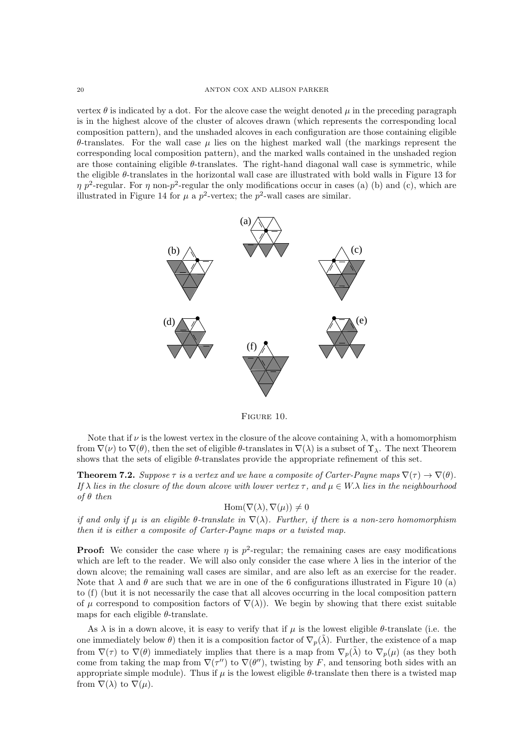vertex $\theta$ is indicated by a dot. For the alcove case the weight denoted $\mu$ in the preceding paragraph is in the highest alcove of the cluster of alcoves drawn (which represents the corresponding local composition pattern), and the unshaded alcoves in each configuration are those containing eligible $\theta$-translates. For the wall case $\mu$ lies on the highest marked wall (the markings represent the corresponding local composition pattern), and the marked walls contained in the unshaded region are those containing eligible $\theta$-translates. The right-hand diagonal wall case is symmetric, while the eligible $\theta$-translates in the horizontal wall case are illustrated with bold walls in Figure 13 for $\eta$ $p^2$-regular. For $\eta$ non-$p^2$-regular the only modifications occur in cases (a) (b) and (c), which are illustrated in Figure 14 for $\mu$ a $p^2$-vertex; the $p^2$-wall cases are similar.

FIGURE 10.

Note that if $\nu$ is the lowest vertex in the closure of the alcove containing $\lambda$, with a homomorphism from $\nabla(\nu)$ to $\nabla(\theta)$, then the set of eligible $\theta$-translates in $\nabla(\lambda)$ is a subset of $\Upsilon_\lambda$. The next Theorem shows that the sets of eligible $\theta$-translates provide the appropriate refinement of this set.

**Theorem 7.2.** *Suppose $\tau$ is a vertex and we have a composite of Carter-Payne maps $\nabla(\tau) \to \nabla(\theta)$. If $\lambda$ lies in the closure of the down alcove with lower vertex $\tau$, and $\mu \in W.\lambda$ lies in the neighbourhood of $\theta$ then*

$$\mathrm{Hom}(\nabla(\lambda), \nabla(\mu)) \neq 0$$

*if and only if $\mu$ is an eligible $\theta$-translate in $\nabla(\lambda)$. Further, if there is a non-zero homomorphism then it is either a composite of Carter-Payne maps or a twisted map.*

**Proof:** We consider the case where $\eta$ is $p^2$-regular; the remaining cases are easy modifications which are left to the reader. We will also only consider the case where $\lambda$ lies in the interior of the down alcove; the remaining wall cases are similar, and are also left as an exercise for the reader. Note that $\lambda$ and $\theta$ are such that we are in one of the 6 configurations illustrated in Figure 10 (a) to (f) (but it is not necessarily the case that all alcoves occurring in the local composition pattern of $\mu$ correspond to composition factors of $\nabla(\lambda)$). We begin by showing that there exist suitable maps for each eligible $\theta$-translate.

As $\lambda$ is in a down alcove, it is easy to verify that if $\mu$ is the lowest eligible $\theta$-translate (i.e. the one immediately below $\theta$) then it is a composition factor of $\nabla_p(\tilde{\lambda})$. Further, the existence of a map from $\nabla(\tau)$ to $\nabla(\theta)$ immediately implies that there is a map from $\nabla_p(\tilde{\lambda})$ to $\nabla_p(\mu)$ (as they both come from taking the map from $\nabla(\tau'')$ to $\nabla(\theta'')$, twisting by $F$, and tensoring both sides with an appropriate simple module). Thus if $\mu$ is the lowest eligible $\theta$-translate then there is a twisted map from $\nabla(\lambda)$ to $\nabla(\mu)$.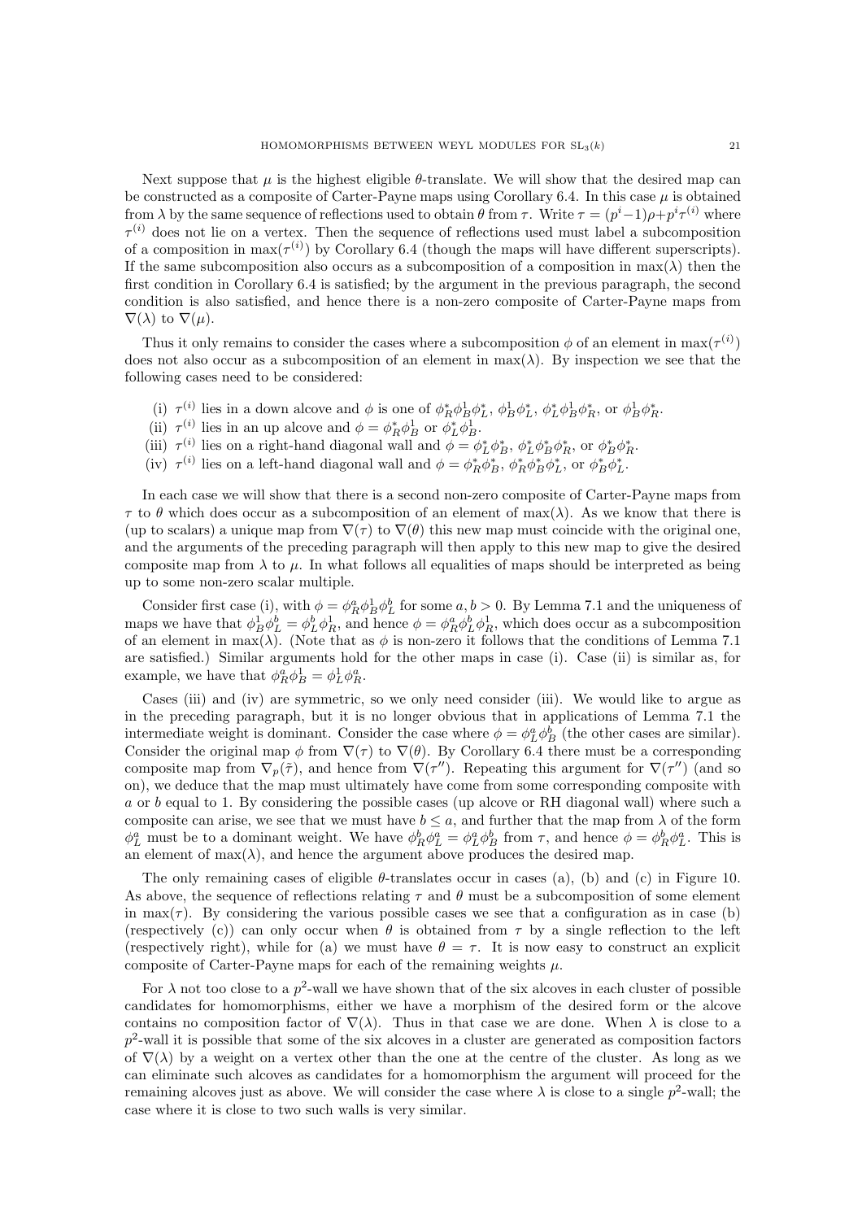Next suppose that $\mu$ is the highest eligible $\theta$-translate. We will show that the desired map can be constructed as a composite of Carter-Payne maps using Corollary 6.4. In this case $\mu$ is obtained from $\lambda$ by the same sequence of reflections used to obtain $\theta$ from $\tau$. Write $\tau = (p^i - 1)\rho + p^i\tau^{(i)}$ where $\tau^{(i)}$ does not lie on a vertex. Then the sequence of reflections used must label a subcomposition of a composition in $\max(\tau^{(i)})$ by Corollary 6.4 (though the maps will have different superscripts). If the same subcomposition also occurs as a subcomposition of a composition in $\max(\lambda)$ then the first condition in Corollary 6.4 is satisfied; by the argument in the previous paragraph, the second condition is also satisfied, and hence there is a non-zero composite of Carter-Payne maps from $\nabla(\lambda)$ to $\nabla(\mu)$.

Thus it only remains to consider the cases where a subcomposition $\phi$ of an element in $\max(\tau^{(i)})$ does not also occur as a subcomposition of an element in $\max(\lambda)$. By inspection we see that the following cases need to be considered:

(i) $\tau^{(i)}$ lies in a down alcove and $\phi$ is one of $\phi_R^*\phi_B^1\phi_L^*$, $\phi_B^1\phi_L^*$, $\phi_L^*\phi_B^1\phi_R^*$, or $\phi_B^1\phi_R^*$.
(ii) $\tau^{(i)}$ lies in an up alcove and $\phi = \phi_R^*\phi_B^1$ or $\phi_L^*\phi_B^1$.
(iii) $\tau^{(i)}$ lies on a right-hand diagonal wall and $\phi = \phi_L^*\phi_B^*$, $\phi_L^*\phi_B^*\phi_R^*$, or $\phi_B^*\phi_R^*$.
(iv) $\tau^{(i)}$ lies on a left-hand diagonal wall and $\phi = \phi_R^*\phi_B^*$, $\phi_R^*\phi_B^*\phi_L^*$, or $\phi_B^*\phi_L^*$.

In each case we will show that there is a second non-zero composite of Carter-Payne maps from $\tau$ to $\theta$ which does occur as a subcomposition of an element of $\max(\lambda)$. As we know that there is (up to scalars) a unique map from $\nabla(\tau)$ to $\nabla(\theta)$ this new map must coincide with the original one, and the arguments of the preceding paragraph will then apply to this new map to give the desired composite map from $\lambda$ to $\mu$. In what follows all equalities of maps should be interpreted as being up to some non-zero scalar multiple.

Consider first case (i), with $\phi = \phi_R^a\phi_B^1\phi_L^b$ for some $a, b > 0$. By Lemma 7.1 and the uniqueness of maps we have that $\phi_B^1\phi_L^b = \phi_L^b\phi_R^1$, and hence $\phi = \phi_R^a\phi_L^b\phi_R^1$, which does occur as a subcomposition of an element in $\max(\lambda)$. (Note that as $\phi$ is non-zero it follows that the conditions of Lemma 7.1 are satisfied.) Similar arguments hold for the other maps in case (i). Case (ii) is similar as, for example, we have that $\phi_R^a\phi_B^1 = \phi_L^1\phi_R^a$.

Cases (iii) and (iv) are symmetric, so we only need consider (iii). We would like to argue as in the preceding paragraph, but it is no longer obvious that in applications of Lemma 7.1 the intermediate weight is dominant. Consider the case where $\phi = \phi_L^a\phi_B^b$ (the other cases are similar). Consider the original map $\phi$ from $\nabla(\tau)$ to $\nabla(\theta)$. By Corollary 6.4 there must be a corresponding composite map from $\nabla_p(\tilde{\tau})$, and hence from $\nabla(\tau'')$. Repeating this argument for $\nabla(\tau'')$ (and so on), we deduce that the map must ultimately have come from some corresponding composite with $a$ or $b$ equal to 1. By considering the possible cases (up alcove or RH diagonal wall) where such a composite can arise, we see that we must have $b \leq a$, and further that the map from $\lambda$ of the form $\phi_L^a$ must be to a dominant weight. We have $\phi_R^b\phi_L^a = \phi_L^a\phi_B^b$ from $\tau$, and hence $\phi = \phi_R^b\phi_L^a$. This is an element of $\max(\lambda)$, and hence the argument above produces the desired map.

The only remaining cases of eligible $\theta$-translates occur in cases (a), (b) and (c) in Figure 10. As above, the sequence of reflections relating $\tau$ and $\theta$ must be a subcomposition of some element in $\max(\tau)$. By considering the various possible cases we see that a configuration as in case (b) (respectively (c)) can only occur when $\theta$ is obtained from $\tau$ by a single reflection to the left (respectively right), while for (a) we must have $\theta = \tau$. It is now easy to construct an explicit composite of Carter-Payne maps for each of the remaining weights $\mu$.

For $\lambda$ not too close to a $p^2$-wall we have shown that of the six alcoves in each cluster of possible candidates for homomorphisms, either we have a morphism of the desired form or the alcove contains no composition factor of $\nabla(\lambda)$. Thus in that case we are done. When $\lambda$ is close to a $p^2$-wall it is possible that some of the six alcoves in a cluster are generated as composition factors of $\nabla(\lambda)$ by a weight on a vertex other than the one at the centre of the cluster. As long as we can eliminate such alcoves as candidates for a homomorphism the argument will proceed for the remaining alcoves just as above. We will consider the case where $\lambda$ is close to a single $p^2$-wall; the case where it is close to two such walls is very similar.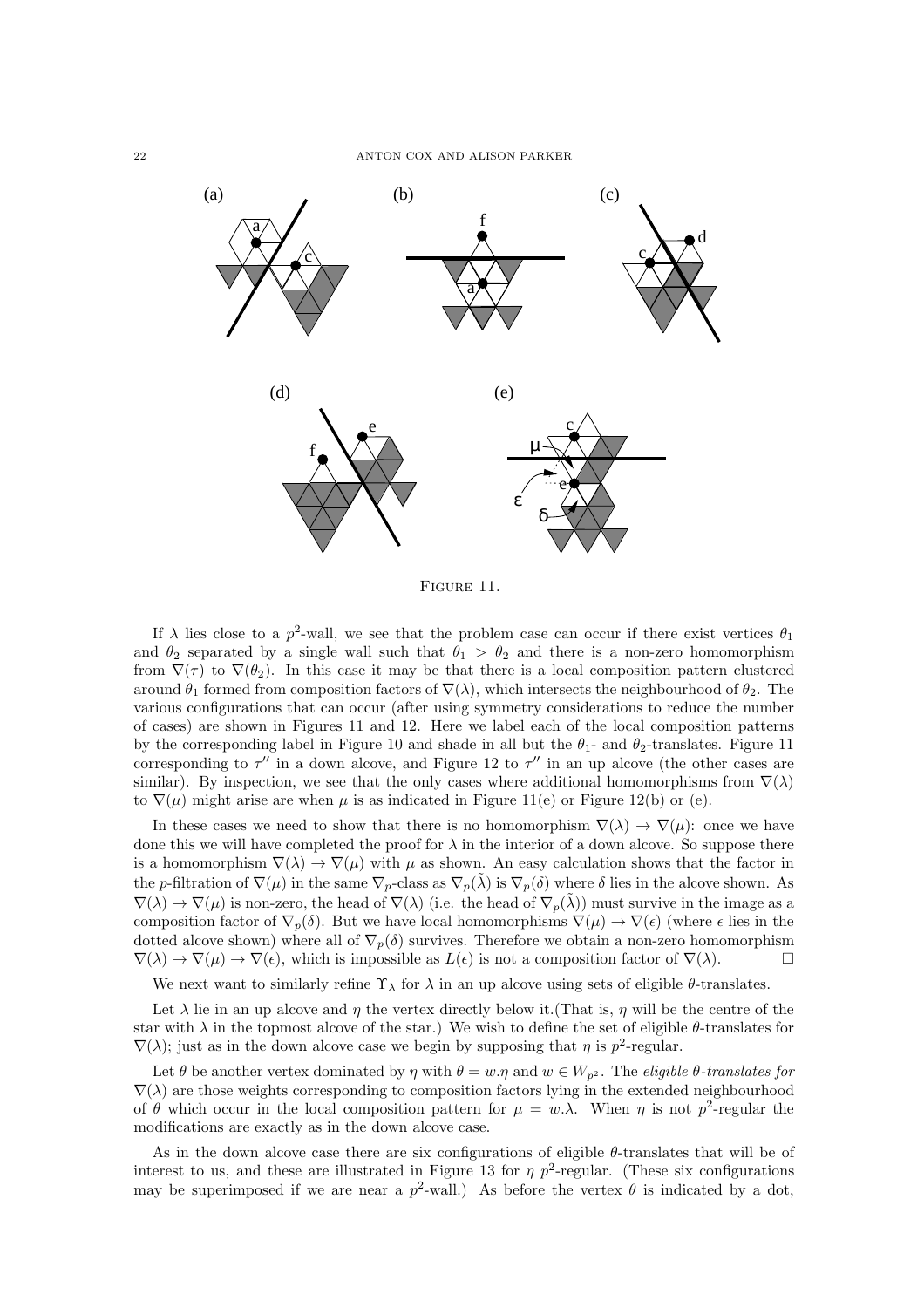FIGURE 11.

If $\lambda$ lies close to a $p^2$-wall, we see that the problem case can occur if there exist vertices $\theta_1$ and $\theta_2$ separated by a single wall such that $\theta_1 > \theta_2$ and there is a non-zero homomorphism from $\nabla(\tau)$ to $\nabla(\theta_2)$. In this case it may be that there is a local composition pattern clustered around $\theta_1$ formed from composition factors of $\nabla(\lambda)$, which intersects the neighbourhood of $\theta_2$. The various configurations that can occur (after using symmetry considerations to reduce the number of cases) are shown in Figures 11 and 12. Here we label each of the local composition patterns by the corresponding label in Figure 10 and shade in all but the $\theta_1$- and $\theta_2$-translates. Figure 11 corresponding to $\tau''$ in a down alcove, and Figure 12 to $\tau''$ in an up alcove (the other cases are similar). By inspection, we see that the only cases where additional homomorphisms from $\nabla(\lambda)$ to $\nabla(\mu)$ might arise are when $\mu$ is as indicated in Figure 11(e) or Figure 12(b) or (e).

In these cases we need to show that there is no homomorphism $\nabla(\lambda) \to \nabla(\mu)$: once we have done this we will have completed the proof for $\lambda$ in the interior of a down alcove. So suppose there is a homomorphism $\nabla(\lambda) \to \nabla(\mu)$ with $\mu$ as shown. An easy calculation shows that the factor in the $p$-filtration of $\nabla(\mu)$ in the same $\nabla_p$-class as $\nabla_p(\tilde{\lambda})$ is $\nabla_p(\delta)$ where $\delta$ lies in the alcove shown. As $\nabla(\lambda) \to \nabla(\mu)$ is non-zero, the head of $\nabla(\lambda)$ (i.e. the head of $\nabla_p(\tilde{\lambda})$) must survive in the image as a composition factor of $\nabla_p(\delta)$. But we have local homomorphisms $\nabla(\mu) \to \nabla(\epsilon)$ (where $\epsilon$ lies in the dotted alcove shown) where all of $\nabla_p(\delta)$ survives. Therefore we obtain a non-zero homomorphism $\nabla(\lambda) \to \nabla(\mu) \to \nabla(\epsilon)$, which is impossible as $L(\epsilon)$ is not a composition factor of $\nabla(\lambda)$. □

We next want to similarly refine $\Upsilon_\lambda$ for $\lambda$ in an up alcove using sets of eligible $\theta$-translates.

Let $\lambda$ lie in an up alcove and $\eta$ the vertex directly below it.(That is, $\eta$ will be the centre of the star with $\lambda$ in the topmost alcove of the star.) We wish to define the set of eligible $\theta$-translates for $\nabla(\lambda)$; just as in the down alcove case we begin by supposing that $\eta$ is $p^2$-regular.

Let $\theta$ be another vertex dominated by $\eta$ with $\theta = w.\eta$ and $w \in W_{p^2}$. The *eligible $\theta$-translates for* $\nabla(\lambda)$ are those weights corresponding to composition factors lying in the extended neighbourhood of $\theta$ which occur in the local composition pattern for $\mu = w.\lambda$. When $\eta$ is not $p^2$-regular the modifications are exactly as in the down alcove case.

As in the down alcove case there are six configurations of eligible $\theta$-translates that will be of interest to us, and these are illustrated in Figure 13 for $\eta$ $p^2$-regular. (These six configurations may be superimposed if we are near a $p^2$-wall.) As before the vertex $\theta$ is indicated by a dot,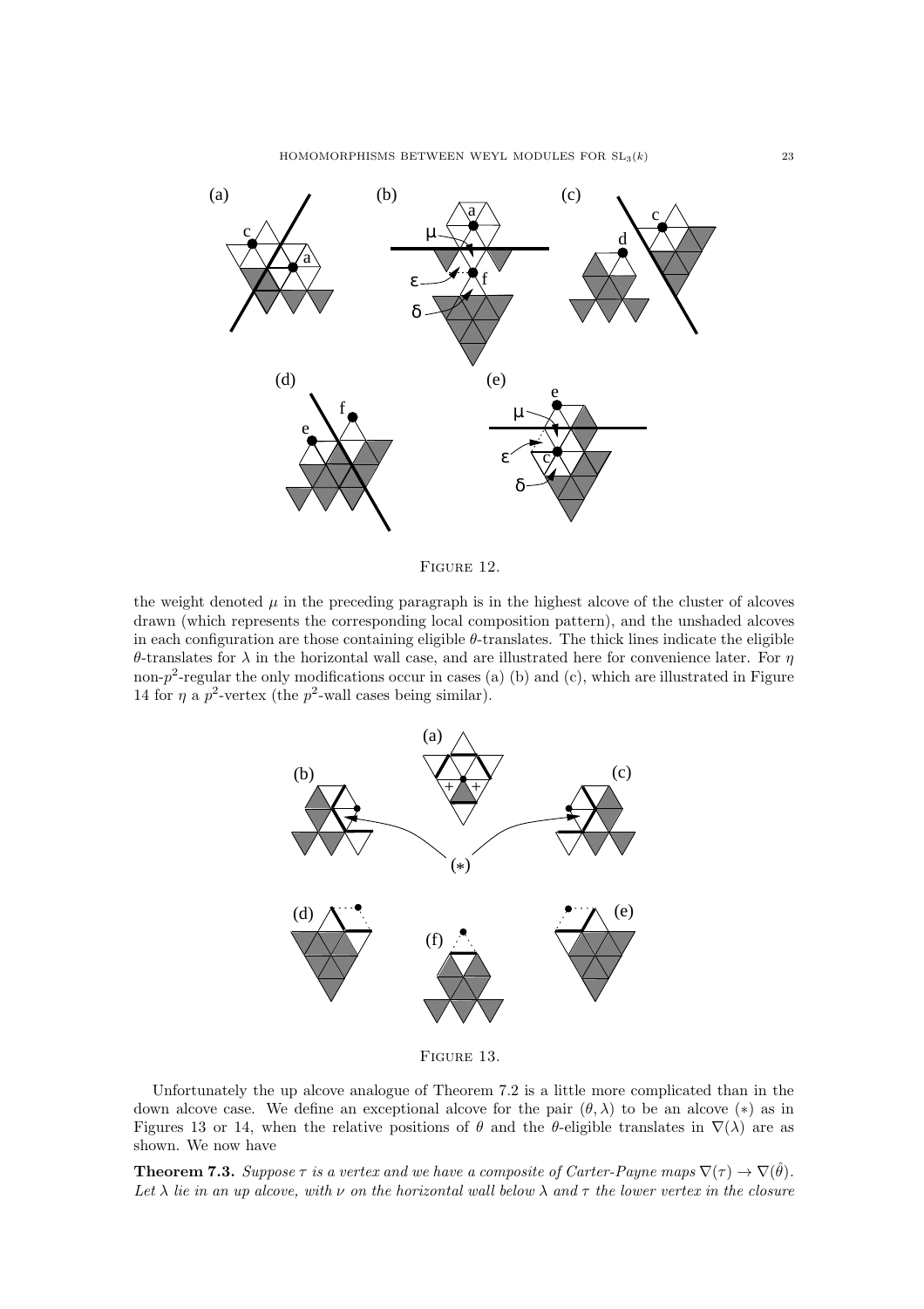Figure 12.

the weight denoted $\mu$ in the preceding paragraph is in the highest alcove of the cluster of alcoves drawn (which represents the corresponding local composition pattern), and the unshaded alcoves in each configuration are those containing eligible $\theta$-translates. The thick lines indicate the eligible $\theta$-translates for $\lambda$ in the horizontal wall case, and are illustrated here for convenience later. For $\eta$ non-$p^2$-regular the only modifications occur in cases (a) (b) and (c), which are illustrated in Figure 14 for $\eta$ a $p^2$-vertex (the $p^2$-wall cases being similar).

Figure 13.

Unfortunately the up alcove analogue of Theorem 7.2 is a little more complicated than in the down alcove case. We define an exceptional alcove for the pair $(\theta, \lambda)$ to be an alcove $(*)$ as in Figures 13 or 14, when the relative positions of $\theta$ and the $\theta$-eligible translates in $\nabla(\lambda)$ are as shown. We now have

**Theorem 7.3.** *Suppose $\tau$ is a vertex and we have a composite of Carter-Payne maps $\nabla(\tau) \to \nabla(\hat{\theta})$. Let $\lambda$ lie in an up alcove, with $\nu$ on the horizontal wall below $\lambda$ and $\tau$ the lower vertex in the closure*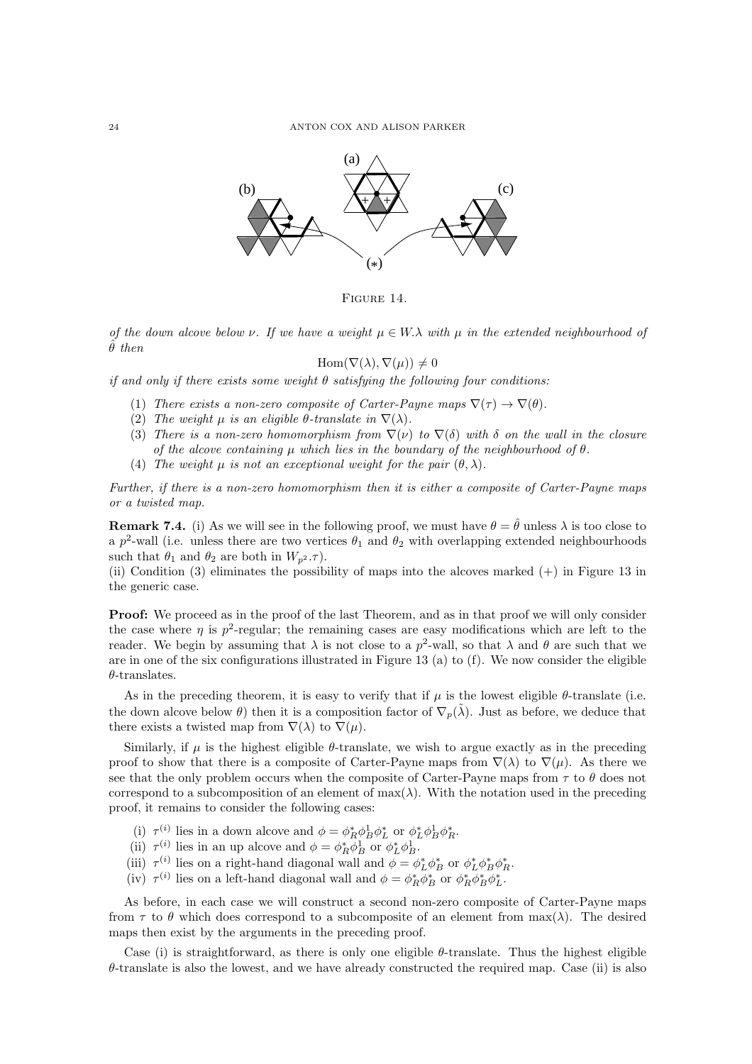FIGURE 14.

*of the down alcove below $\nu$. If we have a weight $\mu \in W.\lambda$ with $\mu$ in the extended neighbourhood of $\hat{\theta}$ then*

$$\mathrm{Hom}(\nabla(\lambda), \nabla(\mu)) \neq 0$$

*if and only if there exists some weight $\theta$ satisfying the following four conditions:*

1. *There exists a non-zero composite of Carter-Payne maps $\nabla(\tau) \to \nabla(\theta)$.*
2. *The weight $\mu$ is an eligible $\theta$-translate in $\nabla(\lambda)$.*
3. *There is a non-zero homomorphism from $\nabla(\nu)$ to $\nabla(\delta)$ with $\delta$ on the wall in the closure of the alcove containing $\mu$ which lies in the boundary of the neighbourhood of $\theta$.*
4. *The weight $\mu$ is not an exceptional weight for the pair $(\theta, \lambda)$.*

*Further, if there is a non-zero homomorphism then it is either a composite of Carter-Payne maps or a twisted map.*

**Remark 7.4.** (i) As we will see in the following proof, we must have $\theta = \hat{\theta}$ unless $\lambda$ is too close to a $p^2$-wall (i.e. unless there are two vertices $\theta_1$ and $\theta_2$ with overlapping extended neighbourhoods such that $\theta_1$ and $\theta_2$ are both in $W_{p^2}.\tau$).
(ii) Condition (3) eliminates the possibility of maps into the alcoves marked (+) in Figure 13 in the generic case.

**Proof:** We proceed as in the proof of the last Theorem, and as in that proof we will only consider the case where $\eta$ is $p^2$-regular; the remaining cases are easy modifications which are left to the reader. We begin by assuming that $\lambda$ is not close to a $p^2$-wall, so that $\lambda$ and $\theta$ are such that we are in one of the six configurations illustrated in Figure 13 (a) to (f). We now consider the eligible $\theta$-translates.

As in the preceding theorem, it is easy to verify that if $\mu$ is the lowest eligible $\theta$-translate (i.e. the down alcove below $\theta$) then it is a composition factor of $\nabla_p(\tilde{\lambda})$. Just as before, we deduce that there exists a twisted map from $\nabla(\lambda)$ to $\nabla(\mu)$.

Similarly, if $\mu$ is the highest eligible $\theta$-translate, we wish to argue exactly as in the preceding proof to show that there is a composite of Carter-Payne maps from $\nabla(\lambda)$ to $\nabla(\mu)$. As there we see that the only problem occurs when the composite of Carter-Payne maps from $\tau$ to $\theta$ does not correspond to a subcomposition of an element of $\max(\lambda)$. With the notation used in the preceding proof, it remains to consider the following cases:

(i) $\tau^{(i)}$ lies in a down alcove and $\phi = \phi_R^*\phi_B^1\phi_L^*$ or $\phi_L^*\phi_B^1\phi_R^*$.
(ii) $\tau^{(i)}$ lies in an up alcove and $\phi = \phi_R^*\phi_B^1$ or $\phi_L^*\phi_B^1$.
(iii) $\tau^{(i)}$ lies on a right-hand diagonal wall and $\phi = \phi_L^*\phi_B^*$ or $\phi_L^*\phi_B^*\phi_R^*$.
(iv) $\tau^{(i)}$ lies on a left-hand diagonal wall and $\phi = \phi_R^*\phi_B^*$ or $\phi_R^*\phi_B^*\phi_L^*$.

As before, in each case we will construct a second non-zero composite of Carter-Payne maps from $\tau$ to $\theta$ which does correspond to a subcomposite of an element from $\max(\lambda)$. The desired maps then exist by the arguments in the preceding proof.

Case (i) is straightforward, as there is only one eligible $\theta$-translate. Thus the highest eligible $\theta$-translate is also the lowest, and we have already constructed the required map. Case (ii) is also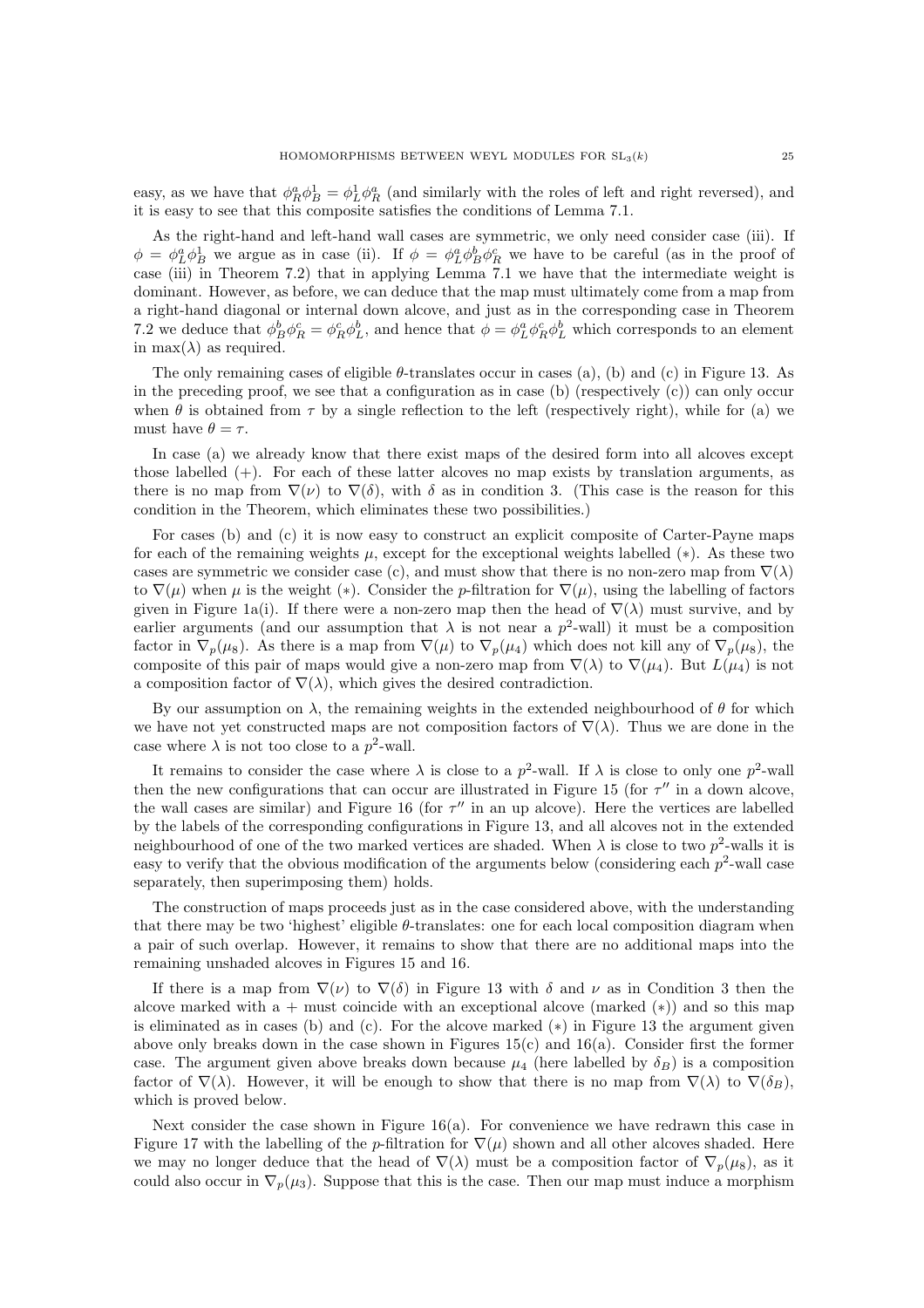easy, as we have that $\phi_R^a \phi_B^1 = \phi_L^1 \phi_R^a$ (and similarly with the roles of left and right reversed), and it is easy to see that this composite satisfies the conditions of Lemma 7.1.

As the right-hand and left-hand wall cases are symmetric, we only need consider case (iii). If $\phi = \phi_L^a \phi_B^1$ we argue as in case (ii). If $\phi = \phi_L^a \phi_B^b \phi_R^c$ we have to be careful (as in the proof of case (iii) in Theorem 7.2) that in applying Lemma 7.1 we have that the intermediate weight is dominant. However, as before, we can deduce that the map must ultimately come from a map from a right-hand diagonal or internal down alcove, and just as in the corresponding case in Theorem 7.2 we deduce that $\phi_B^b \phi_R^c = \phi_R^c \phi_L^b$, and hence that $\phi = \phi_L^a \phi_R^c \phi_L^b$ which corresponds to an element in $\max(\lambda)$ as required.

The only remaining cases of eligible $\theta$-translates occur in cases (a), (b) and (c) in Figure 13. As in the preceding proof, we see that a configuration as in case (b) (respectively (c)) can only occur when $\theta$ is obtained from $\tau$ by a single reflection to the left (respectively right), while for (a) we must have $\theta = \tau$.

In case (a) we already know that there exist maps of the desired form into all alcoves except those labelled (+). For each of these latter alcoves no map exists by translation arguments, as there is no map from $\nabla(\nu)$ to $\nabla(\delta)$, with $\delta$ as in condition 3. (This case is the reason for this condition in the Theorem, which eliminates these two possibilities.)

For cases (b) and (c) it is now easy to construct an explicit composite of Carter-Payne maps for each of the remaining weights $\mu$, except for the exceptional weights labelled (∗). As these two cases are symmetric we consider case (c), and must show that there is no non-zero map from $\nabla(\lambda)$ to $\nabla(\mu)$ when $\mu$ is the weight (∗). Consider the $p$-filtration for $\nabla(\mu)$, using the labelling of factors given in Figure 1a(i). If there were a non-zero map then the head of $\nabla(\lambda)$ must survive, and by earlier arguments (and our assumption that $\lambda$ is not near a $p^2$-wall) it must be a composition factor in $\nabla_p(\mu_8)$. As there is a map from $\nabla(\mu)$ to $\nabla_p(\mu_4)$ which does not kill any of $\nabla_p(\mu_8)$, the composite of this pair of maps would give a non-zero map from $\nabla(\lambda)$ to $\nabla(\mu_4)$. But $L(\mu_4)$ is not a composition factor of $\nabla(\lambda)$, which gives the desired contradiction.

By our assumption on $\lambda$, the remaining weights in the extended neighbourhood of $\theta$ for which we have not yet constructed maps are not composition factors of $\nabla(\lambda)$. Thus we are done in the case where $\lambda$ is not too close to a $p^2$-wall.

It remains to consider the case where $\lambda$ is close to a $p^2$-wall. If $\lambda$ is close to only one $p^2$-wall then the new configurations that can occur are illustrated in Figure 15 (for $\tau''$ in a down alcove, the wall cases are similar) and Figure 16 (for $\tau''$ in an up alcove). Here the vertices are labelled by the labels of the corresponding configurations in Figure 13, and all alcoves not in the extended neighbourhood of one of the two marked vertices are shaded. When $\lambda$ is close to two $p^2$-walls it is easy to verify that the obvious modification of the arguments below (considering each $p^2$-wall case separately, then superimposing them) holds.

The construction of maps proceeds just as in the case considered above, with the understanding that there may be two 'highest' eligible $\theta$-translates: one for each local composition diagram when a pair of such overlap. However, it remains to show that there are no additional maps into the remaining unshaded alcoves in Figures 15 and 16.

If there is a map from $\nabla(\nu)$ to $\nabla(\delta)$ in Figure 13 with $\delta$ and $\nu$ as in Condition 3 then the alcove marked with a + must coincide with an exceptional alcove (marked (∗)) and so this map is eliminated as in cases (b) and (c). For the alcove marked (∗) in Figure 13 the argument given above only breaks down in the case shown in Figures 15(c) and 16(a). Consider first the former case. The argument given above breaks down because $\mu_4$ (here labelled by $\delta_B$) is a composition factor of $\nabla(\lambda)$. However, it will be enough to show that there is no map from $\nabla(\lambda)$ to $\nabla(\delta_B)$, which is proved below.

Next consider the case shown in Figure 16(a). For convenience we have redrawn this case in Figure 17 with the labelling of the $p$-filtration for $\nabla(\mu)$ shown and all other alcoves shaded. Here we may no longer deduce that the head of $\nabla(\lambda)$ must be a composition factor of $\nabla_p(\mu_8)$, as it could also occur in $\nabla_p(\mu_3)$. Suppose that this is the case. Then our map must induce a morphism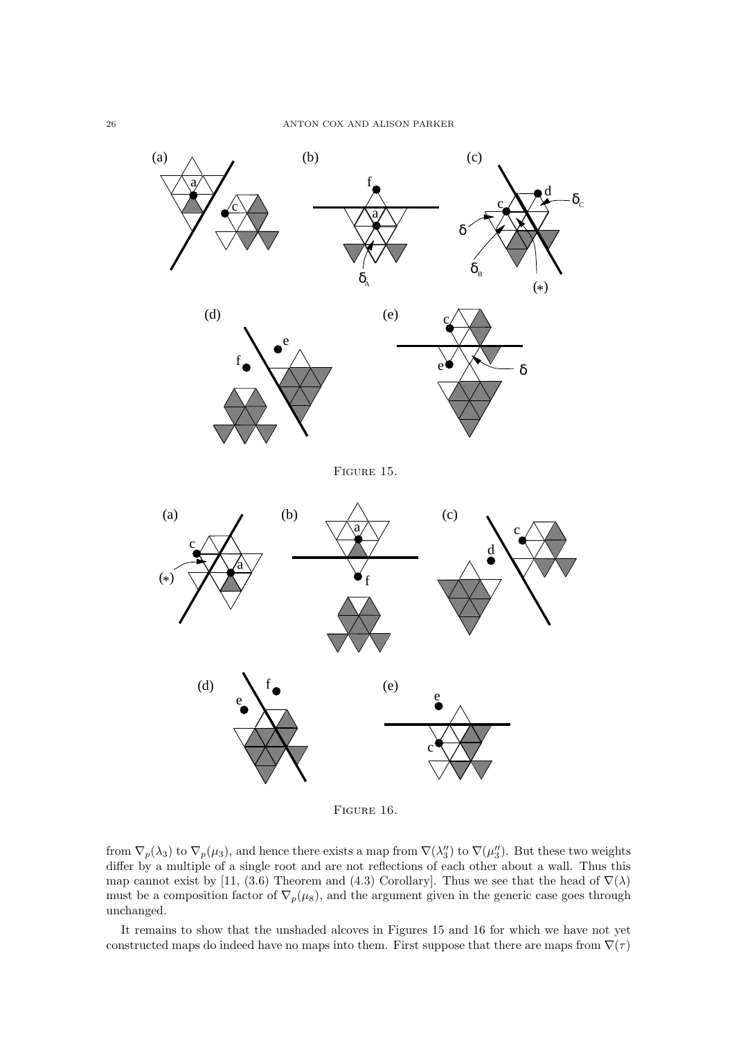Figure 15.

Figure 16.

from $\nabla_p(\lambda_3)$ to $\nabla_p(\mu_3)$, and hence there exists a map from $\nabla(\lambda_3'')$ to $\nabla(\mu_3'')$. But these two weights differ by a multiple of a single root and are not reflections of each other about a wall. Thus this map cannot exist by [11, (3.6) Theorem and (4.3) Corollary]. Thus we see that the head of $\nabla(\lambda)$ must be a composition factor of $\nabla_p(\mu_8)$, and the argument given in the generic case goes through unchanged.

It remains to show that the unshaded alcoves in Figures 15 and 16 for which we have not yet constructed maps do indeed have no maps into them. First suppose that there are maps from $\nabla(\tau)$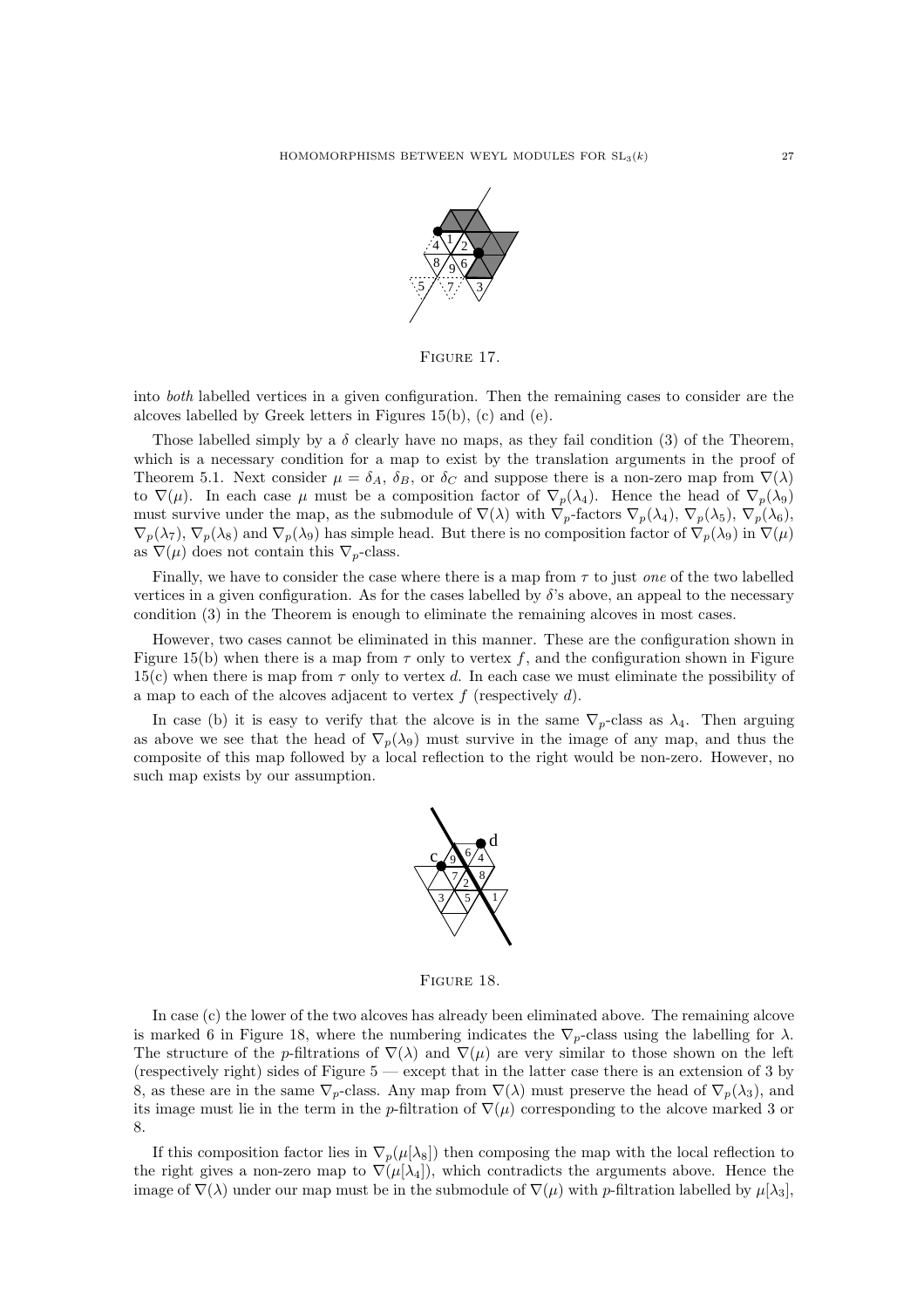Figure 17.

into *both* labelled vertices in a given configuration. Then the remaining cases to consider are the alcoves labelled by Greek letters in Figures 15(b), (c) and (e).

Those labelled simply by a $\delta$ clearly have no maps, as they fail condition (3) of the Theorem, which is a necessary condition for a map to exist by the translation arguments in the proof of Theorem 5.1. Next consider $\mu = \delta_A$, $\delta_B$, or $\delta_C$ and suppose there is a non-zero map from $\nabla(\lambda)$ to $\nabla(\mu)$. In each case $\mu$ must be a composition factor of $\nabla_p(\lambda_4)$. Hence the head of $\nabla_p(\lambda_9)$ must survive under the map, as the submodule of $\nabla(\lambda)$ with $\nabla_p$-factors $\nabla_p(\lambda_4)$, $\nabla_p(\lambda_5)$, $\nabla_p(\lambda_6)$, $\nabla_p(\lambda_7)$, $\nabla_p(\lambda_8)$ and $\nabla_p(\lambda_9)$ has simple head. But there is no composition factor of $\nabla_p(\lambda_9)$ in $\nabla(\mu)$ as $\nabla(\mu)$ does not contain this $\nabla_p$-class.

Finally, we have to consider the case where there is a map from $\tau$ to just *one* of the two labelled vertices in a given configuration. As for the cases labelled by $\delta$'s above, an appeal to the necessary condition (3) in the Theorem is enough to eliminate the remaining alcoves in most cases.

However, two cases cannot be eliminated in this manner. These are the configuration shown in Figure 15(b) when there is a map from $\tau$ only to vertex $f$, and the configuration shown in Figure 15(c) when there is map from $\tau$ only to vertex $d$. In each case we must eliminate the possibility of a map to each of the alcoves adjacent to vertex $f$ (respectively $d$).

In case (b) it is easy to verify that the alcove is in the same $\nabla_p$-class as $\lambda_4$. Then arguing as above we see that the head of $\nabla_p(\lambda_9)$ must survive in the image of any map, and thus the composite of this map followed by a local reflection to the right would be non-zero. However, no such map exists by our assumption.

Figure 18.

In case (c) the lower of the two alcoves has already been eliminated above. The remaining alcove is marked 6 in Figure 18, where the numbering indicates the $\nabla_p$-class using the labelling for $\lambda$. The structure of the $p$-filtrations of $\nabla(\lambda)$ and $\nabla(\mu)$ are very similar to those shown on the left (respectively right) sides of Figure 5 — except that in the latter case there is an extension of 3 by 8, as these are in the same $\nabla_p$-class. Any map from $\nabla(\lambda)$ must preserve the head of $\nabla_p(\lambda_3)$, and its image must lie in the term in the $p$-filtration of $\nabla(\mu)$ corresponding to the alcove marked 3 or 8.

If this composition factor lies in $\nabla_p(\mu[\lambda_8])$ then composing the map with the local reflection to the right gives a non-zero map to $\nabla(\mu[\lambda_4])$, which contradicts the arguments above. Hence the image of $\nabla(\lambda)$ under our map must be in the submodule of $\nabla(\mu)$ with $p$-filtration labelled by $\mu[\lambda_3]$,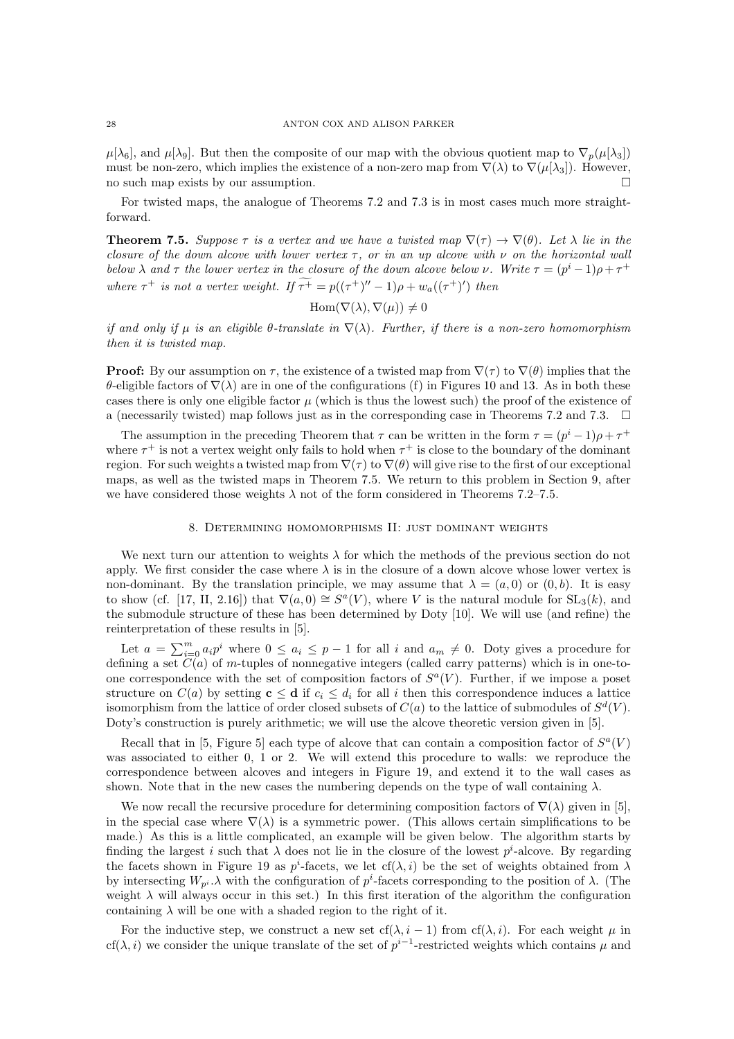$\mu[\lambda_6]$, and $\mu[\lambda_9]$. But then the composite of our map with the obvious quotient map to $\nabla_p(\mu[\lambda_3])$ must be non-zero, which implies the existence of a non-zero map from $\nabla(\lambda)$ to $\nabla(\mu[\lambda_3])$. However, no such map exists by our assumption. □

For twisted maps, the analogue of Theorems 7.2 and 7.3 is in most cases much more straightforward.

**Theorem 7.5.** *Suppose $\tau$ is a vertex and we have a twisted map $\nabla(\tau) \to \nabla(\theta)$. Let $\lambda$ lie in the closure of the down alcove with lower vertex $\tau$, or in an up alcove with $\nu$ on the horizontal wall below $\lambda$ and $\tau$ the lower vertex in the closure of the down alcove below $\nu$. Write $\tau = (p^i - 1)\rho + \tau^+$ where $\tau^+$ is not a vertex weight. If $\widetilde{\tau^+} = p((\tau^+)'' - 1)\rho + w_a((\tau^+)')$ then*

$$\mathrm{Hom}(\nabla(\lambda), \nabla(\mu)) \neq 0$$

*if and only if $\mu$ is an eligible $\theta$-translate in $\nabla(\lambda)$. Further, if there is a non-zero homomorphism then it is twisted map.*

**Proof:** By our assumption on $\tau$, the existence of a twisted map from $\nabla(\tau)$ to $\nabla(\theta)$ implies that the $\theta$-eligible factors of $\nabla(\lambda)$ are in one of the configurations (f) in Figures 10 and 13. As in both these cases there is only one eligible factor $\mu$ (which is thus the lowest such) the proof of the existence of a (necessarily twisted) map follows just as in the corresponding case in Theorems 7.2 and 7.3. □

The assumption in the preceding Theorem that $\tau$ can be written in the form $\tau = (p^i - 1)\rho + \tau^+$ where $\tau^+$ is not a vertex weight only fails to hold when $\tau^+$ is close to the boundary of the dominant region. For such weights a twisted map from $\nabla(\tau)$ to $\nabla(\theta)$ will give rise to the first of our exceptional maps, as well as the twisted maps in Theorem 7.5. We return to this problem in Section 9, after we have considered those weights $\lambda$ not of the form considered in Theorems 7.2–7.5.

## 8. Determining homomorphisms II: just dominant weights

We next turn our attention to weights $\lambda$ for which the methods of the previous section do not apply. We first consider the case where $\lambda$ is in the closure of a down alcove whose lower vertex is non-dominant. By the translation principle, we may assume that $\lambda = (a, 0)$ or $(0, b)$. It is easy to show (cf. [17, II, 2.16]) that $\nabla(a, 0) \cong S^a(V)$, where $V$ is the natural module for $\mathrm{SL}_3(k)$, and the submodule structure of these has been determined by Doty [10]. We will use (and refine) the reinterpretation of these results in [5].

Let $a = \sum_{i=0}^{m} a_i p^i$ where $0 \leq a_i \leq p-1$ for all $i$ and $a_m \neq 0$. Doty gives a procedure for defining a set $C(a)$ of $m$-tuples of nonnegative integers (called carry patterns) which is in one-to-one correspondence with the set of composition factors of $S^a(V)$. Further, if we impose a poset structure on $C(a)$ by setting $\mathbf{c} \leq \mathbf{d}$ if $c_i \leq d_i$ for all $i$ then this correspondence induces a lattice isomorphism from the lattice of order closed subsets of $C(a)$ to the lattice of submodules of $S^d(V)$. Doty's construction is purely arithmetic; we will use the alcove theoretic version given in [5].

Recall that in [5, Figure 5] each type of alcove that can contain a composition factor of $S^a(V)$ was associated to either 0, 1 or 2. We will extend this procedure to walls: we reproduce the correspondence between alcoves and integers in Figure 19, and extend it to the wall cases as shown. Note that in the new cases the numbering depends on the type of wall containing $\lambda$.

We now recall the recursive procedure for determining composition factors of $\nabla(\lambda)$ given in [5], in the special case where $\nabla(\lambda)$ is a symmetric power. (This allows certain simplifications to be made.) As this is a little complicated, an example will be given below. The algorithm starts by finding the largest $i$ such that $\lambda$ does not lie in the closure of the lowest $p^i$-alcove. By regarding the facets shown in Figure 19 as $p^i$-facets, we let $\mathrm{cf}(\lambda, i)$ be the set of weights obtained from $\lambda$ by intersecting $W_{p^i}.\lambda$ with the configuration of $p^i$-facets corresponding to the position of $\lambda$. (The weight $\lambda$ will always occur in this set.) In this first iteration of the algorithm the configuration containing $\lambda$ will be one with a shaded region to the right of it.

For the inductive step, we construct a new set $\mathrm{cf}(\lambda, i-1)$ from $\mathrm{cf}(\lambda, i)$. For each weight $\mu$ in $\mathrm{cf}(\lambda, i)$ we consider the unique translate of the set of $p^{i-1}$-restricted weights which contains $\mu$ and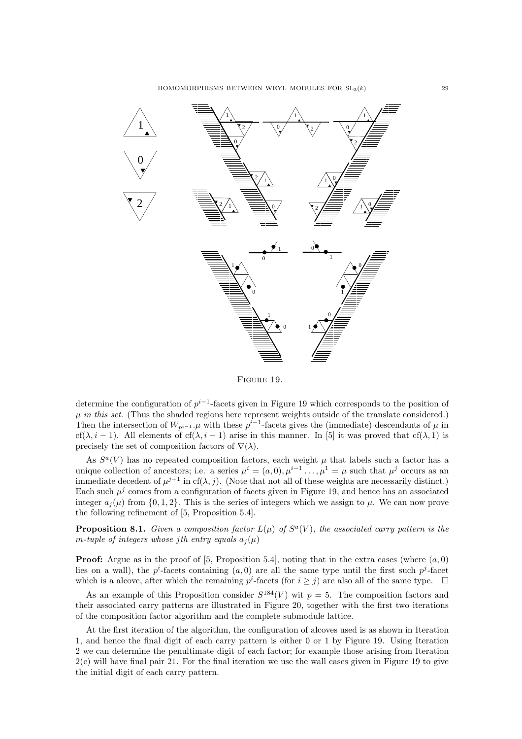FIGURE 19.

determine the configuration of $p^{i-1}$-facets given in Figure 19 which corresponds to the position of $\mu$ *in this set*. (Thus the shaded regions here represent weights outside of the translate considered.) Then the intersection of $W_{p^{i-1}}.\mu$ with these $p^{i-1}$-facets gives the (immediate) descendants of $\mu$ in $\mathrm{cf}(\lambda, i-1)$. All elements of $\mathrm{cf}(\lambda, i-1)$ arise in this manner. In [5] it was proved that $\mathrm{cf}(\lambda, 1)$ is precisely the set of composition factors of $\nabla(\lambda)$.

As $S^a(V)$ has no repeated composition factors, each weight $\mu$ that labels such a factor has a unique collection of ancestors; i.e. a series $\mu^i = (a, 0), \mu^{i-1} \ldots, \mu^1 = \mu$ such that $\mu^j$ occurs as an immediate decedent of $\mu^{j+1}$ in $\mathrm{cf}(\lambda, j)$. (Note that not all of these weights are necessarily distinct.) Each such $\mu^j$ comes from a configuration of facets given in Figure 19, and hence has an associated integer $a_j(\mu)$ from $\{0, 1, 2\}$. This is the series of integers which we assign to $\mu$. We can now prove the following refinement of [5, Proposition 5.4].

**Proposition 8.1.** *Given a composition factor $L(\mu)$ of $S^a(V)$, the associated carry pattern is the $m$-tuple of integers whose $j$th entry equals $a_j(\mu)$*

**Proof:** Argue as in the proof of [5, Proposition 5.4], noting that in the extra cases (where $(a, 0)$ lies on a wall), the $p^i$-facets containing $(a, 0)$ are all the same type until the first such $p^j$-facet which is a alcove, after which the remaining $p^i$-facets (for $i \geq j$) are also all of the same type. $\square$

As an example of this Proposition consider $S^{184}(V)$ wit $p = 5$. The composition factors and their associated carry patterns are illustrated in Figure 20, together with the first two iterations of the composition factor algorithm and the complete submodule lattice.

At the first iteration of the algorithm, the configuration of alcoves used is as shown in Iteration 1, and hence the final digit of each carry pattern is either 0 or 1 by Figure 19. Using Iteration 2 we can determine the penultimate digit of each factor; for example those arising from Iteration 2(c) will have final pair 21. For the final iteration we use the wall cases given in Figure 19 to give the initial digit of each carry pattern.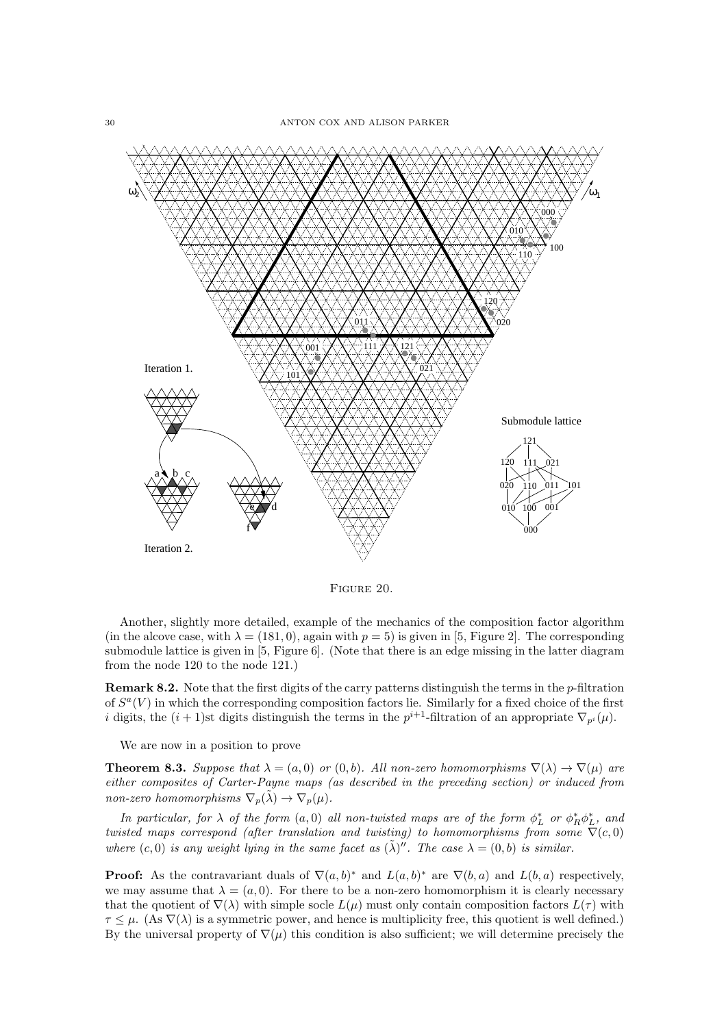FIGURE 20.

Another, slightly more detailed, example of the mechanics of the composition factor algorithm (in the alcove case, with $\lambda = (181, 0)$, again with $p = 5$) is given in [5, Figure 2]. The corresponding submodule lattice is given in [5, Figure 6]. (Note that there is an edge missing in the latter diagram from the node 120 to the node 121.)

**Remark 8.2.** Note that the first digits of the carry patterns distinguish the terms in the $p$-filtration of $S^a(V)$ in which the corresponding composition factors lie. Similarly for a fixed choice of the first $i$ digits, the $(i+1)$st digits distinguish the terms in the $p^{i+1}$-filtration of an appropriate $\nabla_{p^i}(\mu)$.

We are now in a position to prove

**Theorem 8.3.** *Suppose that $\lambda = (a, 0)$ or $(0, b)$. All non-zero homomorphisms $\nabla(\lambda) \to \nabla(\mu)$ are either composites of Carter-Payne maps (as described in the preceding section) or induced from non-zero homomorphisms $\nabla_p(\tilde{\lambda}) \to \nabla_p(\mu)$.*

*In particular, for $\lambda$ of the form $(a, 0)$ all non-twisted maps are of the form $\phi_L^*$ or $\phi_R^* \phi_L^*$, and twisted maps correspond (after translation and twisting) to homomorphisms from some $\nabla(c, 0)$ where $(c, 0)$ is any weight lying in the same facet as $(\tilde{\lambda})''$. The case $\lambda = (0, b)$ is similar.*

**Proof:** As the contravariant duals of $\nabla(a, b)^*$ and $L(a, b)^*$ are $\nabla(b, a)$ and $L(b, a)$ respectively, we may assume that $\lambda = (a, 0)$. For there to be a non-zero homomorphism it is clearly necessary that the quotient of $\nabla(\lambda)$ with simple socle $L(\mu)$ must only contain composition factors $L(\tau)$ with $\tau \leq \mu$. (As $\nabla(\lambda)$ is a symmetric power, and hence is multiplicity free, this quotient is well defined.) By the universal property of $\nabla(\mu)$ this condition is also sufficient; we will determine precisely the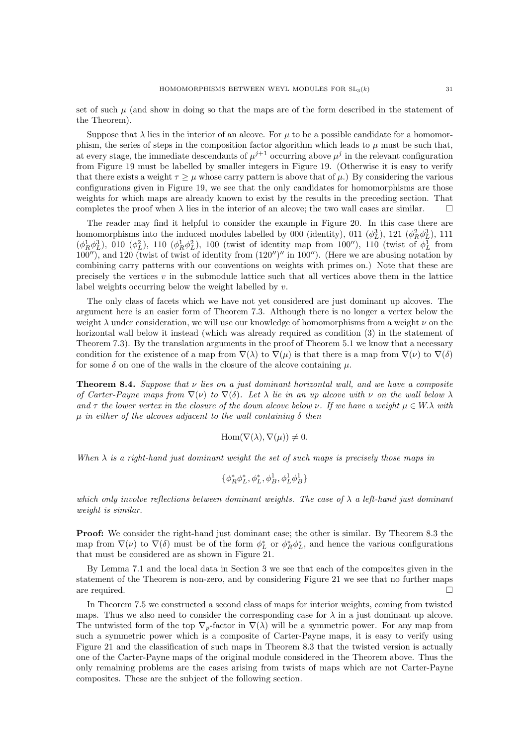set of such $\mu$ (and show in doing so that the maps are of the form described in the statement of the Theorem).

Suppose that $\lambda$ lies in the interior of an alcove. For $\mu$ to be a possible candidate for a homomorphism, the series of steps in the composition factor algorithm which leads to $\mu$ must be such that, at every stage, the immediate descendants of $\mu^{j+1}$ occurring above $\mu^j$ in the relevant configuration from Figure 19 must be labelled by smaller integers in Figure 19. (Otherwise it is easy to verify that there exists a weight $\tau \geq \mu$ whose carry pattern is above that of $\mu$.) By considering the various configurations given in Figure 19, we see that the only candidates for homomorphisms are those weights for which maps are already known to exist by the results in the preceding section. That completes the proof when $\lambda$ lies in the interior of an alcove; the two wall cases are similar. $\square$

The reader may find it helpful to consider the example in Figure 20. In this case there are homomorphisms into the induced modules labelled by 000 (identity), 011 ($\phi_L^3$), 121 ($\phi_R^2\phi_L^3$), 111 ($\phi_R^1\phi_L^3$), 010 ($\phi_L^2$), 110 ($\phi_R^1\phi_L^2$), 100 (twist of identity map from $100''$), 110 (twist of $\phi_L^1$ from $100''$), and 120 (twist of twist of identity from $(120'')''$ in $100''$). (Here we are abusing notation by combining carry patterns with our conventions on weights with primes on.) Note that these are precisely the vertices $v$ in the submodule lattice such that all vertices above them in the lattice label weights occurring below the weight labelled by $v$.

The only class of facets which we have not yet considered are just dominant up alcoves. The argument here is an easier form of Theorem 7.3. Although there is no longer a vertex below the weight $\lambda$ under consideration, we will use our knowledge of homomorphisms from a weight $\nu$ on the horizontal wall below it instead (which was already required as condition (3) in the statement of Theorem 7.3). By the translation arguments in the proof of Theorem 5.1 we know that a necessary condition for the existence of a map from $\nabla(\lambda)$ to $\nabla(\mu)$ is that there is a map from $\nabla(\nu)$ to $\nabla(\delta)$ for some $\delta$ on one of the walls in the closure of the alcove containing $\mu$.

**Theorem 8.4.** *Suppose that $\nu$ lies on a just dominant horizontal wall, and we have a composite of Carter-Payne maps from $\nabla(\nu)$ to $\nabla(\delta)$. Let $\lambda$ lie in an up alcove with $\nu$ on the wall below $\lambda$ and $\tau$ the lower vertex in the closure of the down alcove below $\nu$. If we have a weight $\mu \in W.\lambda$ with $\mu$ in either of the alcoves adjacent to the wall containing $\delta$ then*

$$\mathrm{Hom}(\nabla(\lambda), \nabla(\mu)) \neq 0.$$

*When $\lambda$ is a right-hand just dominant weight the set of such maps is precisely those maps in*

$$\{\phi_R^*\phi_L^*, \phi_L^*, \phi_B^1, \phi_L^1\phi_B^1\}$$

*which only involve reflections between dominant weights. The case of $\lambda$ a left-hand just dominant weight is similar.*

**Proof:** We consider the right-hand just dominant case; the other is similar. By Theorem 8.3 the map from $\nabla(\nu)$ to $\nabla(\delta)$ must be of the form $\phi_L^*$ or $\phi_R^*\phi_L^*$, and hence the various configurations that must be considered are as shown in Figure 21.

By Lemma 7.1 and the local data in Section 3 we see that each of the composites given in the statement of the Theorem is non-zero, and by considering Figure 21 we see that no further maps are required. $\square$

In Theorem 7.5 we constructed a second class of maps for interior weights, coming from twisted maps. Thus we also need to consider the corresponding case for $\lambda$ in a just dominant up alcove. The untwisted form of the top $\nabla_p$-factor in $\nabla(\lambda)$ will be a symmetric power. For any map from such a symmetric power which is a composite of Carter-Payne maps, it is easy to verify using Figure 21 and the classification of such maps in Theorem 8.3 that the twisted version is actually one of the Carter-Payne maps of the original module considered in the Theorem above. Thus the only remaining problems are the cases arising from twists of maps which are not Carter-Payne composites. These are the subject of the following section.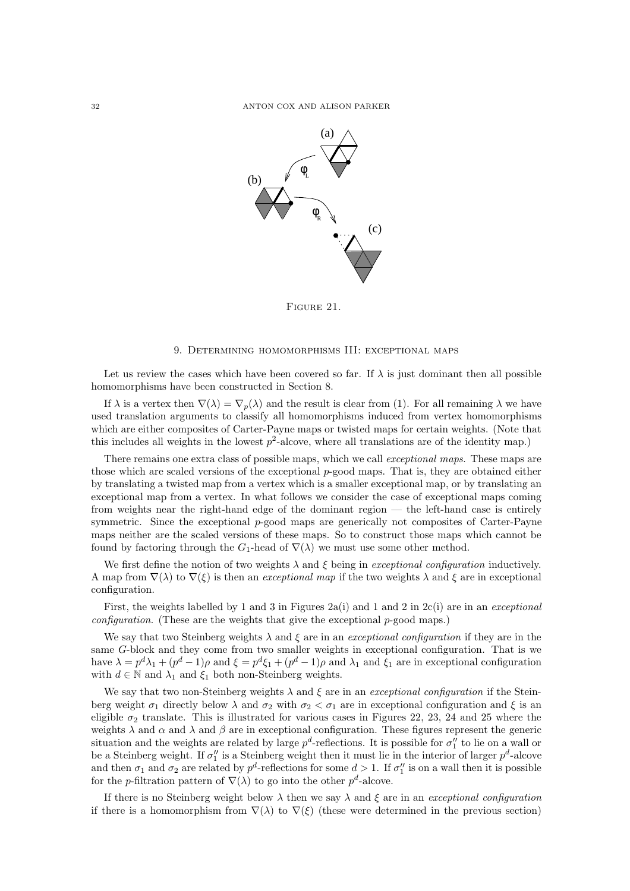Figure 21.

## 9. Determining homomorphisms III: exceptional maps

Let us review the cases which have been covered so far. If $\lambda$ is just dominant then all possible homomorphisms have been constructed in Section 8.

If $\lambda$ is a vertex then $\nabla(\lambda) = \nabla_p(\lambda)$ and the result is clear from (1). For all remaining $\lambda$ we have used translation arguments to classify all homomorphisms induced from vertex homomorphisms which are either composites of Carter-Payne maps or twisted maps for certain weights. (Note that this includes all weights in the lowest $p^2$-alcove, where all translations are of the identity map.)

There remains one extra class of possible maps, which we call *exceptional maps*. These maps are those which are scaled versions of the exceptional $p$-good maps. That is, they are obtained either by translating a twisted map from a vertex which is a smaller exceptional map, or by translating an exceptional map from a vertex. In what follows we consider the case of exceptional maps coming from weights near the right-hand edge of the dominant region — the left-hand case is entirely symmetric. Since the exceptional $p$-good maps are generically not composites of Carter-Payne maps neither are the scaled versions of these maps. So to construct those maps which cannot be found by factoring through the $G_1$-head of $\nabla(\lambda)$ we must use some other method.

We first define the notion of two weights $\lambda$ and $\xi$ being in *exceptional configuration* inductively. A map from $\nabla(\lambda)$ to $\nabla(\xi)$ is then an *exceptional map* if the two weights $\lambda$ and $\xi$ are in exceptional configuration.

First, the weights labelled by 1 and 3 in Figures 2a(i) and 1 and 2 in 2c(i) are in an *exceptional configuration*. (These are the weights that give the exceptional $p$-good maps.)

We say that two Steinberg weights $\lambda$ and $\xi$ are in an *exceptional configuration* if they are in the same $G$-block and they come from two smaller weights in exceptional configuration. That is we have $\lambda = p^d\lambda_1 + (p^d - 1)\rho$ and $\xi = p^d\xi_1 + (p^d - 1)\rho$ and $\lambda_1$ and $\xi_1$ are in exceptional configuration with $d \in \mathbb{N}$ and $\lambda_1$ and $\xi_1$ both non-Steinberg weights.

We say that two non-Steinberg weights $\lambda$ and $\xi$ are in an *exceptional configuration* if the Steinberg weight $\sigma_1$ directly below $\lambda$ and $\sigma_2$ with $\sigma_2 < \sigma_1$ are in exceptional configuration and $\xi$ is an eligible $\sigma_2$ translate. This is illustrated for various cases in Figures 22, 23, 24 and 25 where the weights $\lambda$ and $\alpha$ and $\lambda$ and $\beta$ are in exceptional configuration. These figures represent the generic situation and the weights are related by large $p^d$-reflections. It is possible for $\sigma_1''$ to lie on a wall or be a Steinberg weight. If $\sigma_1''$ is a Steinberg weight then it must lie in the interior of larger $p^d$-alcove and then $\sigma_1$ and $\sigma_2$ are related by $p^d$-reflections for some $d > 1$. If $\sigma_1''$ is on a wall then it is possible for the $p$-filtration pattern of $\nabla(\lambda)$ to go into the other $p^d$-alcove.

If there is no Steinberg weight below $\lambda$ then we say $\lambda$ and $\xi$ are in an *exceptional configuration* if there is a homomorphism from $\nabla(\lambda)$ to $\nabla(\xi)$ (these were determined in the previous section)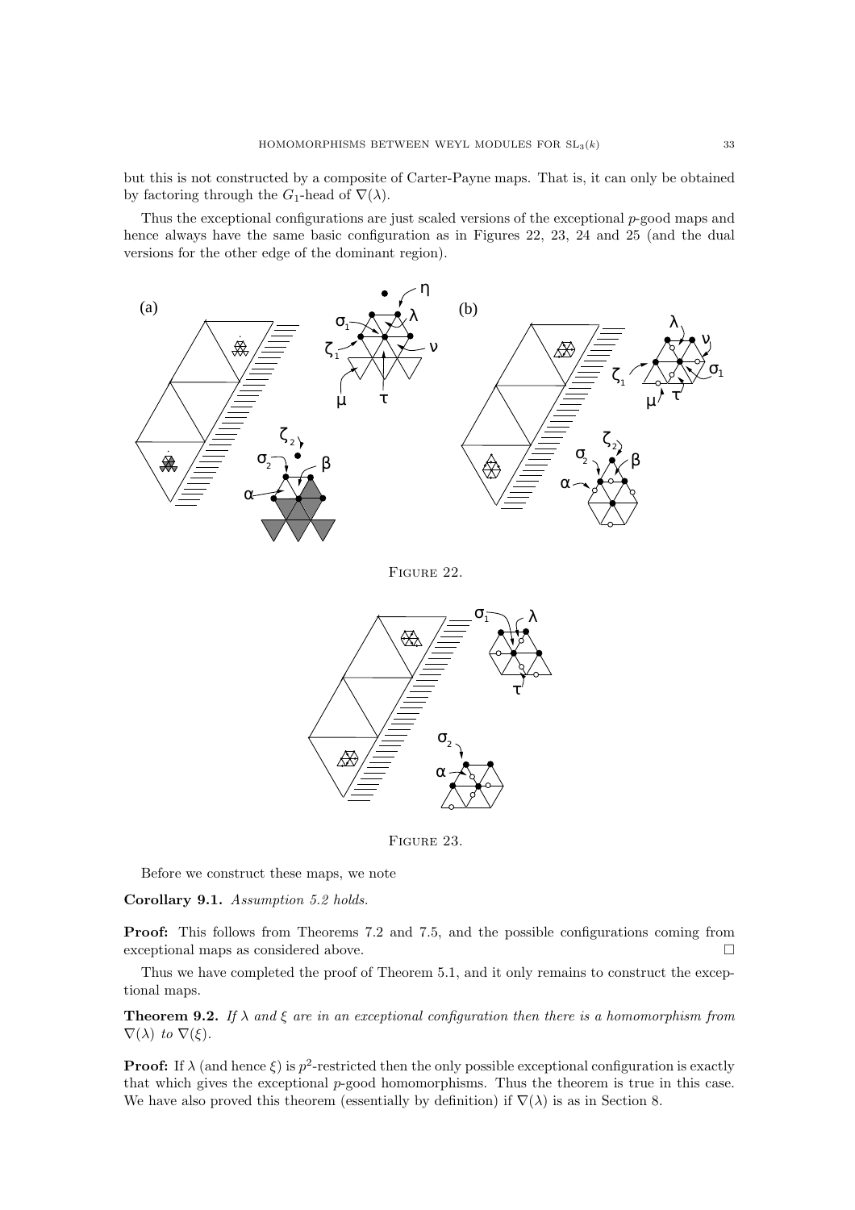but this is not constructed by a composite of Carter-Payne maps. That is, it can only be obtained by factoring through the $G_1$-head of $\nabla(\lambda)$.

Thus the exceptional configurations are just scaled versions of the exceptional $p$-good maps and hence always have the same basic configuration as in Figures 22, 23, 24 and 25 (and the dual versions for the other edge of the dominant region).

FIGURE 22.

FIGURE 23.

Before we construct these maps, we note

**Corollary 9.1.** *Assumption 5.2 holds.*

**Proof:** This follows from Theorems 7.2 and 7.5, and the possible configurations coming from exceptional maps as considered above. □

Thus we have completed the proof of Theorem 5.1, and it only remains to construct the exceptional maps.

**Theorem 9.2.** *If $\lambda$ and $\xi$ are in an exceptional configuration then there is a homomorphism from $\nabla(\lambda)$ to $\nabla(\xi)$.*

**Proof:** If $\lambda$ (and hence $\xi$) is $p^2$-restricted then the only possible exceptional configuration is exactly that which gives the exceptional $p$-good homomorphisms. Thus the theorem is true in this case. We have also proved this theorem (essentially by definition) if $\nabla(\lambda)$ is as in Section 8.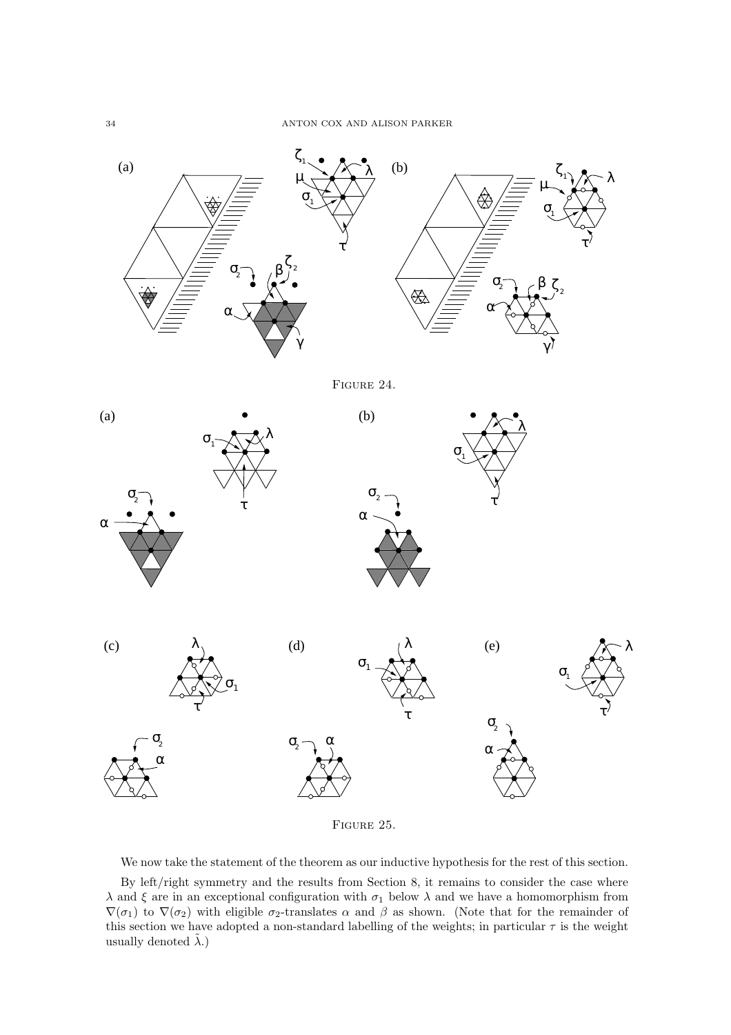FIGURE 24.

FIGURE 25.

We now take the statement of the theorem as our inductive hypothesis for the rest of this section.

By left/right symmetry and the results from Section 8, it remains to consider the case where $\lambda$ and $\xi$ are in an exceptional configuration with $\sigma_1$ below $\lambda$ and we have a homomorphism from $\nabla(\sigma_1)$ to $\nabla(\sigma_2)$ with eligible $\sigma_2$-translates $\alpha$ and $\beta$ as shown. (Note that for the remainder of this section we have adopted a non-standard labelling of the weights; in particular $\tau$ is the weight usually denoted $\tilde{\lambda}$.)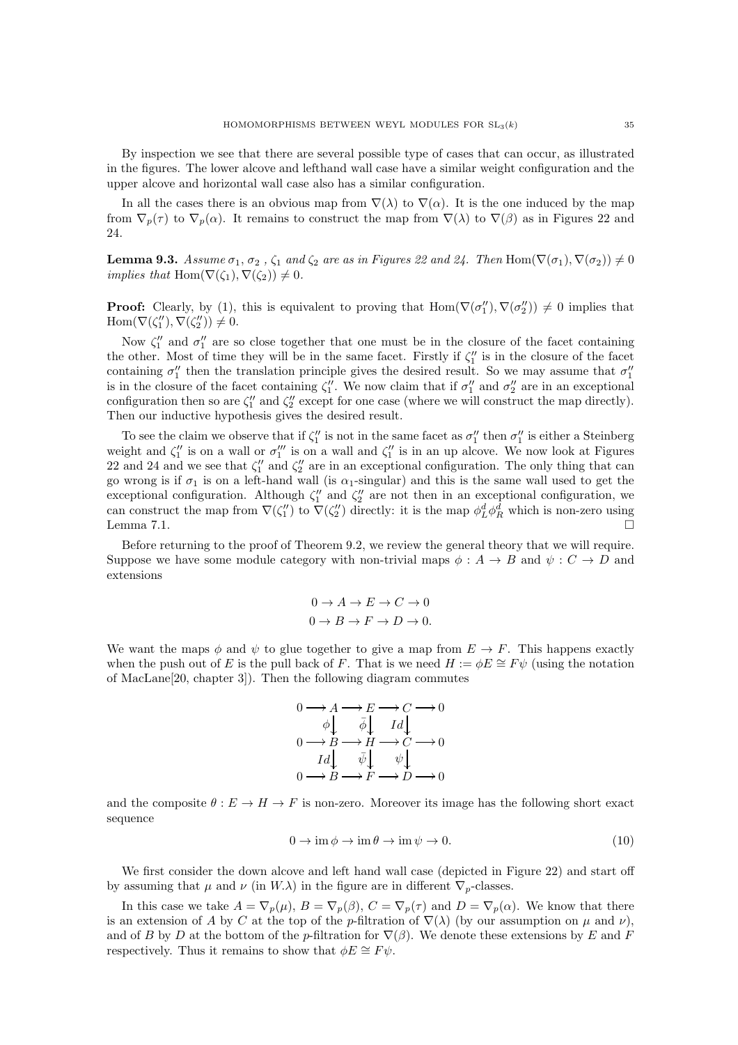By inspection we see that there are several possible type of cases that can occur, as illustrated in the figures. The lower alcove and lefthand wall case have a similar weight configuration and the upper alcove and horizontal wall case also has a similar configuration.

In all the cases there is an obvious map from $\nabla(\lambda)$ to $\nabla(\alpha)$. It is the one induced by the map from $\nabla_p(\tau)$ to $\nabla_p(\alpha)$. It remains to construct the map from $\nabla(\lambda)$ to $\nabla(\beta)$ as in Figures 22 and 24.

**Lemma 9.3.** *Assume $\sigma_1$, $\sigma_2$ , $\zeta_1$ and $\zeta_2$ are as in Figures 22 and 24. Then $\mathrm{Hom}(\nabla(\sigma_1), \nabla(\sigma_2)) \neq 0$ implies that $\mathrm{Hom}(\nabla(\zeta_1), \nabla(\zeta_2)) \neq 0$.*

**Proof:** Clearly, by (1), this is equivalent to proving that $\mathrm{Hom}(\nabla(\sigma_1''), \nabla(\sigma_2'')) \neq 0$ implies that $\mathrm{Hom}(\nabla(\zeta_1''), \nabla(\zeta_2'')) \neq 0$.

Now $\zeta_1''$ and $\sigma_1''$ are so close together that one must be in the closure of the facet containing the other. Most of time they will be in the same facet. Firstly if $\zeta_1''$ is in the closure of the facet containing $\sigma_1''$ then the translation principle gives the desired result. So we may assume that $\sigma_1''$ is in the closure of the facet containing $\zeta_1''$. We now claim that if $\sigma_1''$ and $\sigma_2''$ are in an exceptional configuration then so are $\zeta_1''$ and $\zeta_2''$ except for one case (where we will construct the map directly). Then our inductive hypothesis gives the desired result.

To see the claim we observe that if $\zeta_1''$ is not in the same facet as $\sigma_1''$ then $\sigma_1''$ is either a Steinberg weight and $\zeta_1''$ is on a wall or $\sigma_1'''$ is on a wall and $\zeta_1''$ is in an up alcove. We now look at Figures 22 and 24 and we see that $\zeta_1''$ and $\zeta_2''$ are in an exceptional configuration. The only thing that can go wrong is if $\sigma_1$ is on a left-hand wall (is $\alpha_1$-singular) and this is the same wall used to get the exceptional configuration. Although $\zeta_1''$ and $\zeta_2''$ are not then in an exceptional configuration, we can construct the map from $\nabla(\zeta_1'')$ to $\nabla(\zeta_2'')$ directly: it is the map $\phi_L^d \phi_R^d$ which is non-zero using Lemma 7.1. $\square$

Before returning to the proof of Theorem 9.2, we review the general theory that we will require. Suppose we have some module category with non-trivial maps $\phi : A \to B$ and $\psi : C \to D$ and extensions

$$0 \to A \to E \to C \to 0$$
$$0 \to B \to F \to D \to 0.$$

We want the maps $\phi$ and $\psi$ to glue together to give a map from $E \to F$. This happens exactly when the push out of $E$ is the pull back of $F$. That is we need $H := \phi E \cong F\psi$ (using the notation of MacLane[20, chapter 3]). Then the following diagram commutes

$$\begin{array}{ccccccccc}
0 & \longrightarrow & A & \longrightarrow & E & \longrightarrow & C & \longrightarrow & 0 \\
 & & \downarrow{\scriptstyle \phi} & & \downarrow{\scriptstyle \bar{\phi}} & & \downarrow{\scriptstyle Id} & & \\
0 & \longrightarrow & B & \longrightarrow & H & \longrightarrow & C & \longrightarrow & 0 \\
 & & \downarrow{\scriptstyle Id} & & \downarrow{\scriptstyle \bar{\psi}} & & \downarrow{\scriptstyle \psi} & & \\
0 & \longrightarrow & B & \longrightarrow & F & \longrightarrow & D & \longrightarrow & 0
\end{array}$$

and the composite $\theta : E \to H \to F$ is non-zero. Moreover its image has the following short exact sequence

$$0 \to \operatorname{im} \phi \to \operatorname{im} \theta \to \operatorname{im} \psi \to 0. \tag{10}$$

We first consider the down alcove and left hand wall case (depicted in Figure 22) and start off by assuming that $\mu$ and $\nu$ (in $W.\lambda$) in the figure are in different $\nabla_p$-classes.

In this case we take $A = \nabla_p(\mu)$, $B = \nabla_p(\beta)$, $C = \nabla_p(\tau)$ and $D = \nabla_p(\alpha)$. We know that there is an extension of $A$ by $C$ at the top of the $p$-filtration of $\nabla(\lambda)$ (by our assumption on $\mu$ and $\nu$), and of $B$ by $D$ at the bottom of the $p$-filtration for $\nabla(\beta)$. We denote these extensions by $E$ and $F$ respectively. Thus it remains to show that $\phi E \cong F\psi$.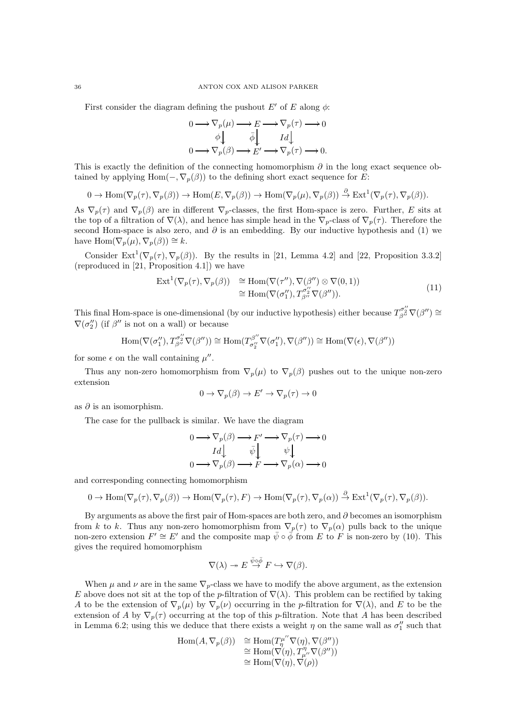First consider the diagram defining the pushout $E'$ of $E$ along $\phi$:

$$\begin{array}{ccccccccc} 0 & \longrightarrow & \nabla_p(\mu) & \longrightarrow & E & \longrightarrow & \nabla_p(\tau) & \longrightarrow & 0 \\ & & \phi\big\downarrow & & \bar{\phi}\big\downarrow & & Id\big\downarrow & & \\ 0 & \longrightarrow & \nabla_p(\beta) & \longrightarrow & E' & \longrightarrow & \nabla_p(\tau) & \longrightarrow & 0. \end{array}$$

This is exactly the definition of the connecting homomorphism $\partial$ in the long exact sequence obtained by applying $\mathrm{Hom}(-, \nabla_p(\beta))$ to the defining short exact sequence for $E$:

$$0 \to \mathrm{Hom}(\nabla_p(\tau), \nabla_p(\beta)) \to \mathrm{Hom}(E, \nabla_p(\beta)) \to \mathrm{Hom}(\nabla_p(\mu), \nabla_p(\beta)) \xrightarrow{\partial} \mathrm{Ext}^1(\nabla_p(\tau), \nabla_p(\beta)).$$

As $\nabla_p(\tau)$ and $\nabla_p(\beta)$ are in different $\nabla_p$-classes, the first Hom-space is zero. Further, $E$ sits at the top of a filtration of $\nabla(\lambda)$, and hence has simple head in the $\nabla_p$-class of $\nabla_p(\tau)$. Therefore the second Hom-space is also zero, and $\partial$ is an embedding. By our inductive hypothesis and (1) we have $\mathrm{Hom}(\nabla_p(\mu), \nabla_p(\beta)) \cong k$.

Consider $\mathrm{Ext}^1(\nabla_p(\tau), \nabla_p(\beta))$. By the results in [21, Lemma 4.2] and [22, Proposition 3.3.2] (reproduced in [21, Proposition 4.1]) we have

$$\begin{aligned} \mathrm{Ext}^1(\nabla_p(\tau), \nabla_p(\beta)) &\cong \mathrm{Hom}(\nabla(\tau''), \nabla(\beta'') \otimes \nabla(0,1)) \\ &\cong \mathrm{Hom}(\nabla(\sigma_1''), T_{\beta''}^{\sigma_2''} \nabla(\beta'')). \end{aligned} \tag{11}$$

This final Hom-space is one-dimensional (by our inductive hypothesis) either because $T_{\beta''}^{\sigma_2''} \nabla(\beta'') \cong \nabla(\sigma_2'')$ (if $\beta''$ is not on a wall) or because

$$\mathrm{Hom}(\nabla(\sigma_1''), T_{\beta''}^{\sigma_2''} \nabla(\beta'')) \cong \mathrm{Hom}(T_{\sigma_2''}^{\beta''} \nabla(\sigma_1''), \nabla(\beta'')) \cong \mathrm{Hom}(\nabla(\epsilon), \nabla(\beta''))$$

for some $\epsilon$ on the wall containing $\mu''$.

Thus any non-zero homomorphism from $\nabla_p(\mu)$ to $\nabla_p(\beta)$ pushes out to the unique non-zero extension

$$0 \to \nabla_p(\beta) \to E' \to \nabla_p(\tau) \to 0$$

as $\partial$ is an isomorphism.

The case for the pullback is similar. We have the diagram

$$\begin{array}{ccccccccc} 0 & \longrightarrow & \nabla_p(\beta) & \longrightarrow & F' & \longrightarrow & \nabla_p(\tau) & \longrightarrow & 0 \\ & & Id\big\downarrow & & \bar{\psi}\big\downarrow & & \psi\big\downarrow & & \\ 0 & \longrightarrow & \nabla_p(\beta) & \longrightarrow & F & \longrightarrow & \nabla_p(\alpha) & \longrightarrow & 0 \end{array}$$

and corresponding connecting homomorphism

$$0 \to \mathrm{Hom}(\nabla_p(\tau), \nabla_p(\beta)) \to \mathrm{Hom}(\nabla_p(\tau), F) \to \mathrm{Hom}(\nabla_p(\tau), \nabla_p(\alpha)) \xrightarrow{\partial} \mathrm{Ext}^1(\nabla_p(\tau), \nabla_p(\beta)).$$

By arguments as above the first pair of Hom-spaces are both zero, and $\partial$ becomes an isomorphism from $k$ to $k$. Thus any non-zero homomorphism from $\nabla_p(\tau)$ to $\nabla_p(\alpha)$ pulls back to the unique non-zero extension $F' \cong E'$ and the composite map $\bar{\psi} \circ \bar{\phi}$ from $E$ to $F$ is non-zero by (10). This gives the required homomorphism

$$\nabla(\lambda) \twoheadrightarrow E \stackrel{\bar{\psi}\circ\bar{\phi}}{\to} F \hookrightarrow \nabla(\beta).$$

When $\mu$ and $\nu$ are in the same $\nabla_p$-class we have to modify the above argument, as the extension $E$ above does not sit at the top of the $p$-filtration of $\nabla(\lambda)$. This problem can be rectified by taking $A$ to be the extension of $\nabla_p(\mu)$ by $\nabla_p(\nu)$ occurring in the $p$-filtration for $\nabla(\lambda)$, and $E$ to be the extension of $A$ by $\nabla_p(\tau)$ occurring at the top of this $p$-filtration. Note that $A$ has been described in Lemma 6.2; using this we deduce that there exists a weight $\eta$ on the same wall as $\sigma_1''$ such that

$$\begin{aligned} \mathrm{Hom}(A, \nabla_p(\beta)) &\cong \mathrm{Hom}(T_{\eta}^{\mu''} \nabla(\eta), \nabla(\beta'')) \\ &\cong \mathrm{Hom}(\nabla(\eta), T_{\mu''}^{\eta} \nabla(\beta'')) \\ &\cong \mathrm{Hom}(\nabla(\eta), \nabla(\rho)) \end{aligned}$$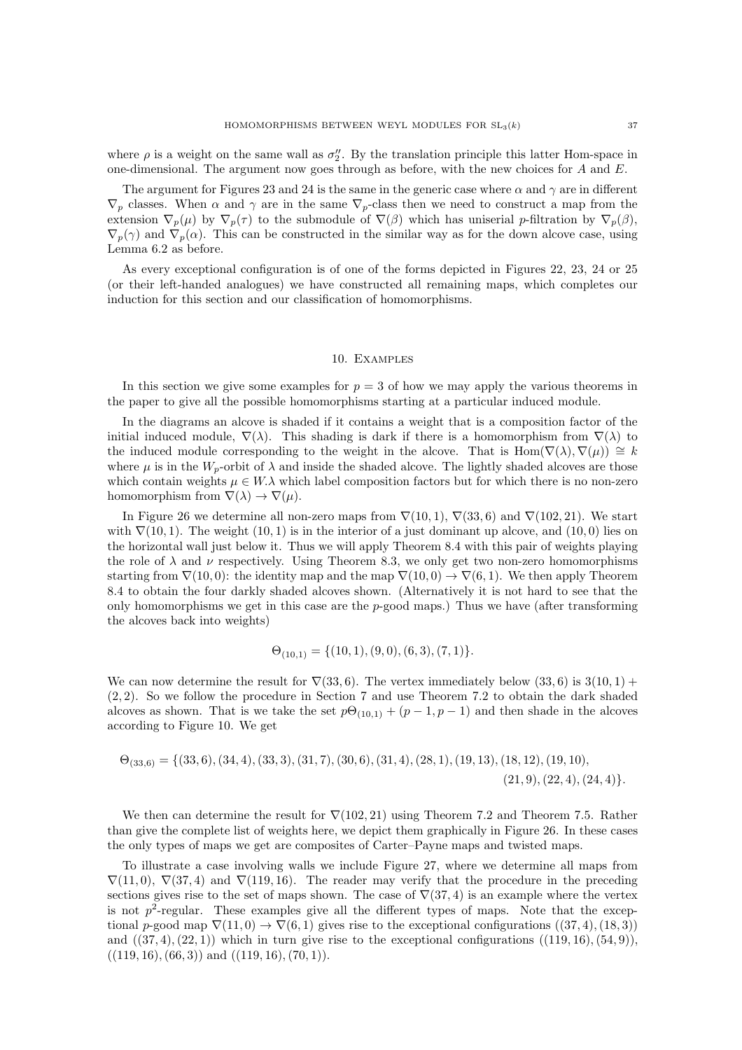where $\rho$ is a weight on the same wall as $\sigma_2''$. By the translation principle this latter Hom-space in one-dimensional. The argument now goes through as before, with the new choices for $A$ and $E$.

The argument for Figures 23 and 24 is the same in the generic case where $\alpha$ and $\gamma$ are in different $\nabla_p$ classes. When $\alpha$ and $\gamma$ are in the same $\nabla_p$-class then we need to construct a map from the extension $\nabla_p(\mu)$ by $\nabla_p(\tau)$ to the submodule of $\nabla(\beta)$ which has uniserial $p$-filtration by $\nabla_p(\beta)$, $\nabla_p(\gamma)$ and $\nabla_p(\alpha)$. This can be constructed in the similar way as for the down alcove case, using Lemma 6.2 as before.

As every exceptional configuration is of one of the forms depicted in Figures 22, 23, 24 or 25 (or their left-handed analogues) we have constructed all remaining maps, which completes our induction for this section and our classification of homomorphisms.

## 10. Examples

In this section we give some examples for $p = 3$ of how we may apply the various theorems in the paper to give all the possible homomorphisms starting at a particular induced module.

In the diagrams an alcove is shaded if it contains a weight that is a composition factor of the initial induced module, $\nabla(\lambda)$. This shading is dark if there is a homomorphism from $\nabla(\lambda)$ to the induced module corresponding to the weight in the alcove. That is $\mathrm{Hom}(\nabla(\lambda), \nabla(\mu)) \cong k$ where $\mu$ is in the $W_p$-orbit of $\lambda$ and inside the shaded alcove. The lightly shaded alcoves are those which contain weights $\mu \in W.\lambda$ which label composition factors but for which there is no non-zero homomorphism from $\nabla(\lambda) \to \nabla(\mu)$.

In Figure 26 we determine all non-zero maps from $\nabla(10, 1)$, $\nabla(33, 6)$ and $\nabla(102, 21)$. We start with $\nabla(10, 1)$. The weight $(10, 1)$ is in the interior of a just dominant up alcove, and $(10, 0)$ lies on the horizontal wall just below it. Thus we will apply Theorem 8.4 with this pair of weights playing the role of $\lambda$ and $\nu$ respectively. Using Theorem 8.3, we only get two non-zero homomorphisms starting from $\nabla(10, 0)$: the identity map and the map $\nabla(10, 0) \to \nabla(6, 1)$. We then apply Theorem 8.4 to obtain the four darkly shaded alcoves shown. (Alternatively it is not hard to see that the only homomorphisms we get in this case are the $p$-good maps.) Thus we have (after transforming the alcoves back into weights)

$$\Theta_{(10,1)} = \{(10, 1), (9, 0), (6, 3), (7, 1)\}.$$

We can now determine the result for $\nabla(33, 6)$. The vertex immediately below $(33, 6)$ is $3(10, 1) + (2, 2)$. So we follow the procedure in Section 7 and use Theorem 7.2 to obtain the dark shaded alcoves as shown. That is we take the set $p\Theta_{(10,1)} + (p - 1, p - 1)$ and then shade in the alcoves according to Figure 10. We get

$$\Theta_{(33,6)} = \{(33, 6), (34, 4), (33, 3), (31, 7), (30, 6), (31, 4), (28, 1), (19, 13), (18, 12), (19, 10), (21, 9), (22, 4), (24, 4)\}.$$

We then can determine the result for $\nabla(102, 21)$ using Theorem 7.2 and Theorem 7.5. Rather than give the complete list of weights here, we depict them graphically in Figure 26. In these cases the only types of maps we get are composites of Carter–Payne maps and twisted maps.

To illustrate a case involving walls we include Figure 27, where we determine all maps from $\nabla(11, 0)$, $\nabla(37, 4)$ and $\nabla(119, 16)$. The reader may verify that the procedure in the preceding sections gives rise to the set of maps shown. The case of $\nabla(37, 4)$ is an example where the vertex is not $p^2$-regular. These examples give all the different types of maps. Note that the exceptional $p$-good map $\nabla(11, 0) \to \nabla(6, 1)$ gives rise to the exceptional configurations $((37, 4), (18, 3))$ and $((37, 4), (22, 1))$ which in turn give rise to the exceptional configurations $((119, 16), (54, 9))$, $((119, 16), (66, 3))$ and $((119, 16), (70, 1))$.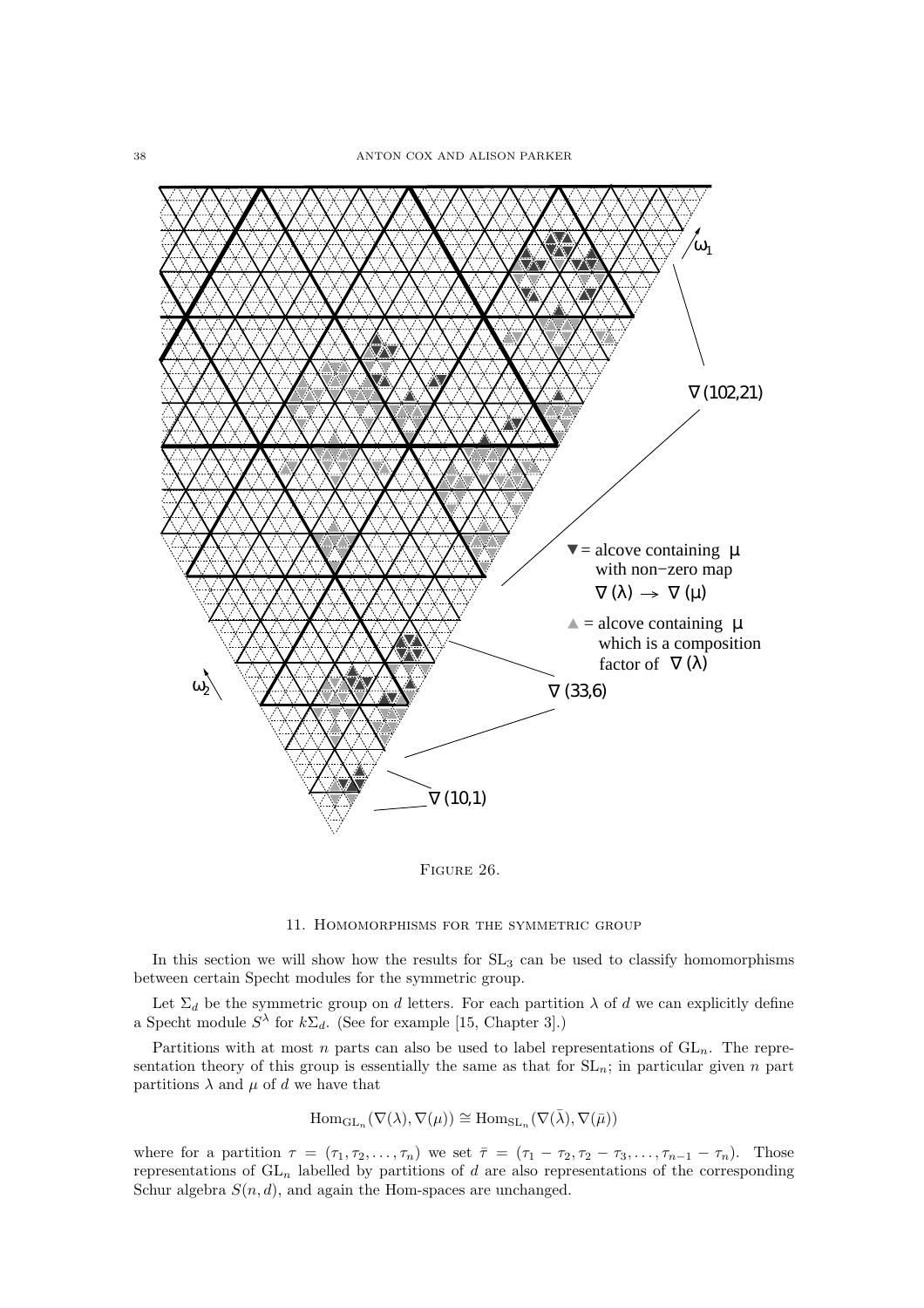Figure 26.

## 11. Homomorphisms for the symmetric group

In this section we will show how the results for $\mathrm{SL}_3$ can be used to classify homomorphisms between certain Specht modules for the symmetric group.

Let $\Sigma_d$ be the symmetric group on $d$ letters. For each partition $\lambda$ of $d$ we can explicitly define a Specht module $S^\lambda$ for $k\Sigma_d$. (See for example [15, Chapter 3].)

Partitions with at most $n$ parts can also be used to label representations of $\mathrm{GL}_n$. The representation theory of this group is essentially the same as that for $\mathrm{SL}_n$; in particular given $n$ part partitions $\lambda$ and $\mu$ of $d$ we have that

$$\mathrm{Hom}_{\mathrm{GL}_n}(\nabla(\lambda), \nabla(\mu)) \cong \mathrm{Hom}_{\mathrm{SL}_n}(\nabla(\bar{\lambda}), \nabla(\bar{\mu}))$$

where for a partition $\tau = (\tau_1, \tau_2, \ldots, \tau_n)$ we set $\bar{\tau} = (\tau_1 - \tau_2, \tau_2 - \tau_3, \ldots, \tau_{n-1} - \tau_n)$. Those representations of $\mathrm{GL}_n$ labelled by partitions of $d$ are also representations of the corresponding Schur algebra $S(n, d)$, and again the Hom-spaces are unchanged.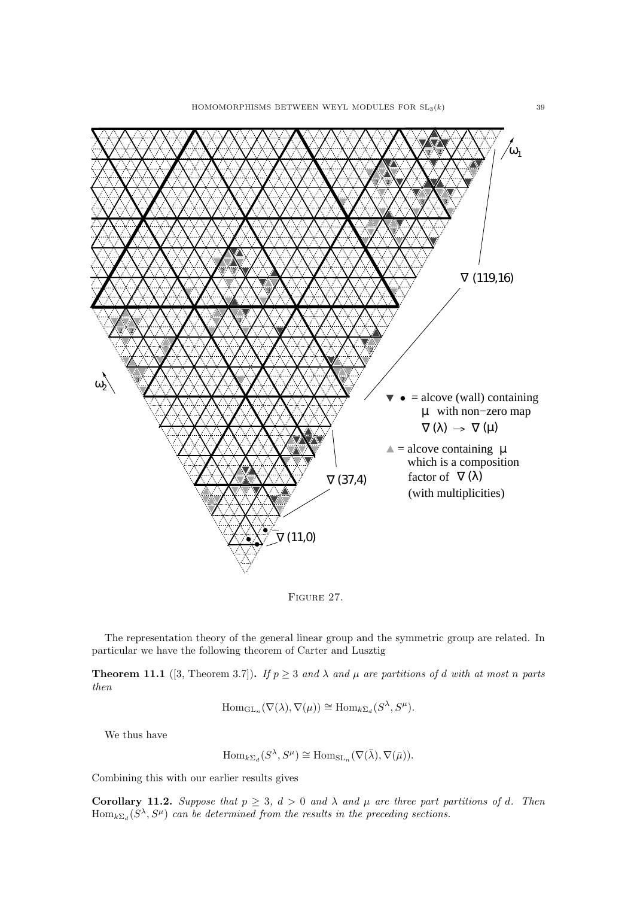Figure 27.

The representation theory of the general linear group and the symmetric group are related. In particular we have the following theorem of Carter and Lusztig

**Theorem 11.1** ([3, Theorem 3.7]). *If $p \geq 3$ and $\lambda$ and $\mu$ are partitions of $d$ with at most $n$ parts then*

$$\mathrm{Hom}_{\mathrm{GL}_n}(\nabla(\lambda), \nabla(\mu)) \cong \mathrm{Hom}_{k\Sigma_d}(S^{\lambda}, S^{\mu}).$$

We thus have

$$\mathrm{Hom}_{k\Sigma_d}(S^{\lambda}, S^{\mu}) \cong \mathrm{Hom}_{\mathrm{SL}_n}(\nabla(\bar{\lambda}), \nabla(\bar{\mu})).$$

Combining this with our earlier results gives

**Corollary 11.2.** *Suppose that $p \geq 3$, $d > 0$ and $\lambda$ and $\mu$ are three part partitions of $d$. Then $\mathrm{Hom}_{k\Sigma_d}(S^{\lambda}, S^{\mu})$ can be determined from the results in the preceding sections.*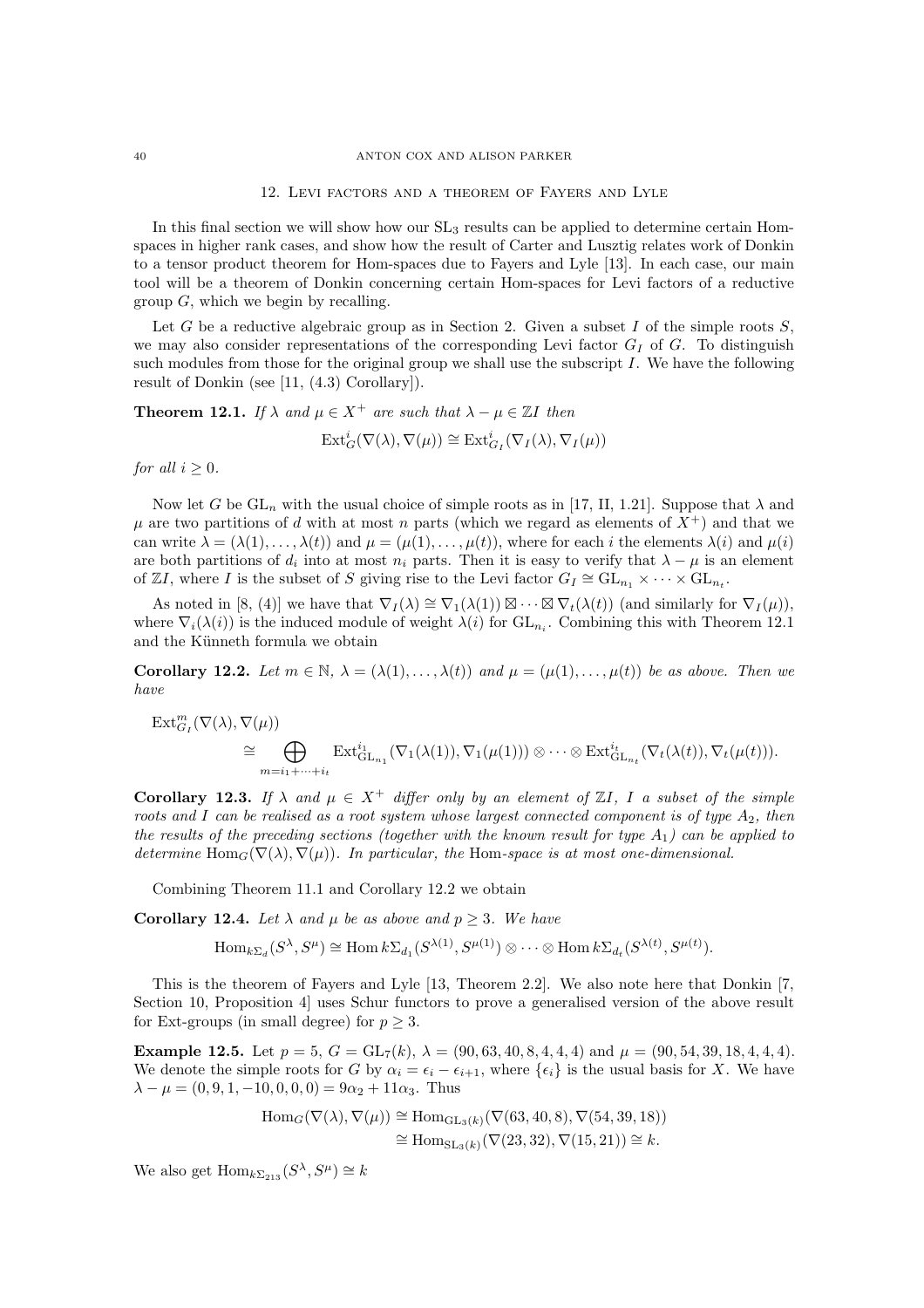## 12. Levi factors and a theorem of Fayers and Lyle

In this final section we will show how our $\mathrm{SL}_3$ results can be applied to determine certain Hom-spaces in higher rank cases, and show how the result of Carter and Lusztig relates work of Donkin to a tensor product theorem for Hom-spaces due to Fayers and Lyle [13]. In each case, our main tool will be a theorem of Donkin concerning certain Hom-spaces for Levi factors of a reductive group $G$, which we begin by recalling.

Let $G$ be a reductive algebraic group as in Section 2. Given a subset $I$ of the simple roots $S$, we may also consider representations of the corresponding Levi factor $G_I$ of $G$. To distinguish such modules from those for the original group we shall use the subscript $I$. We have the following result of Donkin (see [11, (4.3) Corollary]).

**Theorem 12.1.** *If $\lambda$ and $\mu \in X^+$ are such that $\lambda - \mu \in \mathbb{Z}I$ then*

$$\mathrm{Ext}^i_G(\nabla(\lambda), \nabla(\mu)) \cong \mathrm{Ext}^i_{G_I}(\nabla_I(\lambda), \nabla_I(\mu))$$

*for all $i \geq 0$.*

Now let $G$ be $\mathrm{GL}_n$ with the usual choice of simple roots as in [17, II, 1.21]. Suppose that $\lambda$ and $\mu$ are two partitions of $d$ with at most $n$ parts (which we regard as elements of $X^+$) and that we can write $\lambda = (\lambda(1), \dots, \lambda(t))$ and $\mu = (\mu(1), \dots, \mu(t))$, where for each $i$ the elements $\lambda(i)$ and $\mu(i)$ are both partitions of $d_i$ into at most $n_i$ parts. Then it is easy to verify that $\lambda - \mu$ is an element of $\mathbb{Z}I$, where $I$ is the subset of $S$ giving rise to the Levi factor $G_I \cong \mathrm{GL}_{n_1} \times \dots \times \mathrm{GL}_{n_t}$.

As noted in [8, (4)] we have that $\nabla_I(\lambda) \cong \nabla_1(\lambda(1)) \boxtimes \dots \boxtimes \nabla_t(\lambda(t))$ (and similarly for $\nabla_I(\mu)$), where $\nabla_i(\lambda(i))$ is the induced module of weight $\lambda(i)$ for $\mathrm{GL}_{n_i}$. Combining this with Theorem 12.1 and the Künneth formula we obtain

**Corollary 12.2.** *Let $m \in \mathbb{N}$, $\lambda = (\lambda(1), \dots, \lambda(t))$ and $\mu = (\mu(1), \dots, \mu(t))$ be as above. Then we have*

$$\begin{aligned}
&\mathrm{Ext}^m_{G_I}(\nabla(\lambda), \nabla(\mu)) \\
&\qquad \cong \bigoplus_{m = i_1 + \dots + i_t} \mathrm{Ext}^{i_1}_{\mathrm{GL}_{n_1}}(\nabla_1(\lambda(1)), \nabla_1(\mu(1))) \otimes \dots \otimes \mathrm{Ext}^{i_t}_{\mathrm{GL}_{n_t}}(\nabla_t(\lambda(t)), \nabla_t(\mu(t))).
\end{aligned}$$

**Corollary 12.3.** *If $\lambda$ and $\mu \in X^+$ differ only by an element of $\mathbb{Z}I$, $I$ a subset of the simple roots and $I$ can be realised as a root system whose largest connected component is of type $A_2$, then the results of the preceding sections (together with the known result for type $A_1$) can be applied to determine $\mathrm{Hom}_G(\nabla(\lambda), \nabla(\mu))$. In particular, the* Hom*-space is at most one-dimensional.*

Combining Theorem 11.1 and Corollary 12.2 we obtain

**Corollary 12.4.** *Let $\lambda$ and $\mu$ be as above and $p \geq 3$. We have*

$$\mathrm{Hom}_{k\Sigma_d}(S^\lambda, S^\mu) \cong \mathrm{Hom}\, k\Sigma_{d_1}(S^{\lambda(1)}, S^{\mu(1)}) \otimes \dots \otimes \mathrm{Hom}\, k\Sigma_{d_t}(S^{\lambda(t)}, S^{\mu(t)}).$$

This is the theorem of Fayers and Lyle [13, Theorem 2.2]. We also note here that Donkin [7, Section 10, Proposition 4] uses Schur functors to prove a generalised version of the above result for Ext-groups (in small degree) for $p \geq 3$.

**Example 12.5.** Let $p = 5$, $G = \mathrm{GL}_7(k)$, $\lambda = (90, 63, 40, 8, 4, 4, 4)$ and $\mu = (90, 54, 39, 18, 4, 4, 4)$. We denote the simple roots for $G$ by $\alpha_i = \epsilon_i - \epsilon_{i+1}$, where $\{\epsilon_i\}$ is the usual basis for $X$. We have $\lambda - \mu = (0, 9, 1, -10, 0, 0, 0) = 9\alpha_2 + 11\alpha_3$. Thus

$$\begin{aligned}
\mathrm{Hom}_G(\nabla(\lambda), \nabla(\mu)) &\cong \mathrm{Hom}_{\mathrm{GL}_3(k)}(\nabla(63, 40, 8), \nabla(54, 39, 18)) \\
&\cong \mathrm{Hom}_{\mathrm{SL}_3(k)}(\nabla(23, 32), \nabla(15, 21)) \cong k.
\end{aligned}$$

We also get $\mathrm{Hom}_{k\Sigma_{213}}(S^\lambda, S^\mu) \cong k$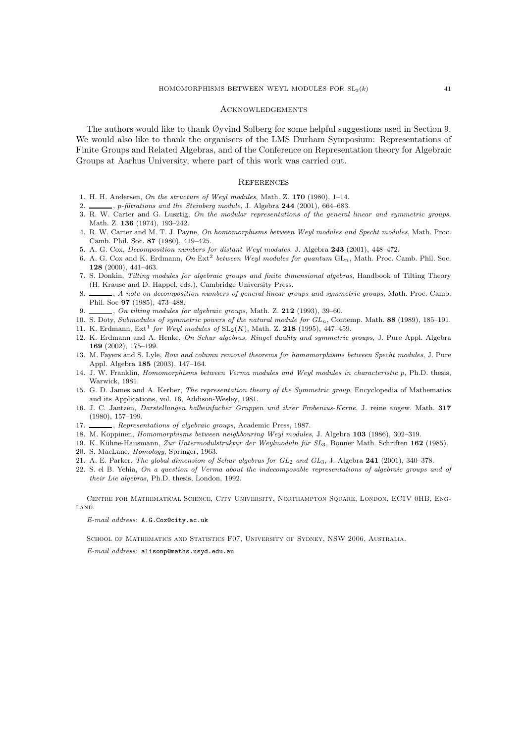## Acknowledgements

The authors would like to thank Øyvind Solberg for some helpful suggestions used in Section 9. We would also like to thank the organisers of the LMS Durham Symposium: Representations of Finite Groups and Related Algebras, and of the Conference on Representation theory for Algebraic Groups at Aarhus University, where part of this work was carried out.

## References

1. H. H. Andersen, *On the structure of Weyl modules*, Math. Z. **170** (1980), 1–14.
2. ______, *p-filtrations and the Steinberg module*, J. Algebra **244** (2001), 664–683.
3. R. W. Carter and G. Lusztig, *On the modular representations of the general linear and symmetric groups*, Math. Z. **136** (1974), 193–242.
4. R. W. Carter and M. T. J. Payne, *On homomorphisms between Weyl modules and Specht modules*, Math. Proc. Camb. Phil. Soc. **87** (1980), 419–425.
5. A. G. Cox, *Decomposition numbers for distant Weyl modules*, J. Algebra **243** (2001), 448–472.
6. A. G. Cox and K. Erdmann, *On* $\mathrm{Ext}^2$ *between Weyl modules for quantum* $\mathrm{GL}_n$, Math. Proc. Camb. Phil. Soc. **128** (2000), 441–463.
7. S. Donkin, *Tilting modules for algebraic groups and finite dimensional algebras*, Handbook of Tilting Theory (H. Krause and D. Happel, eds.), Cambridge University Press.
8. ______, *A note on decomposition numbers of general linear groups and symmetric groups*, Math. Proc. Camb. Phil. Soc **97** (1985), 473–488.
9. ______, *On tilting modules for algebraic groups*, Math. Z. **212** (1993), 39–60.
10. S. Doty, *Submodules of symmetric powers of the natural module for* $GL_n$, Contemp. Math. **88** (1989), 185–191.
11. K. Erdmann, $\mathrm{Ext}^1$ *for Weyl modules of* $\mathrm{SL}_2(K)$, Math. Z. **218** (1995), 447–459.
12. K. Erdmann and A. Henke, *On Schur algebras, Ringel duality and symmetric groups*, J. Pure Appl. Algebra **169** (2002), 175–199.
13. M. Fayers and S. Lyle, *Row and column removal theorems for homomorphisms between Specht modules*, J. Pure Appl. Algebra **185** (2003), 147–164.
14. J. W. Franklin, *Homomorphisms between Verma modules and Weyl modules in characteristic p*, Ph.D. thesis, Warwick, 1981.
15. G. D. James and A. Kerber, *The representation theory of the Symmetric group*, Encyclopedia of Mathematics and its Applications, vol. 16, Addison-Wesley, 1981.
16. J. C. Jantzen, *Darstellungen halbeinfacher Gruppen und ihrer Frobenius-Kerne*, J. reine angew. Math. **317** (1980), 157–199.
17. ______, *Representations of algebraic groups*, Academic Press, 1987.
18. M. Koppinen, *Homomorphisms between neighbouring Weyl modules*, J. Algebra **103** (1986), 302–319.
19. K. Kühne-Hausmann, *Zur Untermodulstruktur der Weylmoduln für* $SL_3$, Bonner Math. Schriften **162** (1985).
20. S. MacLane, *Homology*, Springer, 1963.
21. A. E. Parker, *The global dimension of Schur algebras for* $GL_2$ *and* $GL_3$, J. Algebra **241** (2001), 340–378.
22. S. el B. Yehia, *On a question of Verma about the indecomposable representations of algebraic groups and of their Lie algebras*, Ph.D. thesis, London, 1992.

Centre for Mathematical Science, City University, Northampton Square, London, EC1V 0HB, England.

*E-mail address*: A.G.Cox@city.ac.uk

School of Mathematics and Statistics F07, University of Sydney, NSW 2006, Australia.

*E-mail address*: alisonp@maths.usyd.edu.au